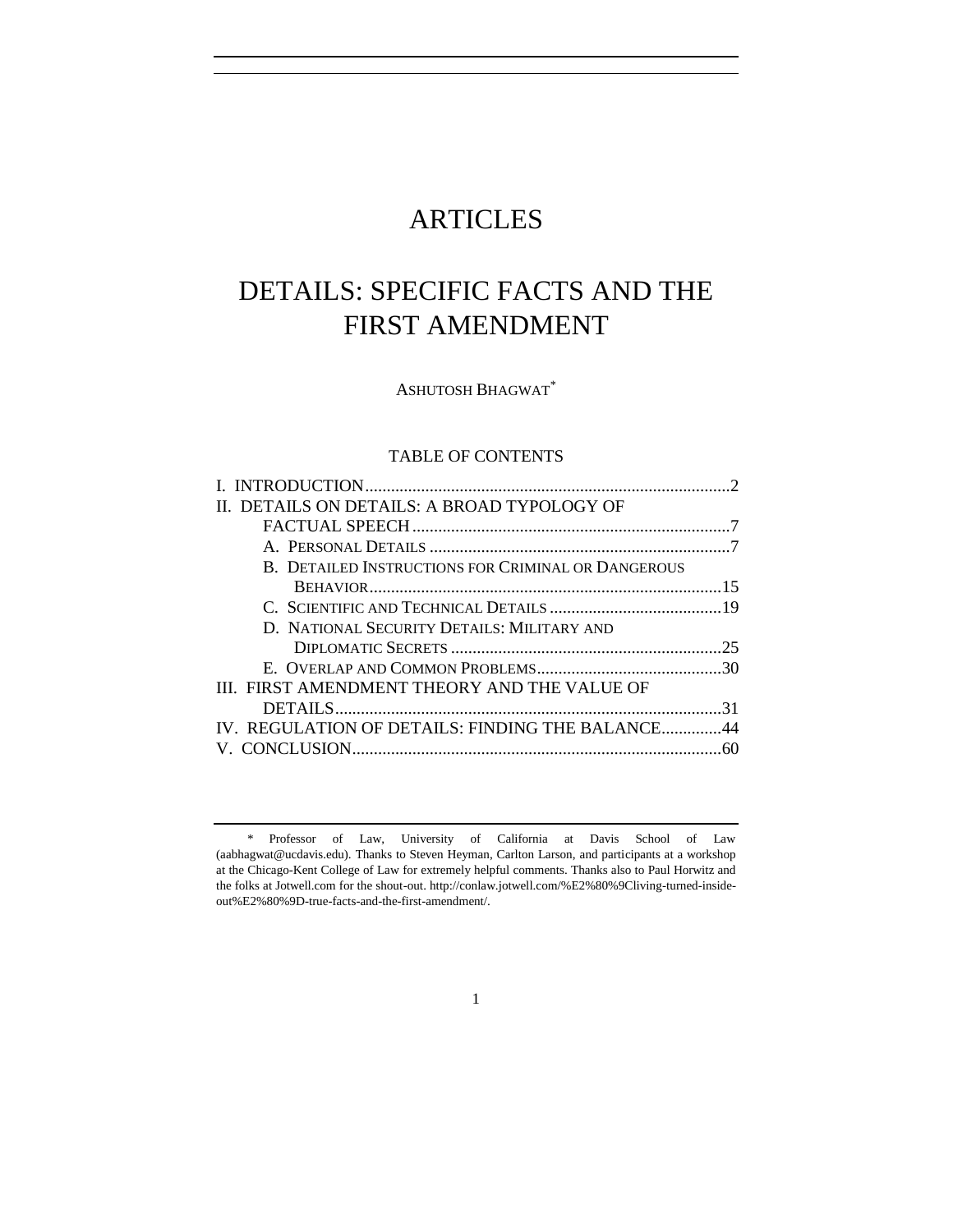# ARTICLES

# DETAILS: SPECIFIC FACTS AND THE FIRST AMENDMENT

ASHUTOSH BHAGWAT[*]

## TABLE OF CONTENTS

I. INTRODUCTION ..... 2
II. DETAILS ON DETAILS: A BROAD TYPOLOGY OF FACTUAL SPEECH ..... 7
  A. PERSONAL DETAILS ..... 7
  B. DETAILED INSTRUCTIONS FOR CRIMINAL OR DANGEROUS BEHAVIOR ..... 15
  C. SCIENTIFIC AND TECHNICAL DETAILS ..... 19
  D. NATIONAL SECURITY DETAILS: MILITARY AND DIPLOMATIC SECRETS ..... 25
  E. OVERLAP AND COMMON PROBLEMS ..... 30
III. FIRST AMENDMENT THEORY AND THE VALUE OF DETAILS ..... 31
IV. REGULATION OF DETAILS: FINDING THE BALANCE ..... 44
V. CONCLUSION ..... 60

---

[*] Professor of Law, University of California at Davis School of Law (aabhagwat@ucdavis.edu). Thanks to Steven Heyman, Carlton Larson, and participants at a workshop at the Chicago-Kent College of Law for extremely helpful comments. Thanks also to Paul Horwitz and the folks at Jotwell.com for the shout-out. http://conlaw.jotwell.com/%E2%80%9Cliving-turned-inside-out%E2%80%9D-true-facts-and-the-first-amendment/.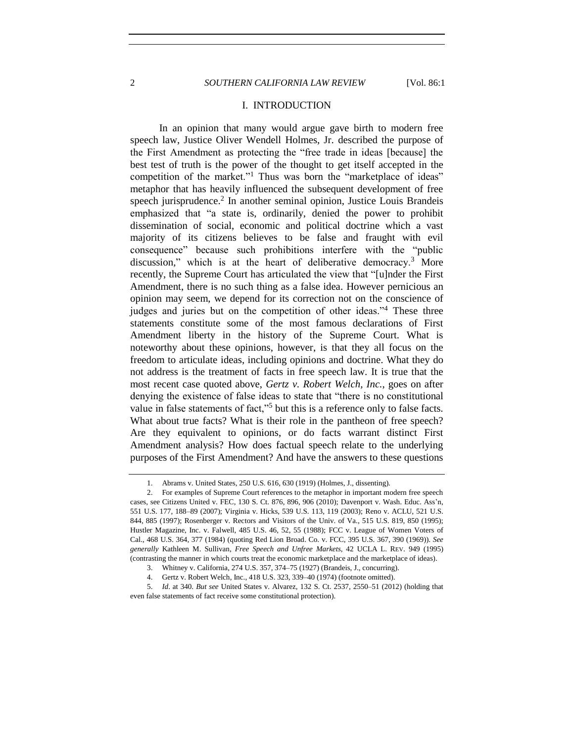## I. INTRODUCTION

In an opinion that many would argue gave birth to modern free speech law, Justice Oliver Wendell Holmes, Jr. described the purpose of the First Amendment as protecting the "free trade in ideas [because] the best test of truth is the power of the thought to get itself accepted in the competition of the market."[1] Thus was born the "marketplace of ideas" metaphor that has heavily influenced the subsequent development of free speech jurisprudence.[2] In another seminal opinion, Justice Louis Brandeis emphasized that "a state is, ordinarily, denied the power to prohibit dissemination of social, economic and political doctrine which a vast majority of its citizens believes to be false and fraught with evil consequence" because such prohibitions interfere with the "public discussion," which is at the heart of deliberative democracy.[3] More recently, the Supreme Court has articulated the view that "[u]nder the First Amendment, there is no such thing as a false idea. However pernicious an opinion may seem, we depend for its correction not on the conscience of judges and juries but on the competition of other ideas."[4] These three statements constitute some of the most famous declarations of First Amendment liberty in the history of the Supreme Court. What is noteworthy about these opinions, however, is that they all focus on the freedom to articulate ideas, including opinions and doctrine. What they do not address is the treatment of facts in free speech law. It is true that the most recent case quoted above, *Gertz v. Robert Welch, Inc.*, goes on after denying the existence of false ideas to state that "there is no constitutional value in false statements of fact,"[5] but this is a reference only to false facts. What about true facts? What is their role in the pantheon of free speech? Are they equivalent to opinions, or do facts warrant distinct First Amendment analysis? How does factual speech relate to the underlying purposes of the First Amendment? And have the answers to these questions

---

1. Abrams v. United States, 250 U.S. 616, 630 (1919) (Holmes, J., dissenting).

2. For examples of Supreme Court references to the metaphor in important modern free speech cases, see Citizens United v. FEC, 130 S. Ct. 876, 896, 906 (2010); Davenport v. Wash. Educ. Ass'n, 551 U.S. 177, 188–89 (2007); Virginia v. Hicks, 539 U.S. 113, 119 (2003); Reno v. ACLU, 521 U.S. 844, 885 (1997); Rosenberger v. Rectors and Visitors of the Univ. of Va., 515 U.S. 819, 850 (1995); Hustler Magazine, Inc. v. Falwell, 485 U.S. 46, 52, 55 (1988); FCC v. League of Women Voters of Cal., 468 U.S. 364, 377 (1984) (quoting Red Lion Broad. Co. v. FCC, 395 U.S. 367, 390 (1969)). *See generally* Kathleen M. Sullivan, *Free Speech and Unfree Markets*, 42 UCLA L. REV. 949 (1995) (contrasting the manner in which courts treat the economic marketplace and the marketplace of ideas).

3. Whitney v. California, 274 U.S. 357, 374–75 (1927) (Brandeis, J., concurring).

4. Gertz v. Robert Welch, Inc., 418 U.S. 323, 339–40 (1974) (footnote omitted).

5. *Id*. at 340. *But see* United States v. Alvarez, 132 S. Ct. 2537, 2550–51 (2012) (holding that even false statements of fact receive some constitutional protection).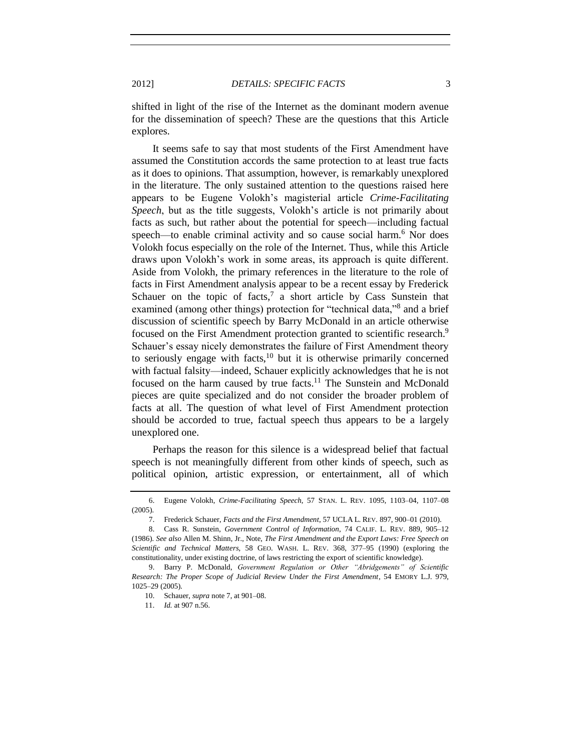shifted in light of the rise of the Internet as the dominant modern avenue for the dissemination of speech? These are the questions that this Article explores.

It seems safe to say that most students of the First Amendment have assumed the Constitution accords the same protection to at least true facts as it does to opinions. That assumption, however, is remarkably unexplored in the literature. The only sustained attention to the questions raised here appears to be Eugene Volokh's magisterial article *Crime-Facilitating Speech*, but as the title suggests, Volokh's article is not primarily about facts as such, but rather about the potential for speech—including factual speech—to enable criminal activity and so cause social harm.[6] Nor does Volokh focus especially on the role of the Internet. Thus, while this Article draws upon Volokh's work in some areas, its approach is quite different. Aside from Volokh, the primary references in the literature to the role of facts in First Amendment analysis appear to be a recent essay by Frederick Schauer on the topic of facts,[7] a short article by Cass Sunstein that examined (among other things) protection for "technical data,"[8] and a brief discussion of scientific speech by Barry McDonald in an article otherwise focused on the First Amendment protection granted to scientific research.[9] Schauer's essay nicely demonstrates the failure of First Amendment theory to seriously engage with facts,[10] but it is otherwise primarily concerned with factual falsity—indeed, Schauer explicitly acknowledges that he is not focused on the harm caused by true facts.[11] The Sunstein and McDonald pieces are quite specialized and do not consider the broader problem of facts at all. The question of what level of First Amendment protection should be accorded to true, factual speech thus appears to be a largely unexplored one.

Perhaps the reason for this silence is a widespread belief that factual speech is not meaningfully different from other kinds of speech, such as political opinion, artistic expression, or entertainment, all of which

---

6. Eugene Volokh, *Crime-Facilitating Speech*, 57 STAN. L. REV. 1095, 1103–04, 1107–08 (2005).

7. Frederick Schauer, *Facts and the First Amendment*, 57 UCLA L. REV. 897, 900–01 (2010).

8. Cass R. Sunstein, *Government Control of Information*, 74 CALIF. L. REV. 889, 905–12 (1986). *See also* Allen M. Shinn, Jr., Note, *The First Amendment and the Export Laws: Free Speech on Scientific and Technical Matters*, 58 GEO. WASH. L. REV. 368, 377–95 (1990) (exploring the constitutionality, under existing doctrine, of laws restricting the export of scientific knowledge).

9. Barry P. McDonald, *Government Regulation or Other "Abridgements" of Scientific Research: The Proper Scope of Judicial Review Under the First Amendment*, 54 EMORY L.J. 979, 1025–29 (2005).

10. Schauer, *supra* note 7, at 901–08.

11. *Id.* at 907 n.56.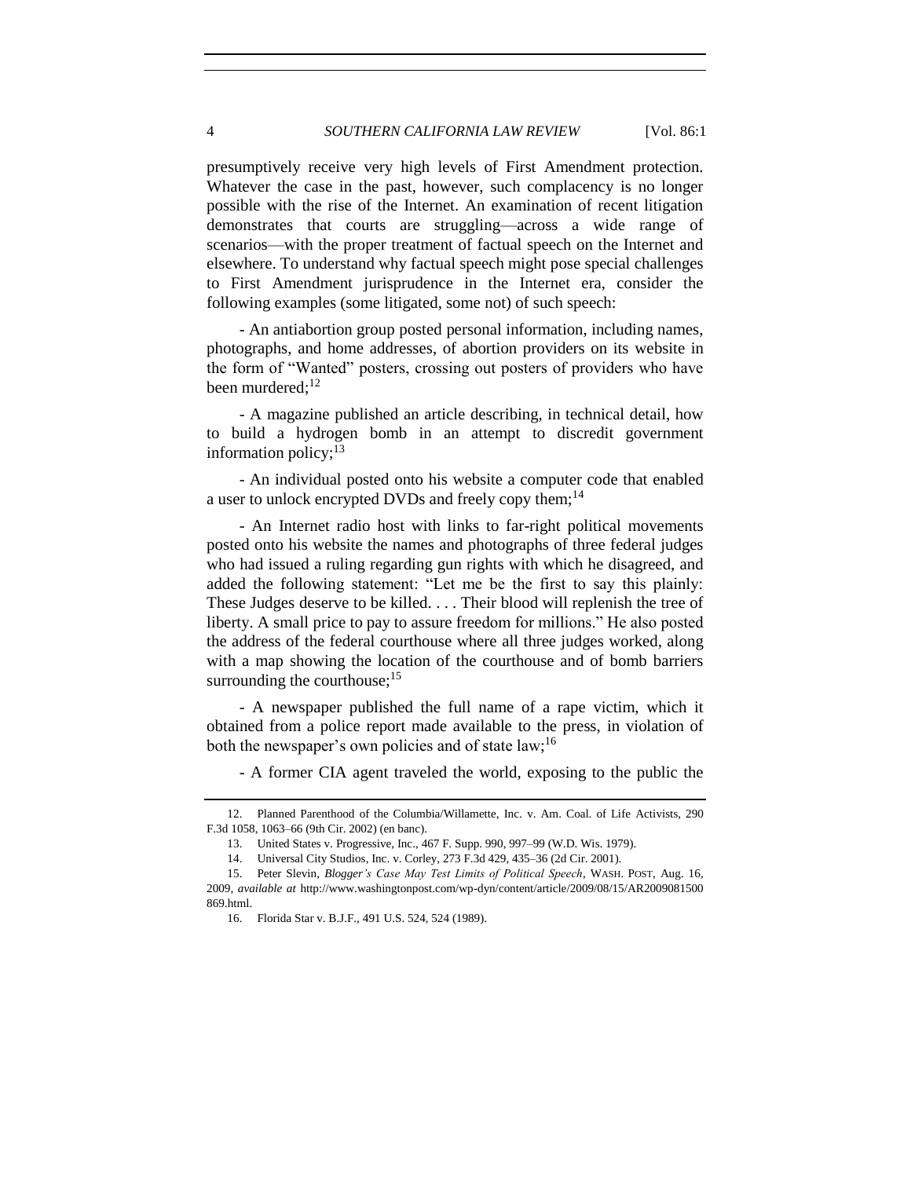presumptively receive very high levels of First Amendment protection. Whatever the case in the past, however, such complacency is no longer possible with the rise of the Internet. An examination of recent litigation demonstrates that courts are struggling—across a wide range of scenarios—with the proper treatment of factual speech on the Internet and elsewhere. To understand why factual speech might pose special challenges to First Amendment jurisprudence in the Internet era, consider the following examples (some litigated, some not) of such speech:

- An antiabortion group posted personal information, including names, photographs, and home addresses, of abortion providers on its website in the form of "Wanted" posters, crossing out posters of providers who have been murdered;[12]

- A magazine published an article describing, in technical detail, how to build a hydrogen bomb in an attempt to discredit government information policy;[13]

- An individual posted onto his website a computer code that enabled a user to unlock encrypted DVDs and freely copy them;[14]

- An Internet radio host with links to far-right political movements posted onto his website the names and photographs of three federal judges who had issued a ruling regarding gun rights with which he disagreed, and added the following statement: "Let me be the first to say this plainly: These Judges deserve to be killed. . . . Their blood will replenish the tree of liberty. A small price to pay to assure freedom for millions." He also posted the address of the federal courthouse where all three judges worked, along with a map showing the location of the courthouse and of bomb barriers surrounding the courthouse;[15]

- A newspaper published the full name of a rape victim, which it obtained from a police report made available to the press, in violation of both the newspaper's own policies and of state law;[16]

- A former CIA agent traveled the world, exposing to the public the

---

12. Planned Parenthood of the Columbia/Willamette, Inc. v. Am. Coal. of Life Activists, 290 F.3d 1058, 1063–66 (9th Cir. 2002) (en banc).

13. United States v. Progressive, Inc., 467 F. Supp. 990, 997–99 (W.D. Wis. 1979).

14. Universal City Studios, Inc. v. Corley, 273 F.3d 429, 435–36 (2d Cir. 2001).

15. Peter Slevin, *Blogger's Case May Test Limits of Political Speech*, WASH. POST, Aug. 16, 2009, *available at* http://www.washingtonpost.com/wp-dyn/content/article/2009/08/15/AR2009081500869.html.

16. Florida Star v. B.J.F., 491 U.S. 524, 524 (1989).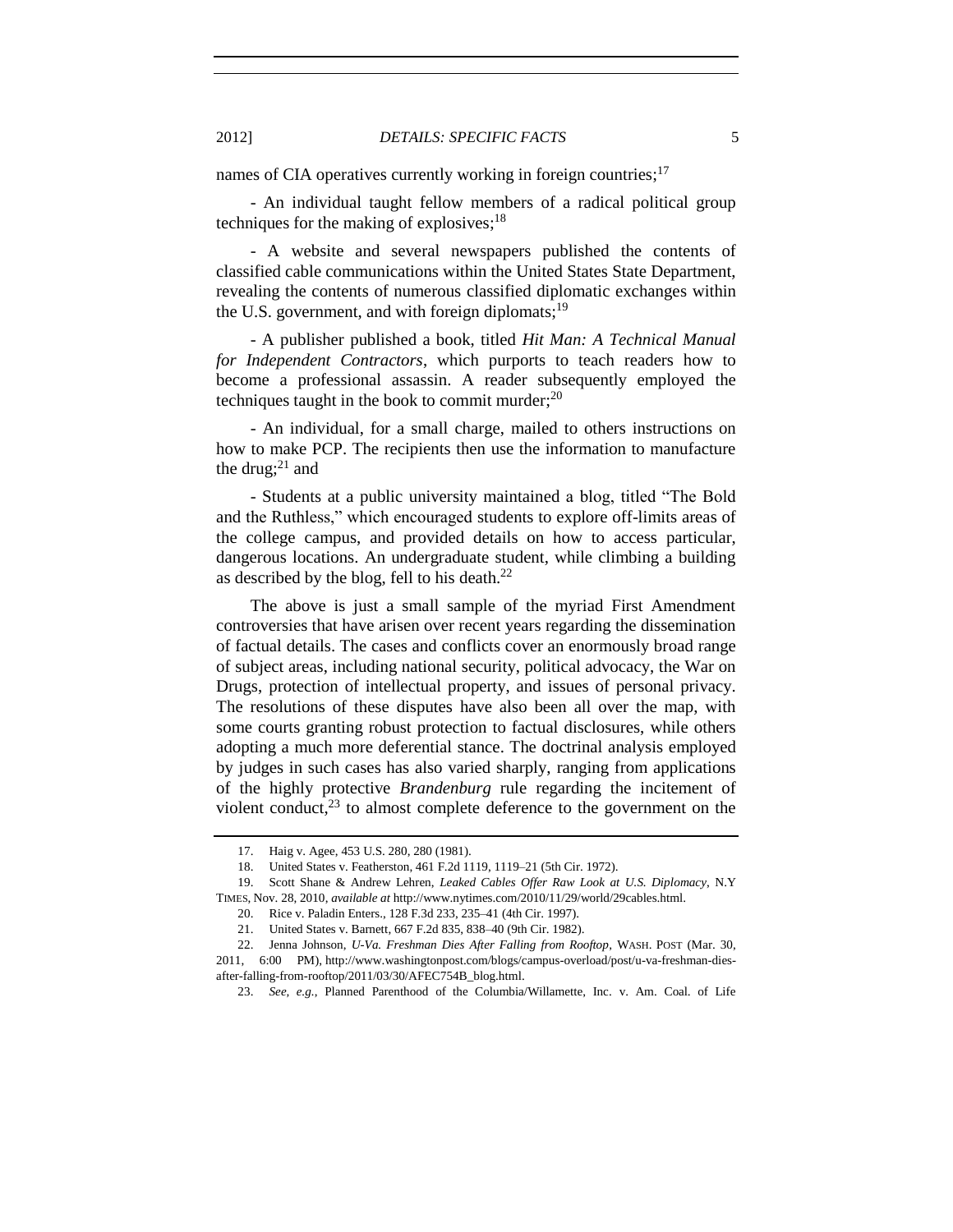names of CIA operatives currently working in foreign countries;[17]

- An individual taught fellow members of a radical political group techniques for the making of explosives;[18]

- A website and several newspapers published the contents of classified cable communications within the United States State Department, revealing the contents of numerous classified diplomatic exchanges within the U.S. government, and with foreign diplomats;[19]

- A publisher published a book, titled *Hit Man: A Technical Manual for Independent Contractors*, which purports to teach readers how to become a professional assassin. A reader subsequently employed the techniques taught in the book to commit murder;[20]

- An individual, for a small charge, mailed to others instructions on how to make PCP. The recipients then use the information to manufacture the drug;[21] and

- Students at a public university maintained a blog, titled "The Bold and the Ruthless," which encouraged students to explore off-limits areas of the college campus, and provided details on how to access particular, dangerous locations. An undergraduate student, while climbing a building as described by the blog, fell to his death.[22]

The above is just a small sample of the myriad First Amendment controversies that have arisen over recent years regarding the dissemination of factual details. The cases and conflicts cover an enormously broad range of subject areas, including national security, political advocacy, the War on Drugs, protection of intellectual property, and issues of personal privacy. The resolutions of these disputes have also been all over the map, with some courts granting robust protection to factual disclosures, while others adopting a much more deferential stance. The doctrinal analysis employed by judges in such cases has also varied sharply, ranging from applications of the highly protective *Brandenburg* rule regarding the incitement of violent conduct,[23] to almost complete deference to the government on the

---

17. Haig v. Agee, 453 U.S. 280, 280 (1981).

18. United States v. Featherston, 461 F.2d 1119, 1119–21 (5th Cir. 1972).

19. Scott Shane & Andrew Lehren, *Leaked Cables Offer Raw Look at U.S. Diplomacy*, N.Y TIMES, Nov. 28, 2010, *available at* http://www.nytimes.com/2010/11/29/world/29cables.html.

20. Rice v. Paladin Enters., 128 F.3d 233, 235–41 (4th Cir. 1997).

21. United States v. Barnett, 667 F.2d 835, 838–40 (9th Cir. 1982).

22. Jenna Johnson, *U-Va. Freshman Dies After Falling from Rooftop*, WASH. POST (Mar. 30, 2011, 6:00 PM), http://www.washingtonpost.com/blogs/campus-overload/post/u-va-freshman-dies-after-falling-from-rooftop/2011/03/30/AFEC754B_blog.html.

23. *See, e.g.*, Planned Parenthood of the Columbia/Willamette, Inc. v. Am. Coal. of Life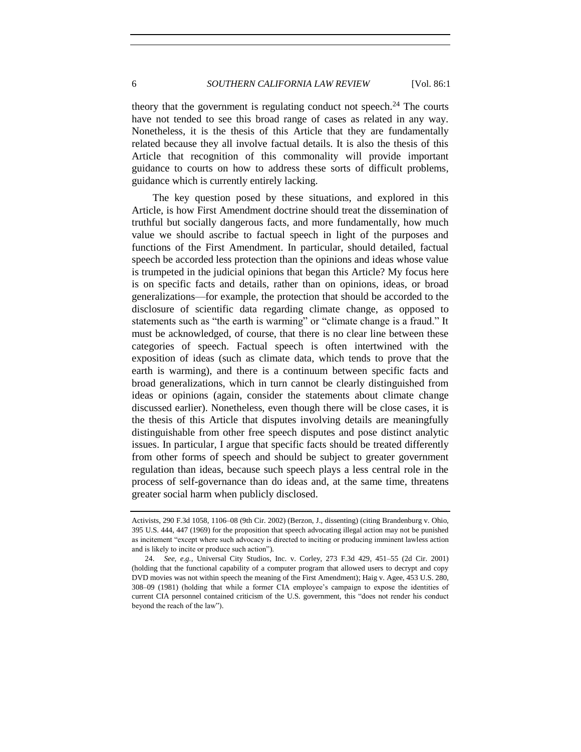theory that the government is regulating conduct not speech.[24] The courts have not tended to see this broad range of cases as related in any way. Nonetheless, it is the thesis of this Article that they are fundamentally related because they all involve factual details. It is also the thesis of this Article that recognition of this commonality will provide important guidance to courts on how to address these sorts of difficult problems, guidance which is currently entirely lacking.

The key question posed by these situations, and explored in this Article, is how First Amendment doctrine should treat the dissemination of truthful but socially dangerous facts, and more fundamentally, how much value we should ascribe to factual speech in light of the purposes and functions of the First Amendment. In particular, should detailed, factual speech be accorded less protection than the opinions and ideas whose value is trumpeted in the judicial opinions that began this Article? My focus here is on specific facts and details, rather than on opinions, ideas, or broad generalizations—for example, the protection that should be accorded to the disclosure of scientific data regarding climate change, as opposed to statements such as "the earth is warming" or "climate change is a fraud." It must be acknowledged, of course, that there is no clear line between these categories of speech. Factual speech is often intertwined with the exposition of ideas (such as climate data, which tends to prove that the earth is warming), and there is a continuum between specific facts and broad generalizations, which in turn cannot be clearly distinguished from ideas or opinions (again, consider the statements about climate change discussed earlier). Nonetheless, even though there will be close cases, it is the thesis of this Article that disputes involving details are meaningfully distinguishable from other free speech disputes and pose distinct analytic issues. In particular, I argue that specific facts should be treated differently from other forms of speech and should be subject to greater government regulation than ideas, because such speech plays a less central role in the process of self-governance than do ideas and, at the same time, threatens greater social harm when publicly disclosed.

---

Activists, 290 F.3d 1058, 1106–08 (9th Cir. 2002) (Berzon, J., dissenting) (citing Brandenburg v. Ohio, 395 U.S. 444, 447 (1969) for the proposition that speech advocating illegal action may not be punished as incitement "except where such advocacy is directed to inciting or producing imminent lawless action and is likely to incite or produce such action").

24. *See, e.g.*, Universal City Studios, Inc. v. Corley, 273 F.3d 429, 451–55 (2d Cir. 2001) (holding that the functional capability of a computer program that allowed users to decrypt and copy DVD movies was not within speech the meaning of the First Amendment); Haig v. Agee, 453 U.S. 280, 308–09 (1981) (holding that while a former CIA employee's campaign to expose the identities of current CIA personnel contained criticism of the U.S. government, this "does not render his conduct beyond the reach of the law").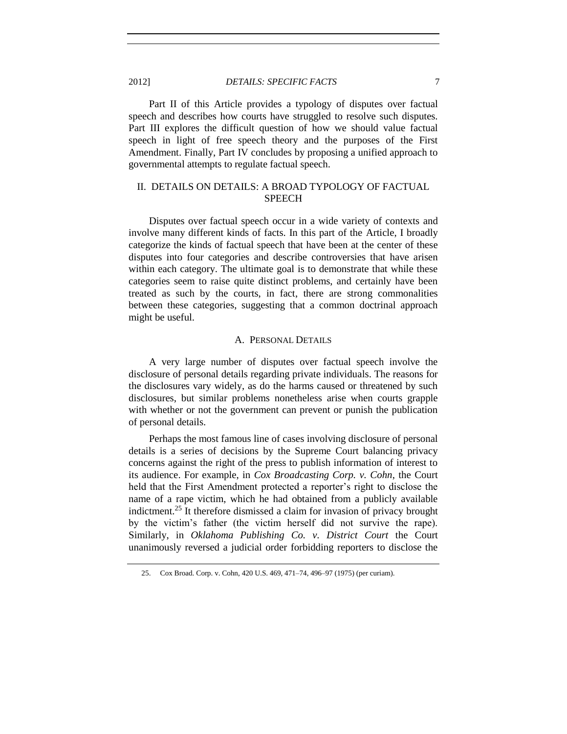Part II of this Article provides a typology of disputes over factual speech and describes how courts have struggled to resolve such disputes. Part III explores the difficult question of how we should value factual speech in light of free speech theory and the purposes of the First Amendment. Finally, Part IV concludes by proposing a unified approach to governmental attempts to regulate factual speech.

## II. DETAILS ON DETAILS: A BROAD TYPOLOGY OF FACTUAL SPEECH

Disputes over factual speech occur in a wide variety of contexts and involve many different kinds of facts. In this part of the Article, I broadly categorize the kinds of factual speech that have been at the center of these disputes into four categories and describe controversies that have arisen within each category. The ultimate goal is to demonstrate that while these categories seem to raise quite distinct problems, and certainly have been treated as such by the courts, in fact, there are strong commonalities between these categories, suggesting that a common doctrinal approach might be useful.

### A. PERSONAL DETAILS

A very large number of disputes over factual speech involve the disclosure of personal details regarding private individuals. The reasons for the disclosures vary widely, as do the harms caused or threatened by such disclosures, but similar problems nonetheless arise when courts grapple with whether or not the government can prevent or punish the publication of personal details.

Perhaps the most famous line of cases involving disclosure of personal details is a series of decisions by the Supreme Court balancing privacy concerns against the right of the press to publish information of interest to its audience. For example, in *Cox Broadcasting Corp. v. Cohn*, the Court held that the First Amendment protected a reporter's right to disclose the name of a rape victim, which he had obtained from a publicly available indictment.[25] It therefore dismissed a claim for invasion of privacy brought by the victim's father (the victim herself did not survive the rape). Similarly, in *Oklahoma Publishing Co. v. District Court* the Court unanimously reversed a judicial order forbidding reporters to disclose the

25. Cox Broad. Corp. v. Cohn, 420 U.S. 469, 471–74, 496–97 (1975) (per curiam).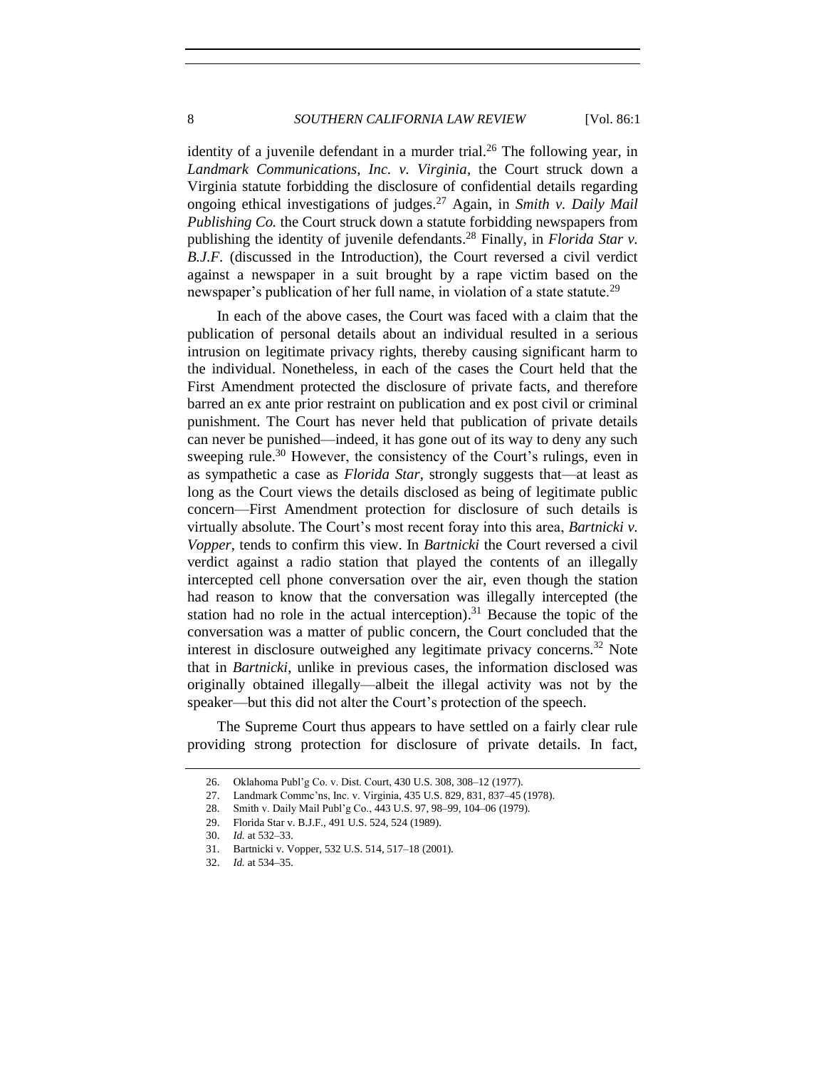identity of a juvenile defendant in a murder trial.[26] The following year, in *Landmark Communications, Inc. v. Virginia*, the Court struck down a Virginia statute forbidding the disclosure of confidential details regarding ongoing ethical investigations of judges.[27] Again, in *Smith v. Daily Mail Publishing Co.* the Court struck down a statute forbidding newspapers from publishing the identity of juvenile defendants.[28] Finally, in *Florida Star v. B.J.F.* (discussed in the Introduction), the Court reversed a civil verdict against a newspaper in a suit brought by a rape victim based on the newspaper's publication of her full name, in violation of a state statute.[29]

In each of the above cases, the Court was faced with a claim that the publication of personal details about an individual resulted in a serious intrusion on legitimate privacy rights, thereby causing significant harm to the individual. Nonetheless, in each of the cases the Court held that the First Amendment protected the disclosure of private facts, and therefore barred an ex ante prior restraint on publication and ex post civil or criminal punishment. The Court has never held that publication of private details can never be punished—indeed, it has gone out of its way to deny any such sweeping rule.[30] However, the consistency of the Court's rulings, even in as sympathetic a case as *Florida Star*, strongly suggests that—at least as long as the Court views the details disclosed as being of legitimate public concern—First Amendment protection for disclosure of such details is virtually absolute. The Court's most recent foray into this area, *Bartnicki v. Vopper*, tends to confirm this view. In *Bartnicki* the Court reversed a civil verdict against a radio station that played the contents of an illegally intercepted cell phone conversation over the air, even though the station had reason to know that the conversation was illegally intercepted (the station had no role in the actual interception).[31] Because the topic of the conversation was a matter of public concern, the Court concluded that the interest in disclosure outweighed any legitimate privacy concerns.[32] Note that in *Bartnicki*, unlike in previous cases, the information disclosed was originally obtained illegally—albeit the illegal activity was not by the speaker—but this did not alter the Court's protection of the speech.

The Supreme Court thus appears to have settled on a fairly clear rule providing strong protection for disclosure of private details. In fact,

26. Oklahoma Publ'g Co. v. Dist. Court, 430 U.S. 308, 308–12 (1977).

27. Landmark Commc'ns, Inc. v. Virginia, 435 U.S. 829, 831, 837–45 (1978).

28. Smith v. Daily Mail Publ'g Co., 443 U.S. 97, 98–99, 104–06 (1979).

29. Florida Star v. B.J.F., 491 U.S. 524, 524 (1989).

30. *Id.* at 532–33.

31. Bartnicki v. Vopper, 532 U.S. 514, 517–18 (2001).

32. *Id.* at 534–35.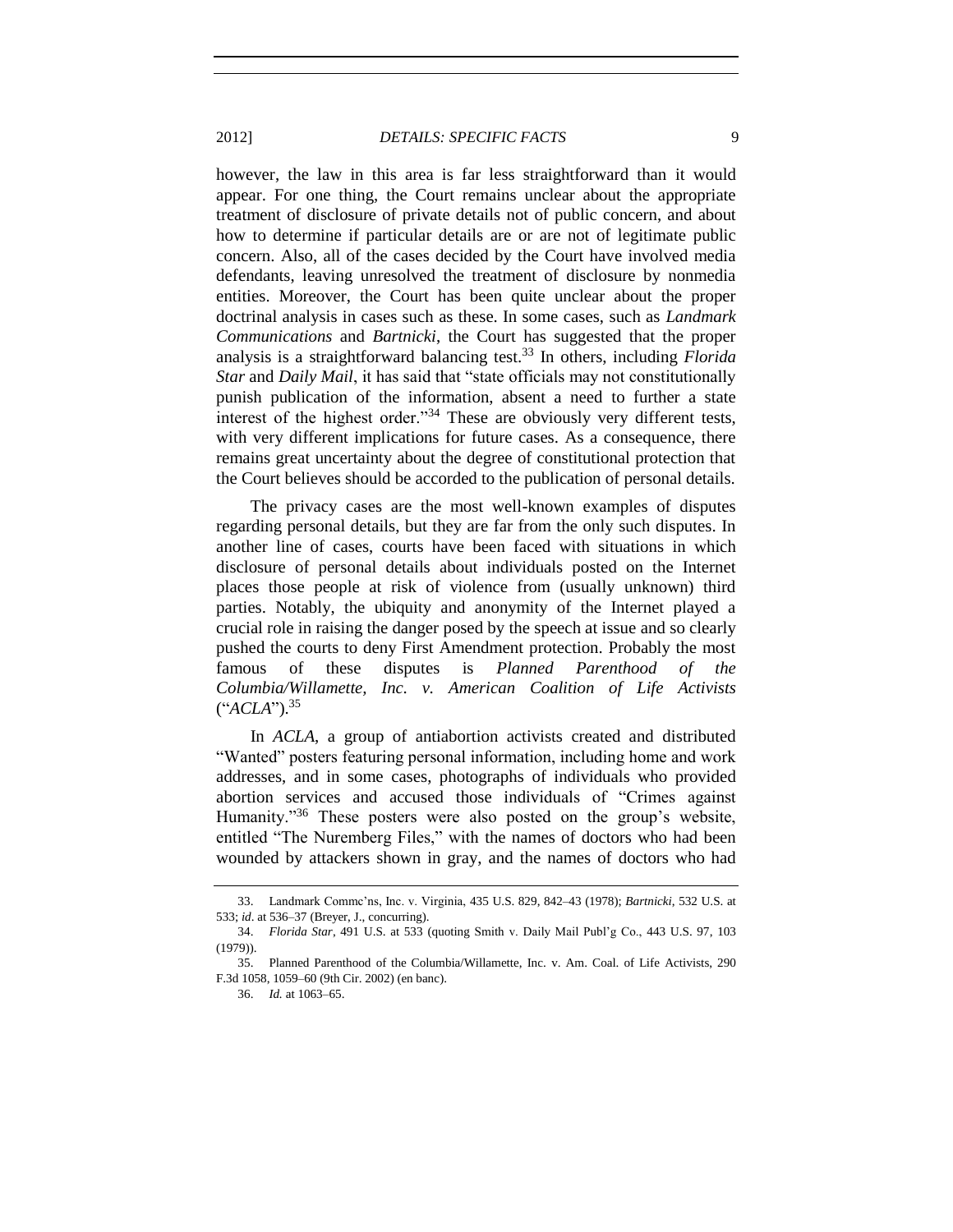however, the law in this area is far less straightforward than it would appear. For one thing, the Court remains unclear about the appropriate treatment of disclosure of private details not of public concern, and about how to determine if particular details are or are not of legitimate public concern. Also, all of the cases decided by the Court have involved media defendants, leaving unresolved the treatment of disclosure by nonmedia entities. Moreover, the Court has been quite unclear about the proper doctrinal analysis in cases such as these. In some cases, such as *Landmark Communications* and *Bartnicki*, the Court has suggested that the proper analysis is a straightforward balancing test.[33] In others, including *Florida Star* and *Daily Mail*, it has said that "state officials may not constitutionally punish publication of the information, absent a need to further a state interest of the highest order."[34] These are obviously very different tests, with very different implications for future cases. As a consequence, there remains great uncertainty about the degree of constitutional protection that the Court believes should be accorded to the publication of personal details.

The privacy cases are the most well-known examples of disputes regarding personal details, but they are far from the only such disputes. In another line of cases, courts have been faced with situations in which disclosure of personal details about individuals posted on the Internet places those people at risk of violence from (usually unknown) third parties. Notably, the ubiquity and anonymity of the Internet played a crucial role in raising the danger posed by the speech at issue and so clearly pushed the courts to deny First Amendment protection. Probably the most famous of these disputes is *Planned Parenthood of the Columbia/Willamette, Inc. v. American Coalition of Life Activists* ("*ACLA*").[35]

In *ACLA*, a group of antiabortion activists created and distributed "Wanted" posters featuring personal information, including home and work addresses, and in some cases, photographs of individuals who provided abortion services and accused those individuals of "Crimes against Humanity."[36] These posters were also posted on the group's website, entitled "The Nuremberg Files," with the names of doctors who had been wounded by attackers shown in gray, and the names of doctors who had

---

33. Landmark Commc'ns, Inc. v. Virginia, 435 U.S. 829, 842–43 (1978); *Bartnicki*, 532 U.S. at 533; *id*. at 536–37 (Breyer, J., concurring).

34. *Florida Star*, 491 U.S. at 533 (quoting Smith v. Daily Mail Publ'g Co., 443 U.S. 97, 103 (1979)).

35. Planned Parenthood of the Columbia/Willamette, Inc. v. Am. Coal. of Life Activists, 290 F.3d 1058, 1059–60 (9th Cir. 2002) (en banc).

36. *Id.* at 1063–65.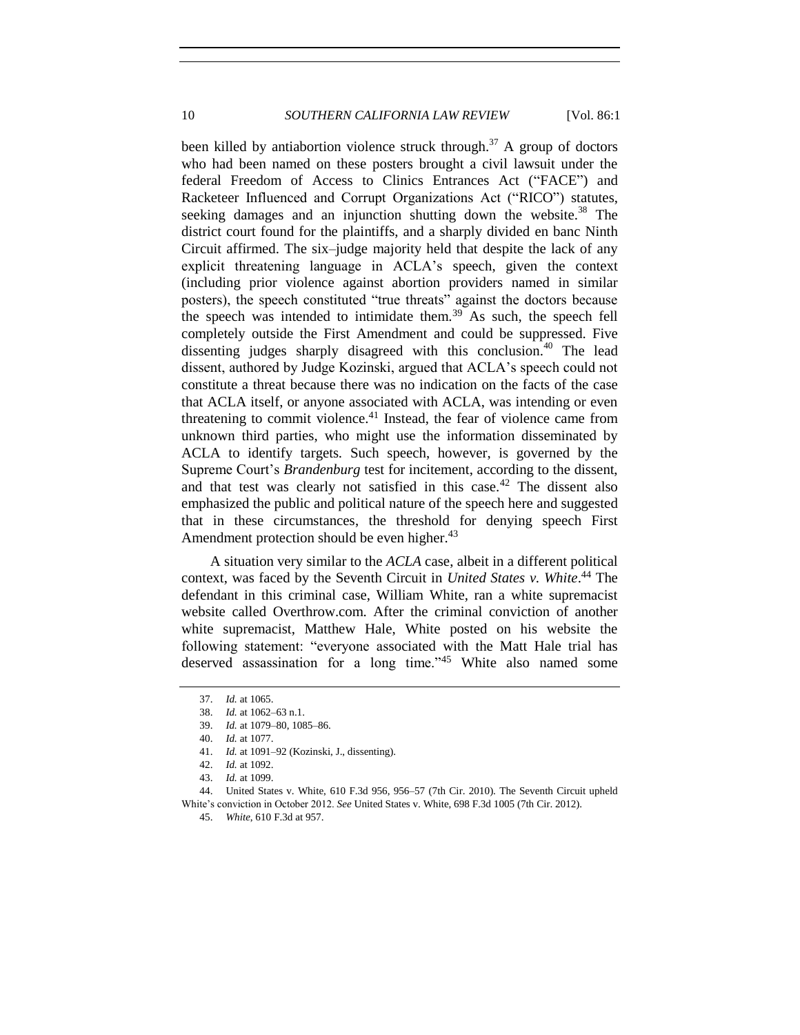been killed by antiabortion violence struck through.[37] A group of doctors who had been named on these posters brought a civil lawsuit under the federal Freedom of Access to Clinics Entrances Act ("FACE") and Racketeer Influenced and Corrupt Organizations Act ("RICO") statutes, seeking damages and an injunction shutting down the website.[38] The district court found for the plaintiffs, and a sharply divided en banc Ninth Circuit affirmed. The six–judge majority held that despite the lack of any explicit threatening language in ACLA's speech, given the context (including prior violence against abortion providers named in similar posters), the speech constituted "true threats" against the doctors because the speech was intended to intimidate them.[39] As such, the speech fell completely outside the First Amendment and could be suppressed. Five dissenting judges sharply disagreed with this conclusion.[40] The lead dissent, authored by Judge Kozinski, argued that ACLA's speech could not constitute a threat because there was no indication on the facts of the case that ACLA itself, or anyone associated with ACLA, was intending or even threatening to commit violence.[41] Instead, the fear of violence came from unknown third parties, who might use the information disseminated by ACLA to identify targets. Such speech, however, is governed by the Supreme Court's *Brandenburg* test for incitement, according to the dissent, and that test was clearly not satisfied in this case.[42] The dissent also emphasized the public and political nature of the speech here and suggested that in these circumstances, the threshold for denying speech First Amendment protection should be even higher.[43]

A situation very similar to the *ACLA* case, albeit in a different political context, was faced by the Seventh Circuit in *United States v. White*.[44] The defendant in this criminal case, William White, ran a white supremacist website called Overthrow.com. After the criminal conviction of another white supremacist, Matthew Hale, White posted on his website the following statement: "everyone associated with the Matt Hale trial has deserved assassination for a long time."[45] White also named some

---

37. *Id.* at 1065.

38. *Id.* at 1062–63 n.1.

39. *Id.* at 1079–80, 1085–86.

40. *Id.* at 1077.

41. *Id.* at 1091–92 (Kozinski, J., dissenting).

42. *Id.* at 1092.

43. *Id.* at 1099.

44. United States v. White, 610 F.3d 956, 956–57 (7th Cir. 2010). The Seventh Circuit upheld White's conviction in October 2012. *See* United States v. White, 698 F.3d 1005 (7th Cir. 2012).

45. *White*, 610 F.3d at 957.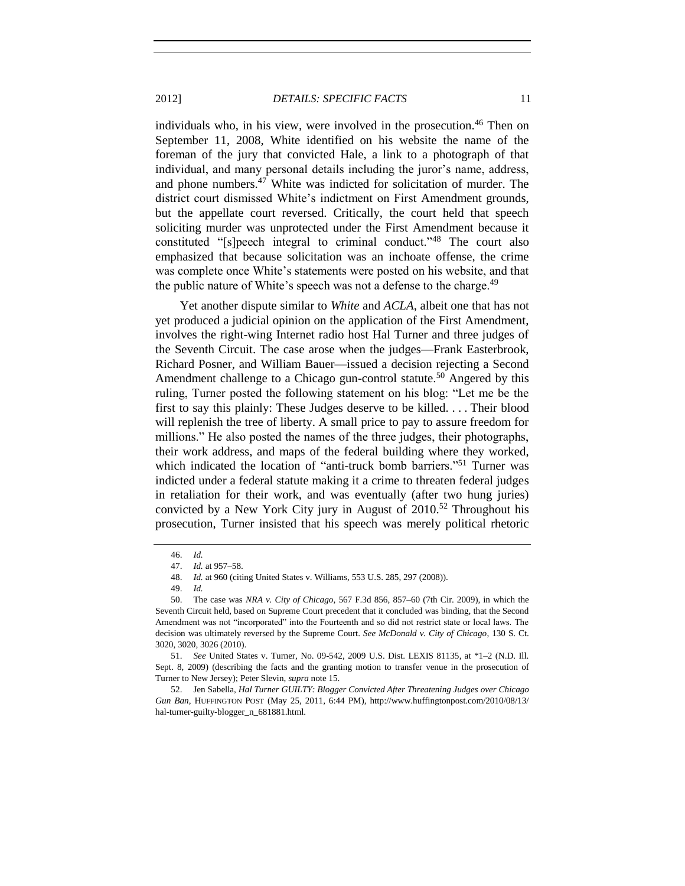individuals who, in his view, were involved in the prosecution.[46] Then on September 11, 2008, White identified on his website the name of the foreman of the jury that convicted Hale, a link to a photograph of that individual, and many personal details including the juror's name, address, and phone numbers.[47] White was indicted for solicitation of murder. The district court dismissed White's indictment on First Amendment grounds, but the appellate court reversed. Critically, the court held that speech soliciting murder was unprotected under the First Amendment because it constituted "[s]peech integral to criminal conduct."[48] The court also emphasized that because solicitation was an inchoate offense, the crime was complete once White's statements were posted on his website, and that the public nature of White's speech was not a defense to the charge.[49]

Yet another dispute similar to *White* and *ACLA*, albeit one that has not yet produced a judicial opinion on the application of the First Amendment, involves the right-wing Internet radio host Hal Turner and three judges of the Seventh Circuit. The case arose when the judges—Frank Easterbrook, Richard Posner, and William Bauer—issued a decision rejecting a Second Amendment challenge to a Chicago gun-control statute.[50] Angered by this ruling, Turner posted the following statement on his blog: "Let me be the first to say this plainly: These Judges deserve to be killed. . . . Their blood will replenish the tree of liberty. A small price to pay to assure freedom for millions." He also posted the names of the three judges, their photographs, their work address, and maps of the federal building where they worked, which indicated the location of "anti-truck bomb barriers."[51] Turner was indicted under a federal statute making it a crime to threaten federal judges in retaliation for their work, and was eventually (after two hung juries) convicted by a New York City jury in August of 2010.[52] Throughout his prosecution, Turner insisted that his speech was merely political rhetoric

46. *Id.*

47. *Id.* at 957–58.

48. *Id.* at 960 (citing United States v. Williams, 553 U.S. 285, 297 (2008)).

49. *Id.*

50. The case was *NRA v. City of Chicago*, 567 F.3d 856, 857–60 (7th Cir. 2009), in which the Seventh Circuit held, based on Supreme Court precedent that it concluded was binding, that the Second Amendment was not "incorporated" into the Fourteenth and so did not restrict state or local laws. The decision was ultimately reversed by the Supreme Court. *See McDonald v. City of Chicago*, 130 S. Ct. 3020, 3020, 3026 (2010).

51. *See* United States v. Turner, No. 09-542, 2009 U.S. Dist. LEXIS 81135, at *1–2 (N.D. Ill. Sept. 8, 2009) (describing the facts and the granting motion to transfer venue in the prosecution of Turner to New Jersey); Peter Slevin, *supra* note 15.

52. Jen Sabella, *Hal Turner GUILTY: Blogger Convicted After Threatening Judges over Chicago Gun Ban*, HUFFINGTON POST (May 25, 2011, 6:44 PM), http://www.huffingtonpost.com/2010/08/13/hal-turner-guilty-blogger_n_681881.html.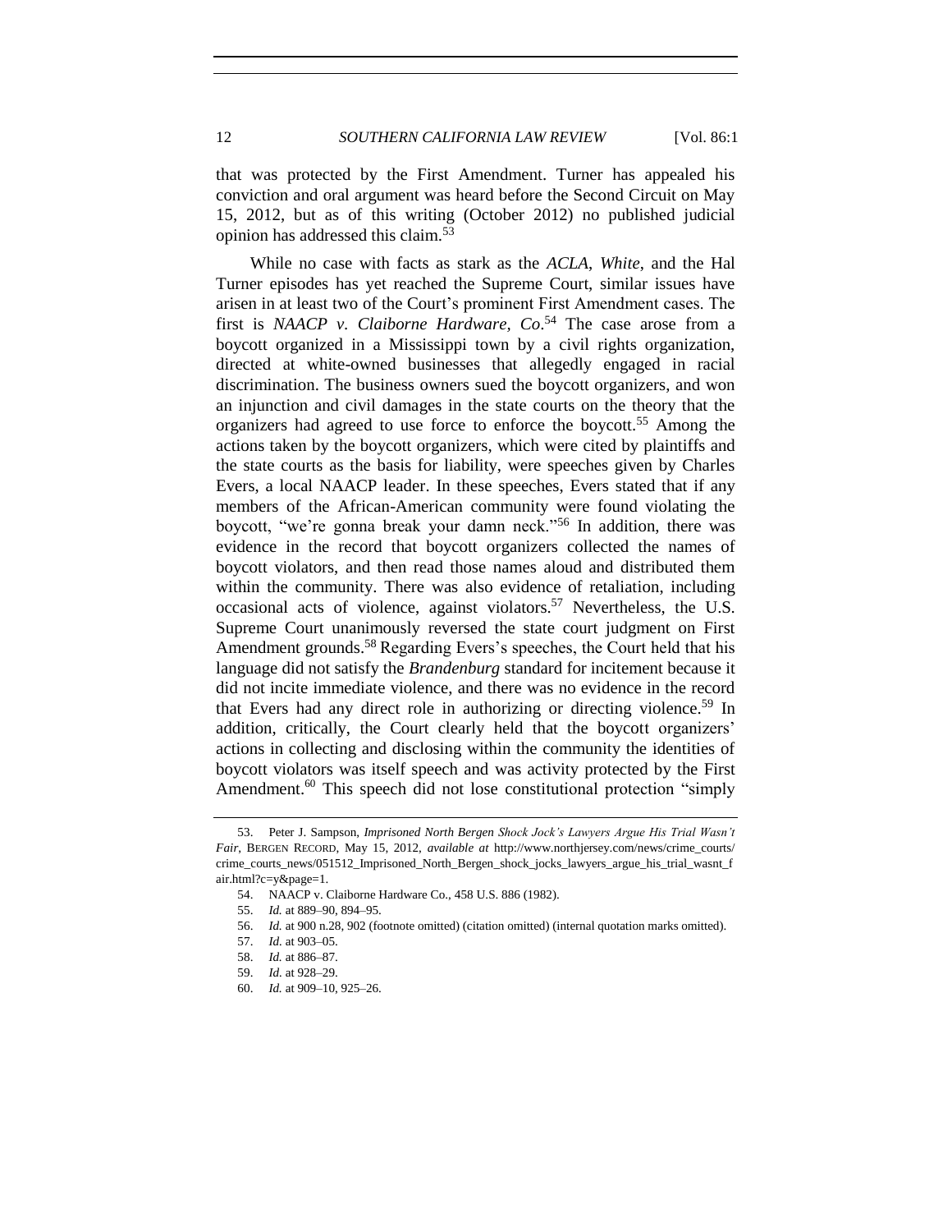that was protected by the First Amendment. Turner has appealed his conviction and oral argument was heard before the Second Circuit on May 15, 2012, but as of this writing (October 2012) no published judicial opinion has addressed this claim.[53]

While no case with facts as stark as the *ACLA*, *White*, and the Hal Turner episodes has yet reached the Supreme Court, similar issues have arisen in at least two of the Court's prominent First Amendment cases. The first is *NAACP v. Claiborne Hardware, Co*.[54] The case arose from a boycott organized in a Mississippi town by a civil rights organization, directed at white-owned businesses that allegedly engaged in racial discrimination. The business owners sued the boycott organizers, and won an injunction and civil damages in the state courts on the theory that the organizers had agreed to use force to enforce the boycott.[55] Among the actions taken by the boycott organizers, which were cited by plaintiffs and the state courts as the basis for liability, were speeches given by Charles Evers, a local NAACP leader. In these speeches, Evers stated that if any members of the African-American community were found violating the boycott, "we're gonna break your damn neck."[56] In addition, there was evidence in the record that boycott organizers collected the names of boycott violators, and then read those names aloud and distributed them within the community. There was also evidence of retaliation, including occasional acts of violence, against violators.[57] Nevertheless, the U.S. Supreme Court unanimously reversed the state court judgment on First Amendment grounds.[58] Regarding Evers's speeches, the Court held that his language did not satisfy the *Brandenburg* standard for incitement because it did not incite immediate violence, and there was no evidence in the record that Evers had any direct role in authorizing or directing violence.[59] In addition, critically, the Court clearly held that the boycott organizers' actions in collecting and disclosing within the community the identities of boycott violators was itself speech and was activity protected by the First Amendment.[60] This speech did not lose constitutional protection "simply

---

53. Peter J. Sampson, *Imprisoned North Bergen Shock Jock's Lawyers Argue His Trial Wasn't Fair*, BERGEN RECORD, May 15, 2012, *available at* http://www.northjersey.com/news/crime_courts/crime_courts_news/051512_Imprisoned_North_Bergen_shock_jocks_lawyers_argue_his_trial_wasnt_fair.html?c=y&page=1.

54. NAACP v. Claiborne Hardware Co., 458 U.S. 886 (1982).

55. *Id.* at 889–90, 894–95.

56. *Id.* at 900 n.28, 902 (footnote omitted) (citation omitted) (internal quotation marks omitted).

57. *Id.* at 903–05.

58. *Id.* at 886–87.

59. *Id.* at 928–29.

60. *Id.* at 909–10, 925–26.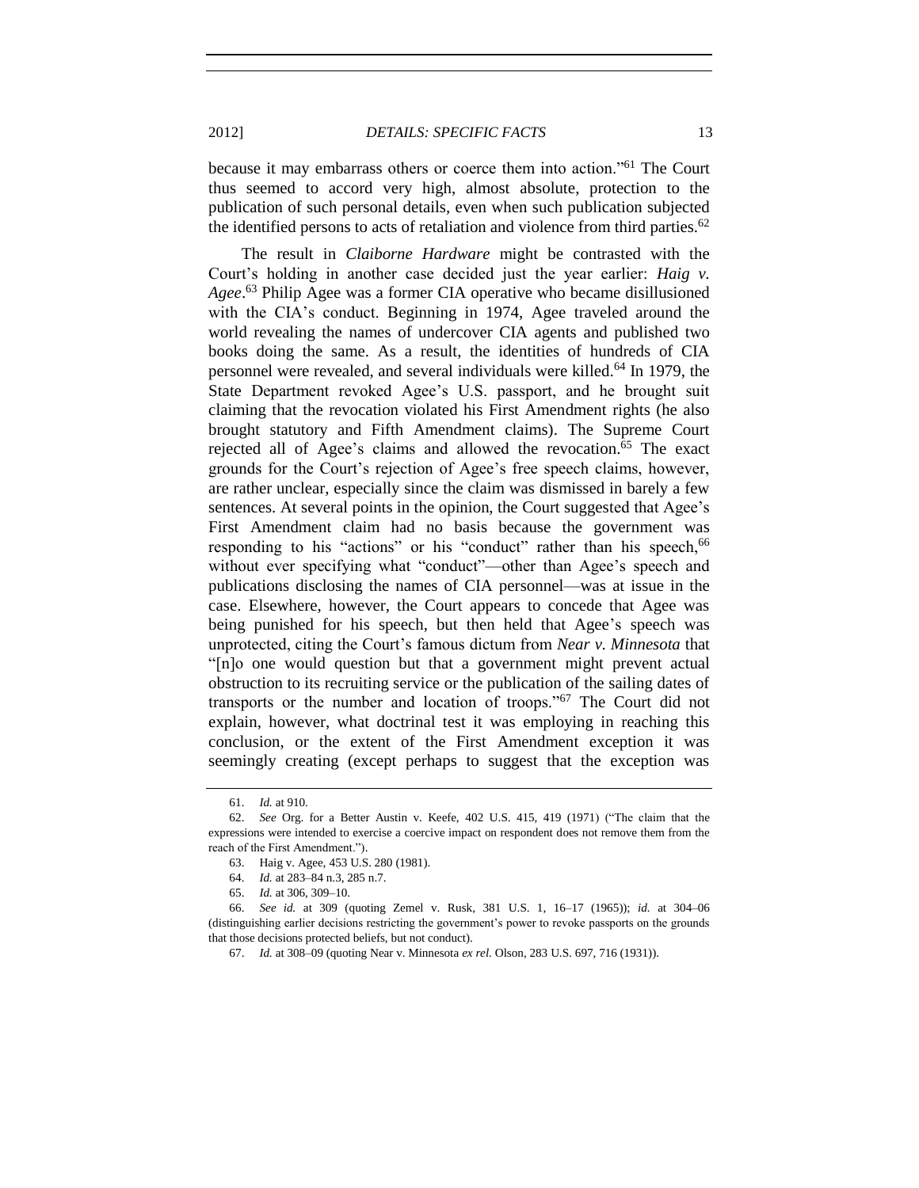because it may embarrass others or coerce them into action."[61] The Court thus seemed to accord very high, almost absolute, protection to the publication of such personal details, even when such publication subjected the identified persons to acts of retaliation and violence from third parties.[62]

The result in *Claiborne Hardware* might be contrasted with the Court's holding in another case decided just the year earlier: *Haig v. Agee*.[63] Philip Agee was a former CIA operative who became disillusioned with the CIA's conduct. Beginning in 1974, Agee traveled around the world revealing the names of undercover CIA agents and published two books doing the same. As a result, the identities of hundreds of CIA personnel were revealed, and several individuals were killed.[64] In 1979, the State Department revoked Agee's U.S. passport, and he brought suit claiming that the revocation violated his First Amendment rights (he also brought statutory and Fifth Amendment claims). The Supreme Court rejected all of Agee's claims and allowed the revocation.[65] The exact grounds for the Court's rejection of Agee's free speech claims, however, are rather unclear, especially since the claim was dismissed in barely a few sentences. At several points in the opinion, the Court suggested that Agee's First Amendment claim had no basis because the government was responding to his "actions" or his "conduct" rather than his speech,[66] without ever specifying what "conduct"—other than Agee's speech and publications disclosing the names of CIA personnel—was at issue in the case. Elsewhere, however, the Court appears to concede that Agee was being punished for his speech, but then held that Agee's speech was unprotected, citing the Court's famous dictum from *Near v. Minnesota* that "[n]o one would question but that a government might prevent actual obstruction to its recruiting service or the publication of the sailing dates of transports or the number and location of troops."[67] The Court did not explain, however, what doctrinal test it was employing in reaching this conclusion, or the extent of the First Amendment exception it was seemingly creating (except perhaps to suggest that the exception was

---

61. *Id.* at 910.

62. *See* Org. for a Better Austin v. Keefe, 402 U.S. 415, 419 (1971) ("The claim that the expressions were intended to exercise a coercive impact on respondent does not remove them from the reach of the First Amendment.").

63. Haig v. Agee, 453 U.S. 280 (1981).

64. *Id.* at 283–84 n.3, 285 n.7.

65. *Id.* at 306, 309–10.

66. *See id.* at 309 (quoting Zemel v. Rusk, 381 U.S. 1, 16–17 (1965)); *id.* at 304–06 (distinguishing earlier decisions restricting the government's power to revoke passports on the grounds that those decisions protected beliefs, but not conduct).

67. *Id.* at 308–09 (quoting Near v. Minnesota *ex rel.* Olson, 283 U.S. 697, 716 (1931)).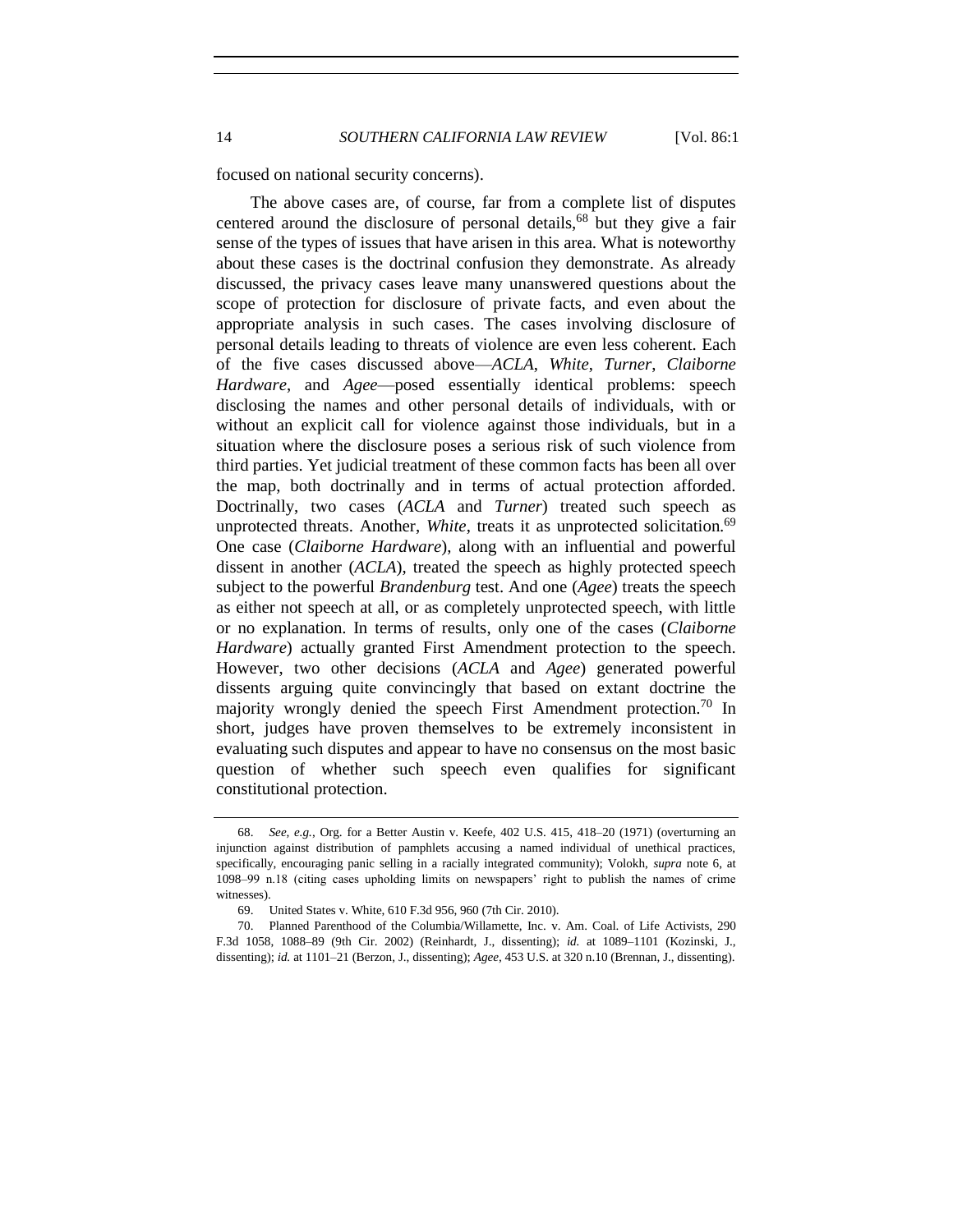focused on national security concerns).

The above cases are, of course, far from a complete list of disputes centered around the disclosure of personal details,[68] but they give a fair sense of the types of issues that have arisen in this area. What is noteworthy about these cases is the doctrinal confusion they demonstrate. As already discussed, the privacy cases leave many unanswered questions about the scope of protection for disclosure of private facts, and even about the appropriate analysis in such cases. The cases involving disclosure of personal details leading to threats of violence are even less coherent. Each of the five cases discussed above—*ACLA*, *White*, *Turner*, *Claiborne Hardware*, and *Agee*—posed essentially identical problems: speech disclosing the names and other personal details of individuals, with or without an explicit call for violence against those individuals, but in a situation where the disclosure poses a serious risk of such violence from third parties. Yet judicial treatment of these common facts has been all over the map, both doctrinally and in terms of actual protection afforded. Doctrinally, two cases (*ACLA* and *Turner*) treated such speech as unprotected threats. Another, *White*, treats it as unprotected solicitation.[69] One case (*Claiborne Hardware*), along with an influential and powerful dissent in another (*ACLA*), treated the speech as highly protected speech subject to the powerful *Brandenburg* test. And one (*Agee*) treats the speech as either not speech at all, or as completely unprotected speech, with little or no explanation. In terms of results, only one of the cases (*Claiborne Hardware*) actually granted First Amendment protection to the speech. However, two other decisions (*ACLA* and *Agee*) generated powerful dissents arguing quite convincingly that based on extant doctrine the majority wrongly denied the speech First Amendment protection.[70] In short, judges have proven themselves to be extremely inconsistent in evaluating such disputes and appear to have no consensus on the most basic question of whether such speech even qualifies for significant constitutional protection.

---

68. *See, e.g.*, Org. for a Better Austin v. Keefe, 402 U.S. 415, 418–20 (1971) (overturning an injunction against distribution of pamphlets accusing a named individual of unethical practices, specifically, encouraging panic selling in a racially integrated community); Volokh, *supra* note 6, at 1098–99 n.18 (citing cases upholding limits on newspapers' right to publish the names of crime witnesses).

69. United States v. White, 610 F.3d 956, 960 (7th Cir. 2010).

70. Planned Parenthood of the Columbia/Willamette, Inc. v. Am. Coal. of Life Activists, 290 F.3d 1058, 1088–89 (9th Cir. 2002) (Reinhardt, J., dissenting); *id.* at 1089–1101 (Kozinski, J., dissenting); *id.* at 1101–21 (Berzon, J., dissenting); *Agee*, 453 U.S. at 320 n.10 (Brennan, J., dissenting).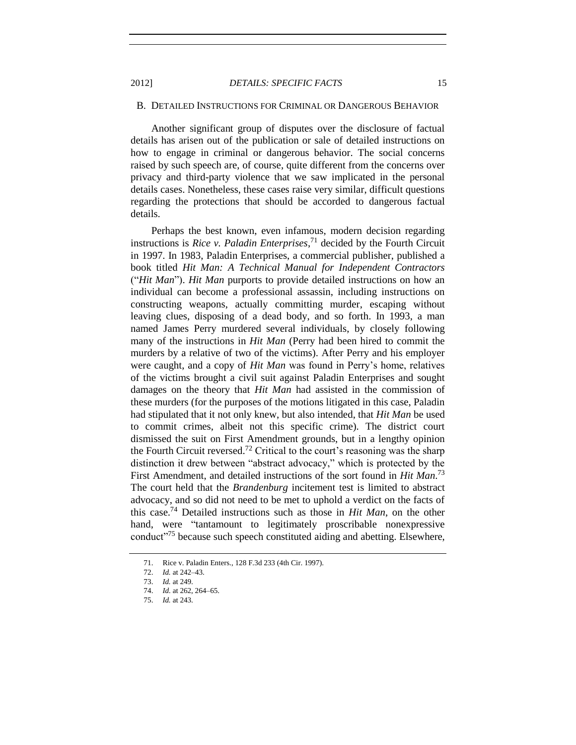## B. Detailed Instructions for Criminal or Dangerous Behavior

Another significant group of disputes over the disclosure of factual details has arisen out of the publication or sale of detailed instructions on how to engage in criminal or dangerous behavior. The social concerns raised by such speech are, of course, quite different from the concerns over privacy and third-party violence that we saw implicated in the personal details cases. Nonetheless, these cases raise very similar, difficult questions regarding the protections that should be accorded to dangerous factual details.

Perhaps the best known, even infamous, modern decision regarding instructions is *Rice v. Paladin Enterprises*,[71] decided by the Fourth Circuit in 1997. In 1983, Paladin Enterprises, a commercial publisher, published a book titled *Hit Man: A Technical Manual for Independent Contractors* ("*Hit Man*"). *Hit Man* purports to provide detailed instructions on how an individual can become a professional assassin, including instructions on constructing weapons, actually committing murder, escaping without leaving clues, disposing of a dead body, and so forth. In 1993, a man named James Perry murdered several individuals, by closely following many of the instructions in *Hit Man* (Perry had been hired to commit the murders by a relative of two of the victims). After Perry and his employer were caught, and a copy of *Hit Man* was found in Perry's home, relatives of the victims brought a civil suit against Paladin Enterprises and sought damages on the theory that *Hit Man* had assisted in the commission of these murders (for the purposes of the motions litigated in this case, Paladin had stipulated that it not only knew, but also intended, that *Hit Man* be used to commit crimes, albeit not this specific crime). The district court dismissed the suit on First Amendment grounds, but in a lengthy opinion the Fourth Circuit reversed.[72] Critical to the court's reasoning was the sharp distinction it drew between "abstract advocacy," which is protected by the First Amendment, and detailed instructions of the sort found in *Hit Man*.[73] The court held that the *Brandenburg* incitement test is limited to abstract advocacy, and so did not need to be met to uphold a verdict on the facts of this case.[74] Detailed instructions such as those in *Hit Man*, on the other hand, were "tantamount to legitimately proscribable nonexpressive conduct"[75] because such speech constituted aiding and abetting. Elsewhere,

71. Rice v. Paladin Enters., 128 F.3d 233 (4th Cir. 1997).

72. *Id.* at 242–43.

73. *Id.* at 249.

74. *Id.* at 262, 264–65.

75. *Id.* at 243.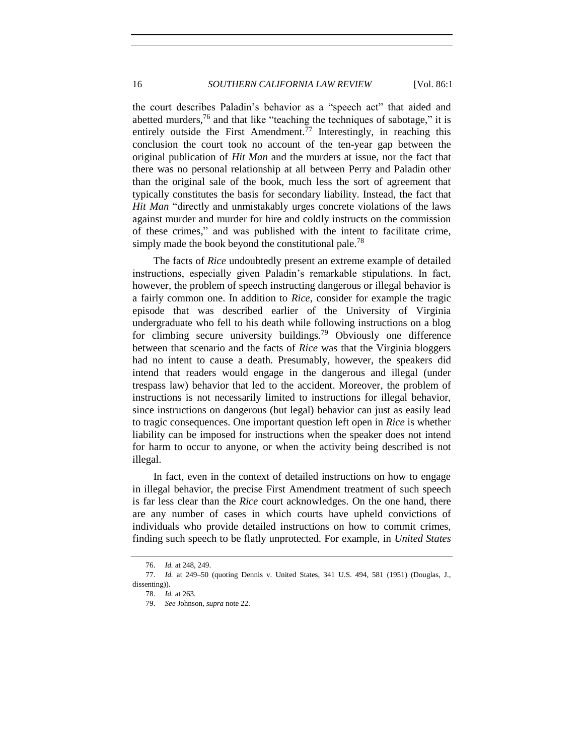the court describes Paladin's behavior as a "speech act" that aided and abetted murders,[76] and that like "teaching the techniques of sabotage," it is entirely outside the First Amendment.[77] Interestingly, in reaching this conclusion the court took no account of the ten-year gap between the original publication of *Hit Man* and the murders at issue, nor the fact that there was no personal relationship at all between Perry and Paladin other than the original sale of the book, much less the sort of agreement that typically constitutes the basis for secondary liability. Instead, the fact that *Hit Man* "directly and unmistakably urges concrete violations of the laws against murder and murder for hire and coldly instructs on the commission of these crimes," and was published with the intent to facilitate crime, simply made the book beyond the constitutional pale.[78]

The facts of *Rice* undoubtedly present an extreme example of detailed instructions, especially given Paladin's remarkable stipulations. In fact, however, the problem of speech instructing dangerous or illegal behavior is a fairly common one. In addition to *Rice*, consider for example the tragic episode that was described earlier of the University of Virginia undergraduate who fell to his death while following instructions on a blog for climbing secure university buildings.[79] Obviously one difference between that scenario and the facts of *Rice* was that the Virginia bloggers had no intent to cause a death. Presumably, however, the speakers did intend that readers would engage in the dangerous and illegal (under trespass law) behavior that led to the accident. Moreover, the problem of instructions is not necessarily limited to instructions for illegal behavior, since instructions on dangerous (but legal) behavior can just as easily lead to tragic consequences. One important question left open in *Rice* is whether liability can be imposed for instructions when the speaker does not intend for harm to occur to anyone, or when the activity being described is not illegal.

In fact, even in the context of detailed instructions on how to engage in illegal behavior, the precise First Amendment treatment of such speech is far less clear than the *Rice* court acknowledges. On the one hand, there are any number of cases in which courts have upheld convictions of individuals who provide detailed instructions on how to commit crimes, finding such speech to be flatly unprotected. For example, in *United States*

---

76. *Id.* at 248, 249.

77. *Id.* at 249–50 (quoting Dennis v. United States, 341 U.S. 494, 581 (1951) (Douglas, J., dissenting)).

78. *Id.* at 263.

79. *See* Johnson, *supra* note 22.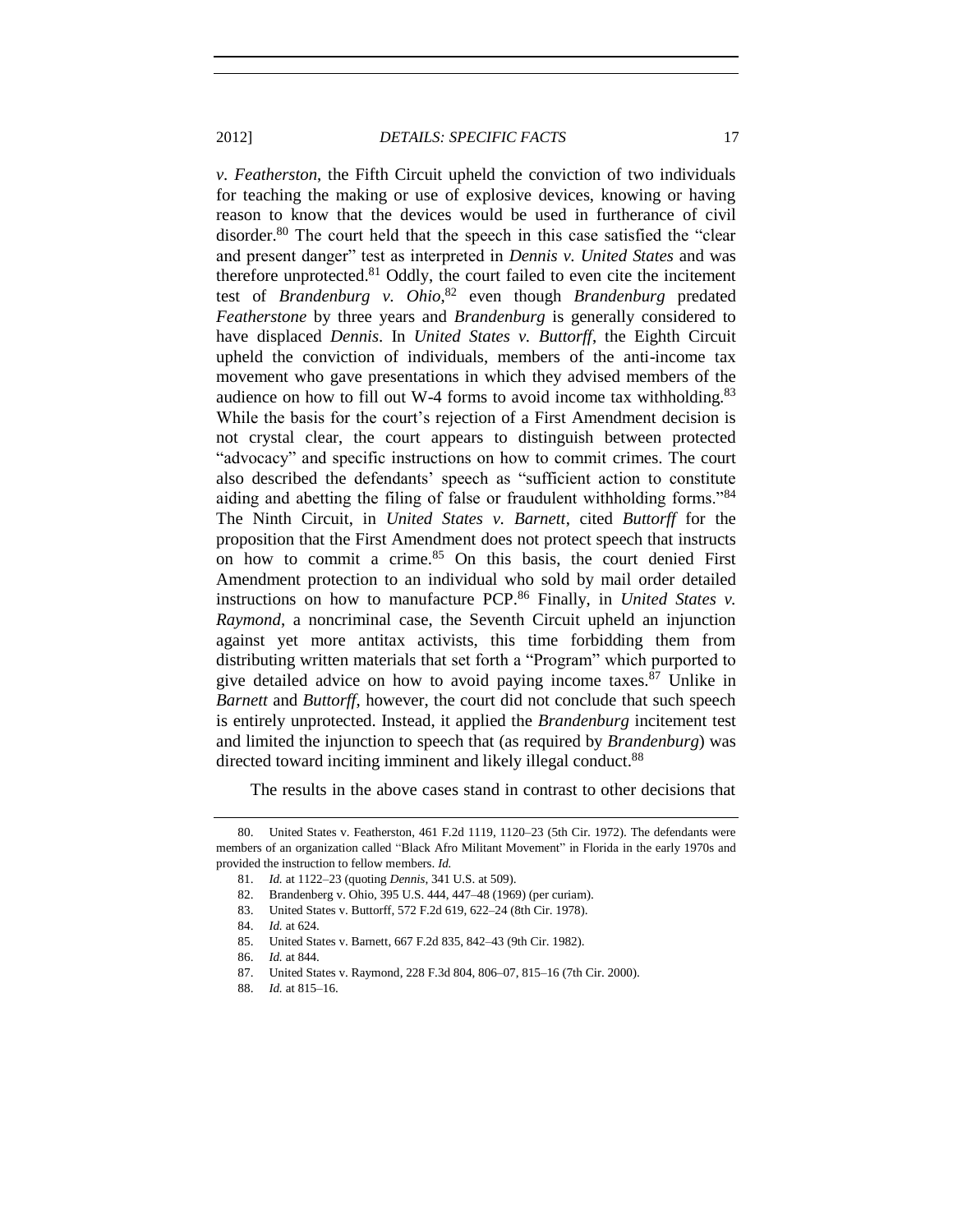*v. Featherston*, the Fifth Circuit upheld the conviction of two individuals for teaching the making or use of explosive devices, knowing or having reason to know that the devices would be used in furtherance of civil disorder.[80] The court held that the speech in this case satisfied the "clear and present danger" test as interpreted in *Dennis v. United States* and was therefore unprotected.[81] Oddly, the court failed to even cite the incitement test of *Brandenburg v. Ohio*,[82] even though *Brandenburg* predated *Featherstone* by three years and *Brandenburg* is generally considered to have displaced *Dennis*. In *United States v. Buttorff*, the Eighth Circuit upheld the conviction of individuals, members of the anti-income tax movement who gave presentations in which they advised members of the audience on how to fill out W-4 forms to avoid income tax withholding.[83] While the basis for the court's rejection of a First Amendment decision is not crystal clear, the court appears to distinguish between protected "advocacy" and specific instructions on how to commit crimes. The court also described the defendants' speech as "sufficient action to constitute aiding and abetting the filing of false or fraudulent withholding forms."[84] The Ninth Circuit, in *United States v. Barnett*, cited *Buttorff* for the proposition that the First Amendment does not protect speech that instructs on how to commit a crime.[85] On this basis, the court denied First Amendment protection to an individual who sold by mail order detailed instructions on how to manufacture PCP.[86] Finally, in *United States v. Raymond*, a noncriminal case, the Seventh Circuit upheld an injunction against yet more antitax activists, this time forbidding them from distributing written materials that set forth a "Program" which purported to give detailed advice on how to avoid paying income taxes.[87] Unlike in *Barnett* and *Buttorff*, however, the court did not conclude that such speech is entirely unprotected. Instead, it applied the *Brandenburg* incitement test and limited the injunction to speech that (as required by *Brandenburg*) was directed toward inciting imminent and likely illegal conduct.[88]

The results in the above cases stand in contrast to other decisions that

---

80. United States v. Featherston, 461 F.2d 1119, 1120–23 (5th Cir. 1972). The defendants were members of an organization called "Black Afro Militant Movement" in Florida in the early 1970s and provided the instruction to fellow members. *Id.*

81. *Id.* at 1122–23 (quoting *Dennis*, 341 U.S. at 509).

82. Brandenberg v. Ohio, 395 U.S. 444, 447–48 (1969) (per curiam).

83. United States v. Buttorff, 572 F.2d 619, 622–24 (8th Cir. 1978).

84. *Id.* at 624.

85. United States v. Barnett, 667 F.2d 835, 842–43 (9th Cir. 1982).

86. *Id.* at 844.

87. United States v. Raymond, 228 F.3d 804, 806–07, 815–16 (7th Cir. 2000).

88. *Id.* at 815–16.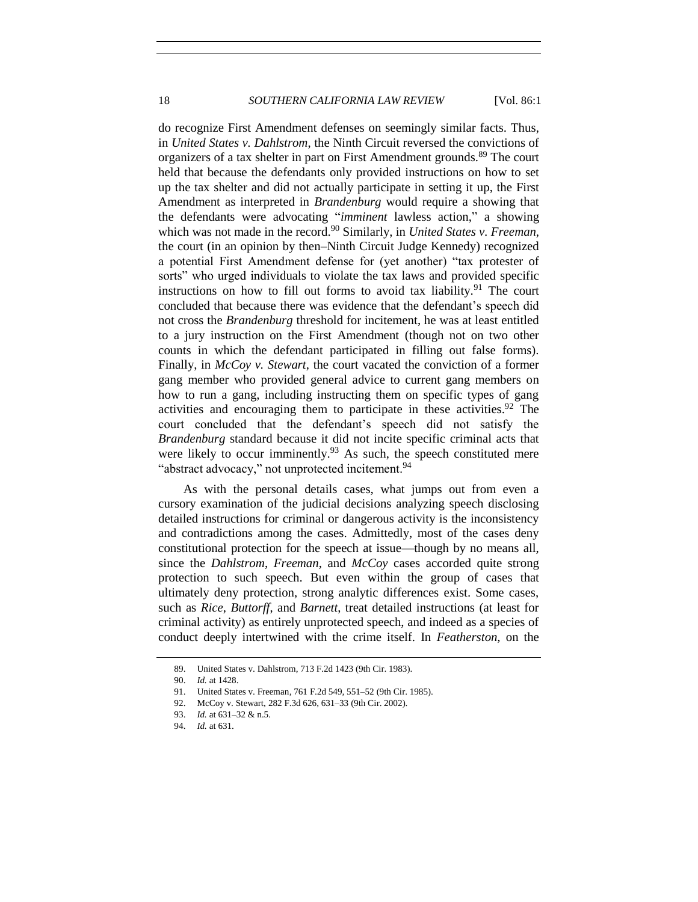do recognize First Amendment defenses on seemingly similar facts. Thus, in *United States v. Dahlstrom*, the Ninth Circuit reversed the convictions of organizers of a tax shelter in part on First Amendment grounds.[89] The court held that because the defendants only provided instructions on how to set up the tax shelter and did not actually participate in setting it up, the First Amendment as interpreted in *Brandenburg* would require a showing that the defendants were advocating "*imminent* lawless action," a showing which was not made in the record.[90] Similarly, in *United States v. Freeman*, the court (in an opinion by then–Ninth Circuit Judge Kennedy) recognized a potential First Amendment defense for (yet another) "tax protester of sorts" who urged individuals to violate the tax laws and provided specific instructions on how to fill out forms to avoid tax liability.[91] The court concluded that because there was evidence that the defendant's speech did not cross the *Brandenburg* threshold for incitement, he was at least entitled to a jury instruction on the First Amendment (though not on two other counts in which the defendant participated in filling out false forms). Finally, in *McCoy v. Stewart*, the court vacated the conviction of a former gang member who provided general advice to current gang members on how to run a gang, including instructing them on specific types of gang activities and encouraging them to participate in these activities.[92] The court concluded that the defendant's speech did not satisfy the *Brandenburg* standard because it did not incite specific criminal acts that were likely to occur imminently.[93] As such, the speech constituted mere "abstract advocacy," not unprotected incitement.[94]

As with the personal details cases, what jumps out from even a cursory examination of the judicial decisions analyzing speech disclosing detailed instructions for criminal or dangerous activity is the inconsistency and contradictions among the cases. Admittedly, most of the cases deny constitutional protection for the speech at issue—though by no means all, since the *Dahlstrom*, *Freeman*, and *McCoy* cases accorded quite strong protection to such speech. But even within the group of cases that ultimately deny protection, strong analytic differences exist. Some cases, such as *Rice*, *Buttorff*, and *Barnett*, treat detailed instructions (at least for criminal activity) as entirely unprotected speech, and indeed as a species of conduct deeply intertwined with the crime itself. In *Featherston*, on the

89. United States v. Dahlstrom, 713 F.2d 1423 (9th Cir. 1983).

90. *Id.* at 1428.

91. United States v. Freeman, 761 F.2d 549, 551–52 (9th Cir. 1985).

92. McCoy v. Stewart, 282 F.3d 626, 631–33 (9th Cir. 2002).

93. *Id.* at 631–32 & n.5.

94. *Id.* at 631.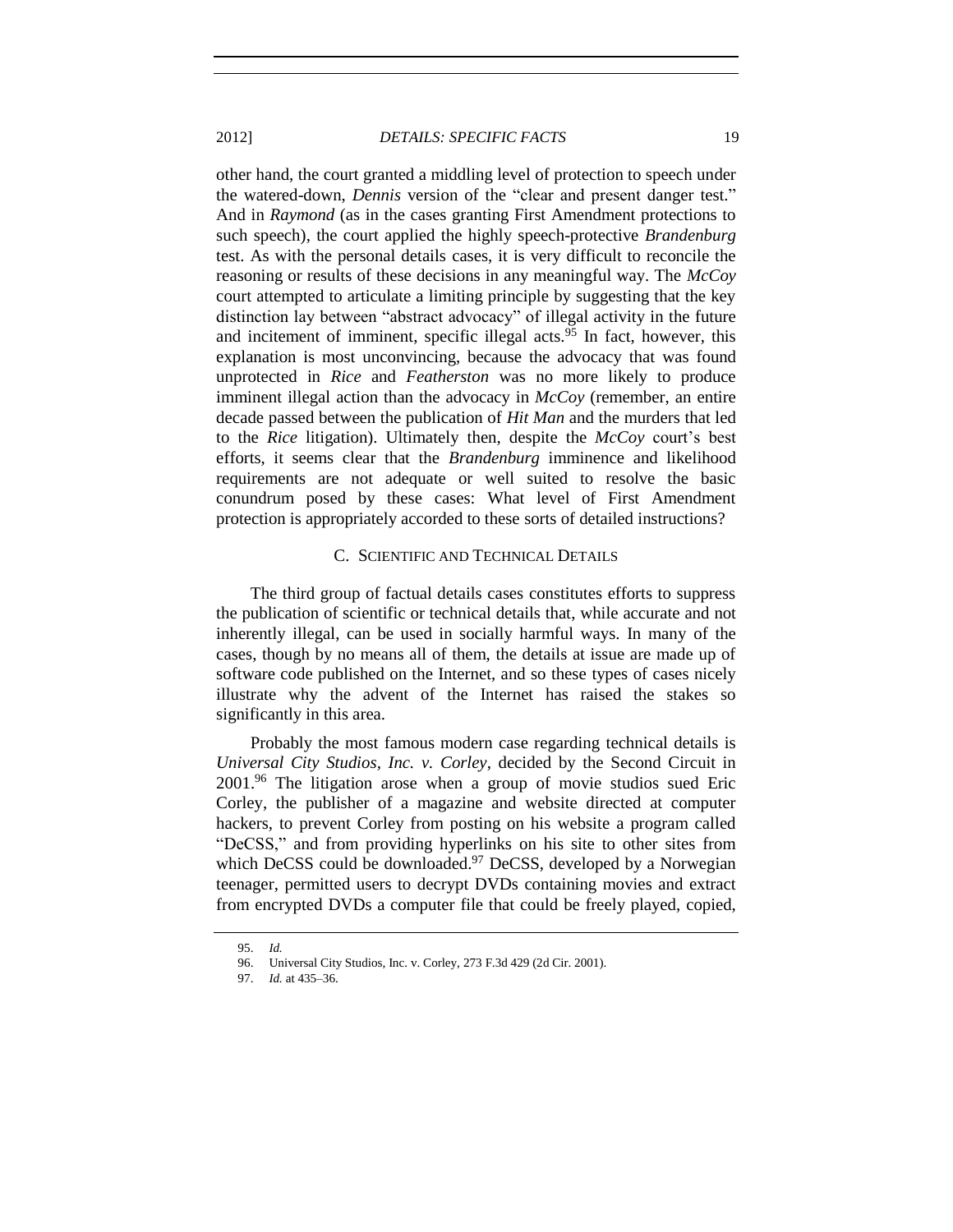other hand, the court granted a middling level of protection to speech under the watered-down, *Dennis* version of the "clear and present danger test." And in *Raymond* (as in the cases granting First Amendment protections to such speech), the court applied the highly speech-protective *Brandenburg* test. As with the personal details cases, it is very difficult to reconcile the reasoning or results of these decisions in any meaningful way. The *McCoy* court attempted to articulate a limiting principle by suggesting that the key distinction lay between "abstract advocacy" of illegal activity in the future and incitement of imminent, specific illegal acts.[95] In fact, however, this explanation is most unconvincing, because the advocacy that was found unprotected in *Rice* and *Featherston* was no more likely to produce imminent illegal action than the advocacy in *McCoy* (remember, an entire decade passed between the publication of *Hit Man* and the murders that led to the *Rice* litigation). Ultimately then, despite the *McCoy* court's best efforts, it seems clear that the *Brandenburg* imminence and likelihood requirements are not adequate or well suited to resolve the basic conundrum posed by these cases: What level of First Amendment protection is appropriately accorded to these sorts of detailed instructions?

### C. Scientific and Technical Details

The third group of factual details cases constitutes efforts to suppress the publication of scientific or technical details that, while accurate and not inherently illegal, can be used in socially harmful ways. In many of the cases, though by no means all of them, the details at issue are made up of software code published on the Internet, and so these types of cases nicely illustrate why the advent of the Internet has raised the stakes so significantly in this area.

Probably the most famous modern case regarding technical details is *Universal City Studios, Inc. v. Corley*, decided by the Second Circuit in 2001.[96] The litigation arose when a group of movie studios sued Eric Corley, the publisher of a magazine and website directed at computer hackers, to prevent Corley from posting on his website a program called "DeCSS," and from providing hyperlinks on his site to other sites from which DeCSS could be downloaded.[97] DeCSS, developed by a Norwegian teenager, permitted users to decrypt DVDs containing movies and extract from encrypted DVDs a computer file that could be freely played, copied,

95. *Id.*

96. Universal City Studios, Inc. v. Corley, 273 F.3d 429 (2d Cir. 2001).

97. *Id.* at 435–36.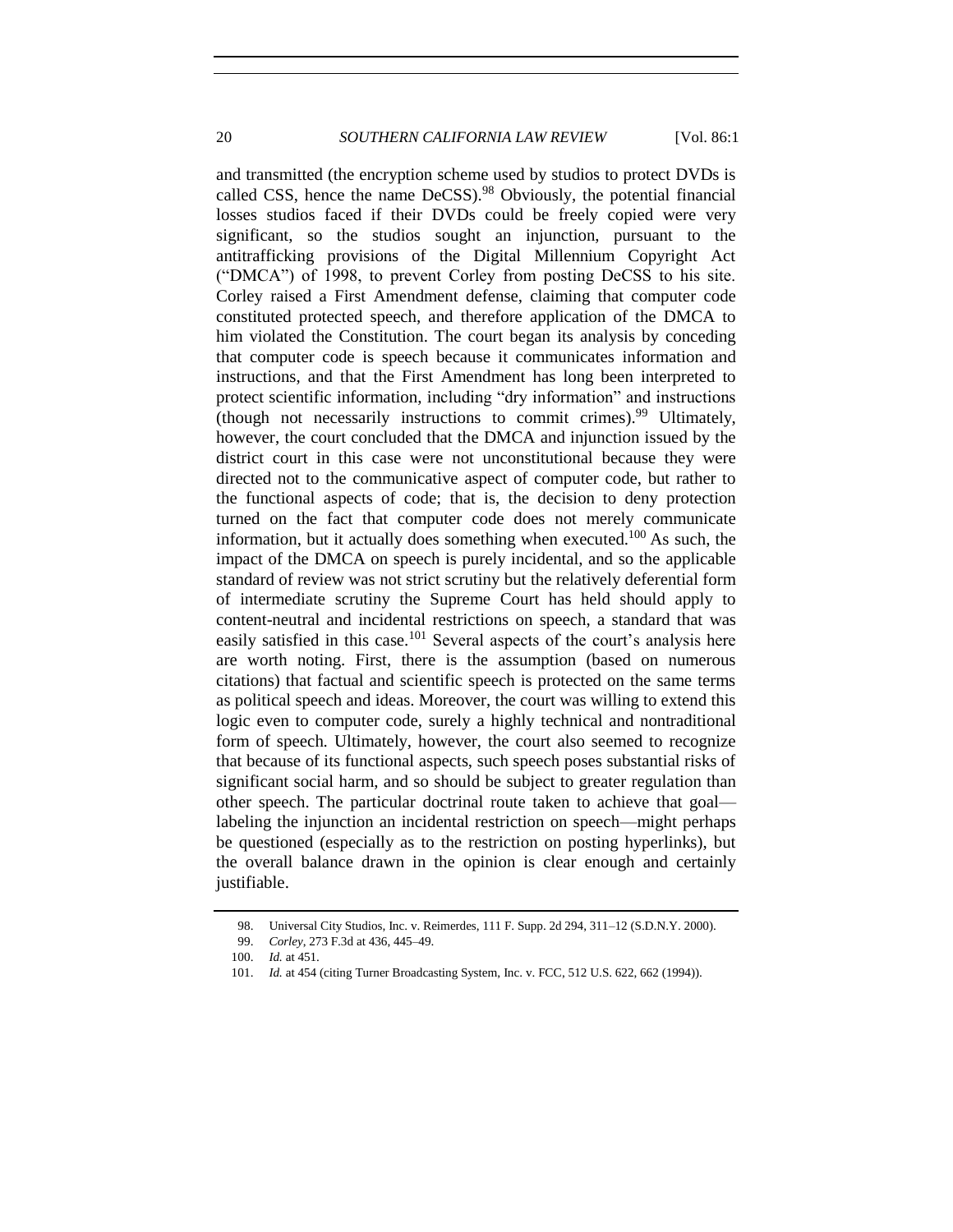and transmitted (the encryption scheme used by studios to protect DVDs is called CSS, hence the name DeCSS).[98] Obviously, the potential financial losses studios faced if their DVDs could be freely copied were very significant, so the studios sought an injunction, pursuant to the antitrafficking provisions of the Digital Millennium Copyright Act ("DMCA") of 1998, to prevent Corley from posting DeCSS to his site. Corley raised a First Amendment defense, claiming that computer code constituted protected speech, and therefore application of the DMCA to him violated the Constitution. The court began its analysis by conceding that computer code is speech because it communicates information and instructions, and that the First Amendment has long been interpreted to protect scientific information, including "dry information" and instructions (though not necessarily instructions to commit crimes).[99] Ultimately, however, the court concluded that the DMCA and injunction issued by the district court in this case were not unconstitutional because they were directed not to the communicative aspect of computer code, but rather to the functional aspects of code; that is, the decision to deny protection turned on the fact that computer code does not merely communicate information, but it actually does something when executed.[100] As such, the impact of the DMCA on speech is purely incidental, and so the applicable standard of review was not strict scrutiny but the relatively deferential form of intermediate scrutiny the Supreme Court has held should apply to content-neutral and incidental restrictions on speech, a standard that was easily satisfied in this case.[101] Several aspects of the court's analysis here are worth noting. First, there is the assumption (based on numerous citations) that factual and scientific speech is protected on the same terms as political speech and ideas. Moreover, the court was willing to extend this logic even to computer code, surely a highly technical and nontraditional form of speech. Ultimately, however, the court also seemed to recognize that because of its functional aspects, such speech poses substantial risks of significant social harm, and so should be subject to greater regulation than other speech. The particular doctrinal route taken to achieve that goal—labeling the injunction an incidental restriction on speech—might perhaps be questioned (especially as to the restriction on posting hyperlinks), but the overall balance drawn in the opinion is clear enough and certainly justifiable.

98. Universal City Studios, Inc. v. Reimerdes, 111 F. Supp. 2d 294, 311–12 (S.D.N.Y. 2000).

99. *Corley*, 273 F.3d at 436, 445–49.

100. *Id.* at 451.

101. *Id.* at 454 (citing Turner Broadcasting System, Inc. v. FCC, 512 U.S. 622, 662 (1994)).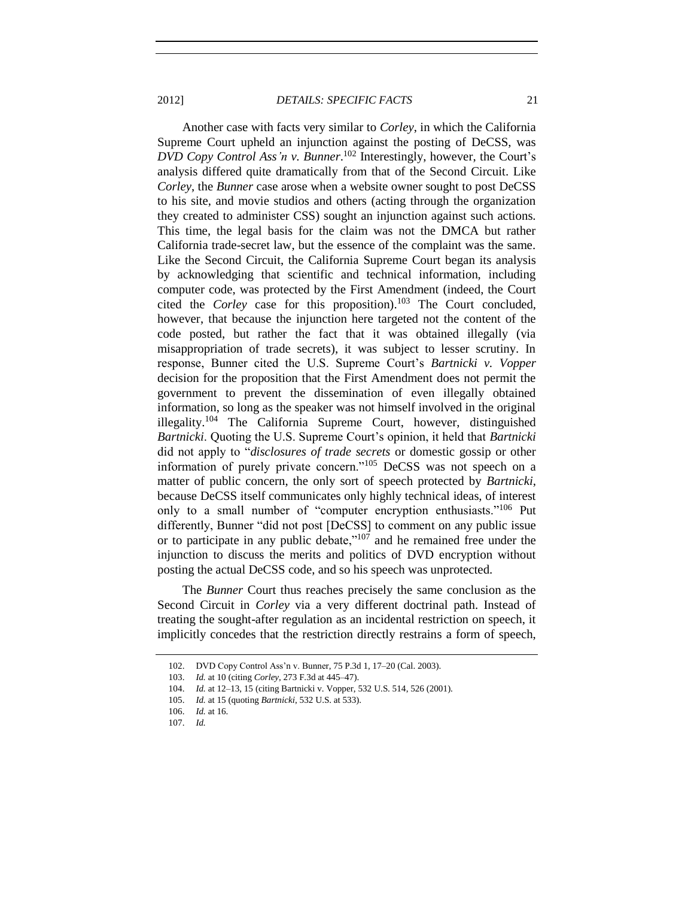Another case with facts very similar to *Corley*, in which the California Supreme Court upheld an injunction against the posting of DeCSS, was *DVD Copy Control Ass'n v. Bunner*.[102] Interestingly, however, the Court's analysis differed quite dramatically from that of the Second Circuit. Like *Corley*, the *Bunner* case arose when a website owner sought to post DeCSS to his site, and movie studios and others (acting through the organization they created to administer CSS) sought an injunction against such actions. This time, the legal basis for the claim was not the DMCA but rather California trade-secret law, but the essence of the complaint was the same. Like the Second Circuit, the California Supreme Court began its analysis by acknowledging that scientific and technical information, including computer code, was protected by the First Amendment (indeed, the Court cited the *Corley* case for this proposition).[103] The Court concluded, however, that because the injunction here targeted not the content of the code posted, but rather the fact that it was obtained illegally (via misappropriation of trade secrets), it was subject to lesser scrutiny. In response, Bunner cited the U.S. Supreme Court's *Bartnicki v. Vopper* decision for the proposition that the First Amendment does not permit the government to prevent the dissemination of even illegally obtained information, so long as the speaker was not himself involved in the original illegality.[104] The California Supreme Court, however, distinguished *Bartnicki*. Quoting the U.S. Supreme Court's opinion, it held that *Bartnicki* did not apply to "*disclosures of trade secrets* or domestic gossip or other information of purely private concern."[105] DeCSS was not speech on a matter of public concern, the only sort of speech protected by *Bartnicki*, because DeCSS itself communicates only highly technical ideas, of interest only to a small number of "computer encryption enthusiasts."[106] Put differently, Bunner "did not post [DeCSS] to comment on any public issue or to participate in any public debate,"[107] and he remained free under the injunction to discuss the merits and politics of DVD encryption without posting the actual DeCSS code, and so his speech was unprotected.

The *Bunner* Court thus reaches precisely the same conclusion as the Second Circuit in *Corley* via a very different doctrinal path. Instead of treating the sought-after regulation as an incidental restriction on speech, it implicitly concedes that the restriction directly restrains a form of speech,

---

102. DVD Copy Control Ass'n v. Bunner, 75 P.3d 1, 17–20 (Cal. 2003).

103. *Id.* at 10 (citing *Corley*, 273 F.3d at 445–47).

104. *Id.* at 12–13, 15 (citing Bartnicki v. Vopper, 532 U.S. 514, 526 (2001).

105. *Id.* at 15 (quoting *Bartnicki*, 532 U.S. at 533).

106. *Id.* at 16.

107. *Id.*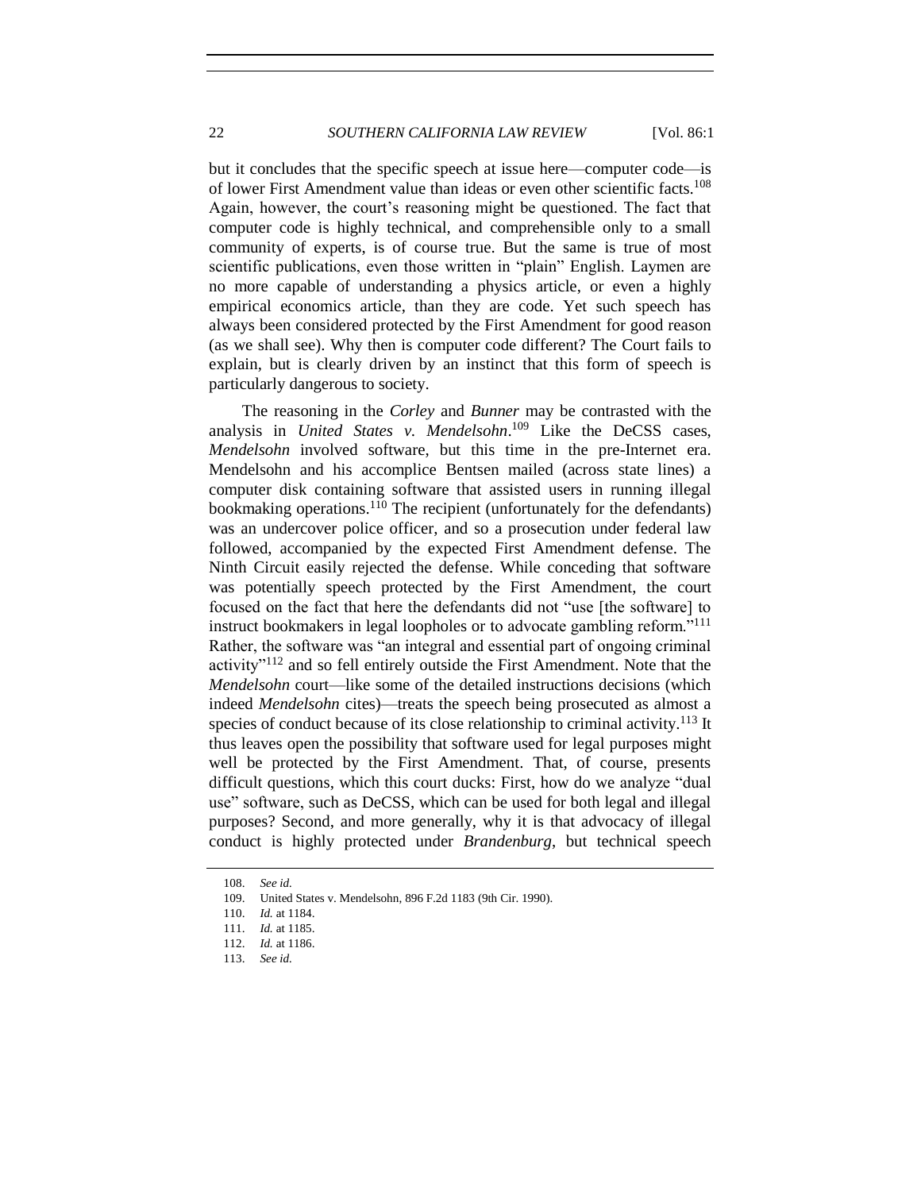but it concludes that the specific speech at issue here—computer code—is of lower First Amendment value than ideas or even other scientific facts.[108] Again, however, the court's reasoning might be questioned. The fact that computer code is highly technical, and comprehensible only to a small community of experts, is of course true. But the same is true of most scientific publications, even those written in "plain" English. Laymen are no more capable of understanding a physics article, or even a highly empirical economics article, than they are code. Yet such speech has always been considered protected by the First Amendment for good reason (as we shall see). Why then is computer code different? The Court fails to explain, but is clearly driven by an instinct that this form of speech is particularly dangerous to society.

The reasoning in the *Corley* and *Bunner* may be contrasted with the analysis in *United States v. Mendelsohn*.[109] Like the DeCSS cases, *Mendelsohn* involved software, but this time in the pre-Internet era. Mendelsohn and his accomplice Bentsen mailed (across state lines) a computer disk containing software that assisted users in running illegal bookmaking operations.[110] The recipient (unfortunately for the defendants) was an undercover police officer, and so a prosecution under federal law followed, accompanied by the expected First Amendment defense. The Ninth Circuit easily rejected the defense. While conceding that software was potentially speech protected by the First Amendment, the court focused on the fact that here the defendants did not "use [the software] to instruct bookmakers in legal loopholes or to advocate gambling reform."[111] Rather, the software was "an integral and essential part of ongoing criminal activity"[112] and so fell entirely outside the First Amendment. Note that the *Mendelsohn* court—like some of the detailed instructions decisions (which indeed *Mendelsohn* cites)—treats the speech being prosecuted as almost a species of conduct because of its close relationship to criminal activity.[113] It thus leaves open the possibility that software used for legal purposes might well be protected by the First Amendment. That, of course, presents difficult questions, which this court ducks: First, how do we analyze "dual use" software, such as DeCSS, which can be used for both legal and illegal purposes? Second, and more generally, why it is that advocacy of illegal conduct is highly protected under *Brandenburg*, but technical speech

108. *See id.*

109. United States v. Mendelsohn, 896 F.2d 1183 (9th Cir. 1990).

110. *Id.* at 1184.

111. *Id.* at 1185.

112. *Id.* at 1186.

113. *See id.*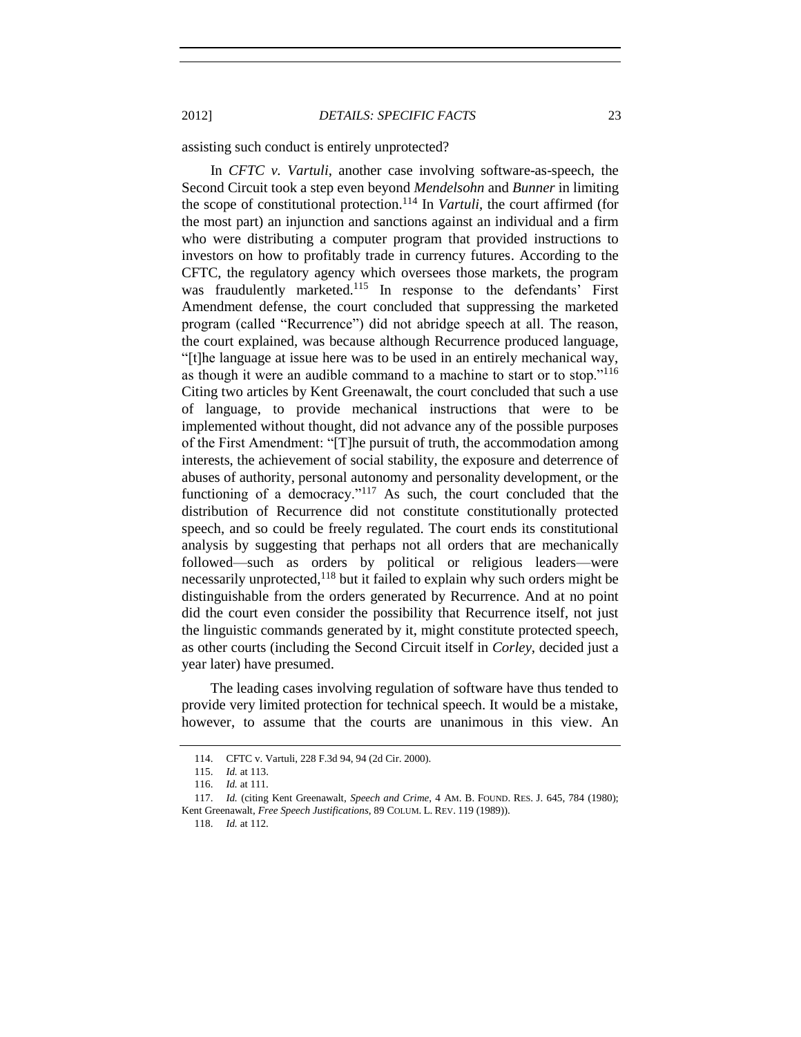assisting such conduct is entirely unprotected?

In *CFTC v. Vartuli*, another case involving software-as-speech, the Second Circuit took a step even beyond *Mendelsohn* and *Bunner* in limiting the scope of constitutional protection.[114] In *Vartuli*, the court affirmed (for the most part) an injunction and sanctions against an individual and a firm who were distributing a computer program that provided instructions to investors on how to profitably trade in currency futures. According to the CFTC, the regulatory agency which oversees those markets, the program was fraudulently marketed.[115] In response to the defendants' First Amendment defense, the court concluded that suppressing the marketed program (called "Recurrence") did not abridge speech at all. The reason, the court explained, was because although Recurrence produced language, "[t]he language at issue here was to be used in an entirely mechanical way, as though it were an audible command to a machine to start or to stop."[116] Citing two articles by Kent Greenawalt, the court concluded that such a use of language, to provide mechanical instructions that were to be implemented without thought, did not advance any of the possible purposes of the First Amendment: "[T]he pursuit of truth, the accommodation among interests, the achievement of social stability, the exposure and deterrence of abuses of authority, personal autonomy and personality development, or the functioning of a democracy."[117] As such, the court concluded that the distribution of Recurrence did not constitute constitutionally protected speech, and so could be freely regulated. The court ends its constitutional analysis by suggesting that perhaps not all orders that are mechanically followed—such as orders by political or religious leaders—were necessarily unprotected,[118] but it failed to explain why such orders might be distinguishable from the orders generated by Recurrence. And at no point did the court even consider the possibility that Recurrence itself, not just the linguistic commands generated by it, might constitute protected speech, as other courts (including the Second Circuit itself in *Corley*, decided just a year later) have presumed.

The leading cases involving regulation of software have thus tended to provide very limited protection for technical speech. It would be a mistake, however, to assume that the courts are unanimous in this view. An

---

114. CFTC v. Vartuli, 228 F.3d 94, 94 (2d Cir. 2000).

115. *Id.* at 113.

116. *Id.* at 111.

117. *Id.* (citing Kent Greenawalt, *Speech and Crime*, 4 AM. B. FOUND. RES. J. 645, 784 (1980); Kent Greenawalt, *Free Speech Justifications*, 89 COLUM. L. REV. 119 (1989)).

118. *Id.* at 112.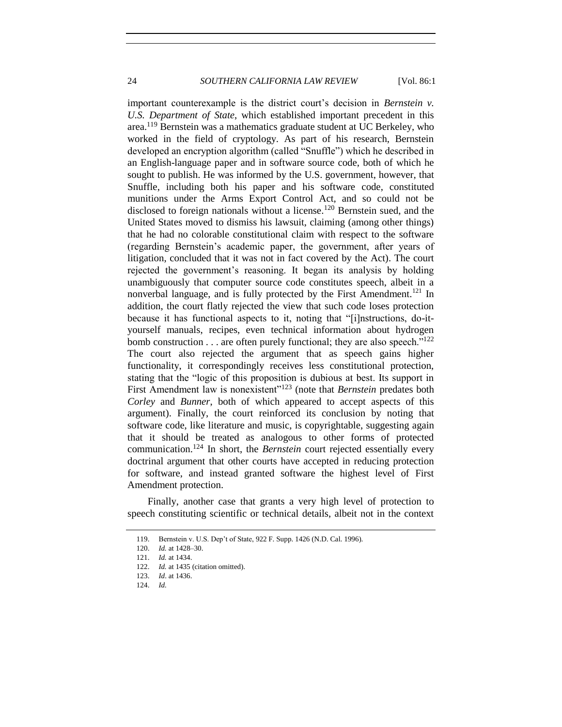important counterexample is the district court's decision in *Bernstein v. U.S. Department of State*, which established important precedent in this area.[119] Bernstein was a mathematics graduate student at UC Berkeley, who worked in the field of cryptology. As part of his research, Bernstein developed an encryption algorithm (called "Snuffle") which he described in an English-language paper and in software source code, both of which he sought to publish. He was informed by the U.S. government, however, that Snuffle, including both his paper and his software code, constituted munitions under the Arms Export Control Act, and so could not be disclosed to foreign nationals without a license.[120] Bernstein sued, and the United States moved to dismiss his lawsuit, claiming (among other things) that he had no colorable constitutional claim with respect to the software (regarding Bernstein's academic paper, the government, after years of litigation, concluded that it was not in fact covered by the Act). The court rejected the government's reasoning. It began its analysis by holding unambiguously that computer source code constitutes speech, albeit in a nonverbal language, and is fully protected by the First Amendment.[121] In addition, the court flatly rejected the view that such code loses protection because it has functional aspects to it, noting that "[i]nstructions, do-it-yourself manuals, recipes, even technical information about hydrogen bomb construction . . . are often purely functional; they are also speech."[122] The court also rejected the argument that as speech gains higher functionality, it correspondingly receives less constitutional protection, stating that the "logic of this proposition is dubious at best. Its support in First Amendment law is nonexistent"[123] (note that *Bernstein* predates both *Corley* and *Bunner*, both of which appeared to accept aspects of this argument). Finally, the court reinforced its conclusion by noting that software code, like literature and music, is copyrightable, suggesting again that it should be treated as analogous to other forms of protected communication.[124] In short, the *Bernstein* court rejected essentially every doctrinal argument that other courts have accepted in reducing protection for software, and instead granted software the highest level of First Amendment protection.

Finally, another case that grants a very high level of protection to speech constituting scientific or technical details, albeit not in the context

119. Bernstein v. U.S. Dep't of State, 922 F. Supp. 1426 (N.D. Cal. 1996).

120. *Id.* at 1428–30.

121. *Id.* at 1434.

122. *Id.* at 1435 (citation omitted).

123. *Id*. at 1436.

124. *Id.*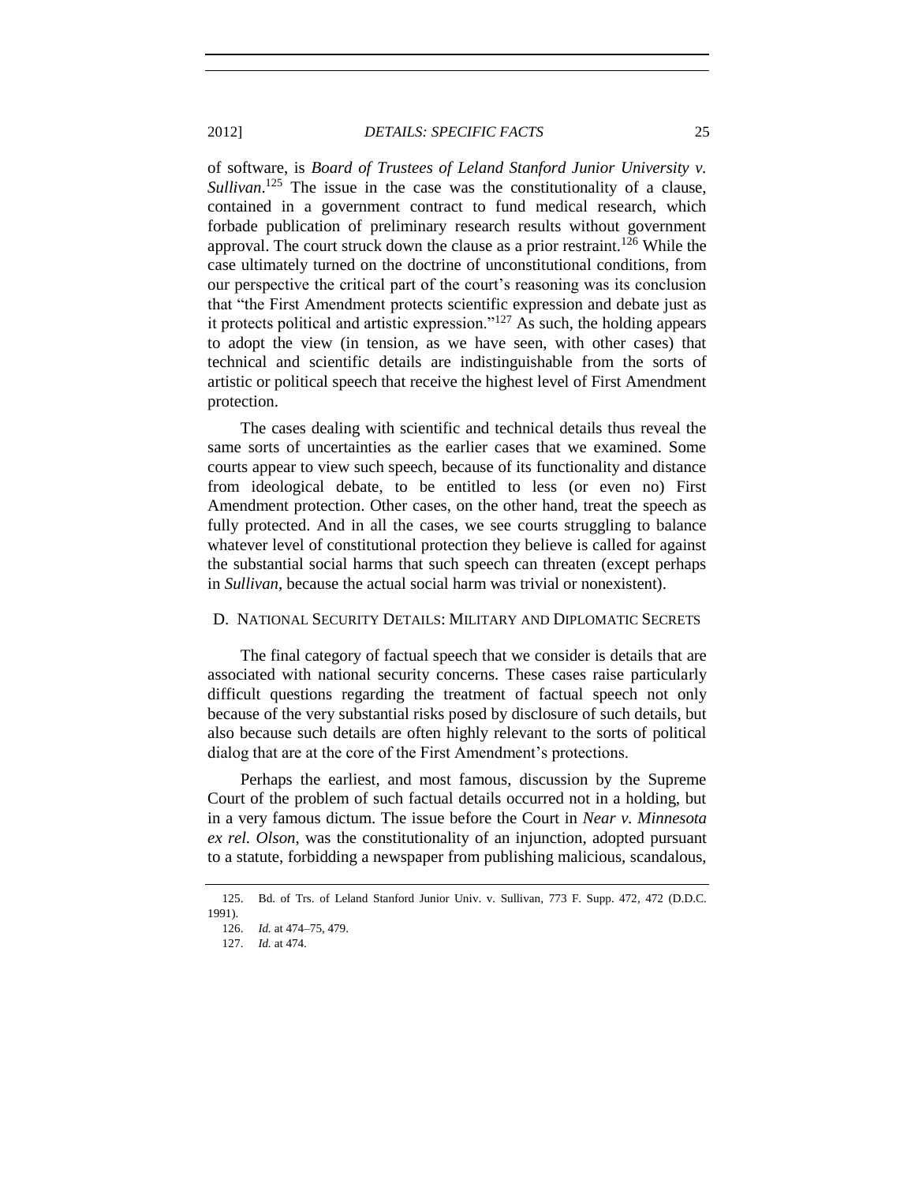of software, is *Board of Trustees of Leland Stanford Junior University v. Sullivan*.[125] The issue in the case was the constitutionality of a clause, contained in a government contract to fund medical research, which forbade publication of preliminary research results without government approval. The court struck down the clause as a prior restraint.[126] While the case ultimately turned on the doctrine of unconstitutional conditions, from our perspective the critical part of the court's reasoning was its conclusion that "the First Amendment protects scientific expression and debate just as it protects political and artistic expression."[127] As such, the holding appears to adopt the view (in tension, as we have seen, with other cases) that technical and scientific details are indistinguishable from the sorts of artistic or political speech that receive the highest level of First Amendment protection.

The cases dealing with scientific and technical details thus reveal the same sorts of uncertainties as the earlier cases that we examined. Some courts appear to view such speech, because of its functionality and distance from ideological debate, to be entitled to less (or even no) First Amendment protection. Other cases, on the other hand, treat the speech as fully protected. And in all the cases, we see courts struggling to balance whatever level of constitutional protection they believe is called for against the substantial social harms that such speech can threaten (except perhaps in *Sullivan*, because the actual social harm was trivial or nonexistent).

### D. National Security Details: Military and Diplomatic Secrets

The final category of factual speech that we consider is details that are associated with national security concerns. These cases raise particularly difficult questions regarding the treatment of factual speech not only because of the very substantial risks posed by disclosure of such details, but also because such details are often highly relevant to the sorts of political dialog that are at the core of the First Amendment's protections.

Perhaps the earliest, and most famous, discussion by the Supreme Court of the problem of such factual details occurred not in a holding, but in a very famous dictum. The issue before the Court in *Near v. Minnesota ex rel. Olson*, was the constitutionality of an injunction, adopted pursuant to a statute, forbidding a newspaper from publishing malicious, scandalous,

---

125. Bd. of Trs. of Leland Stanford Junior Univ. v. Sullivan, 773 F. Supp. 472, 472 (D.D.C. 1991).

126. *Id.* at 474–75, 479.

127. *Id.* at 474.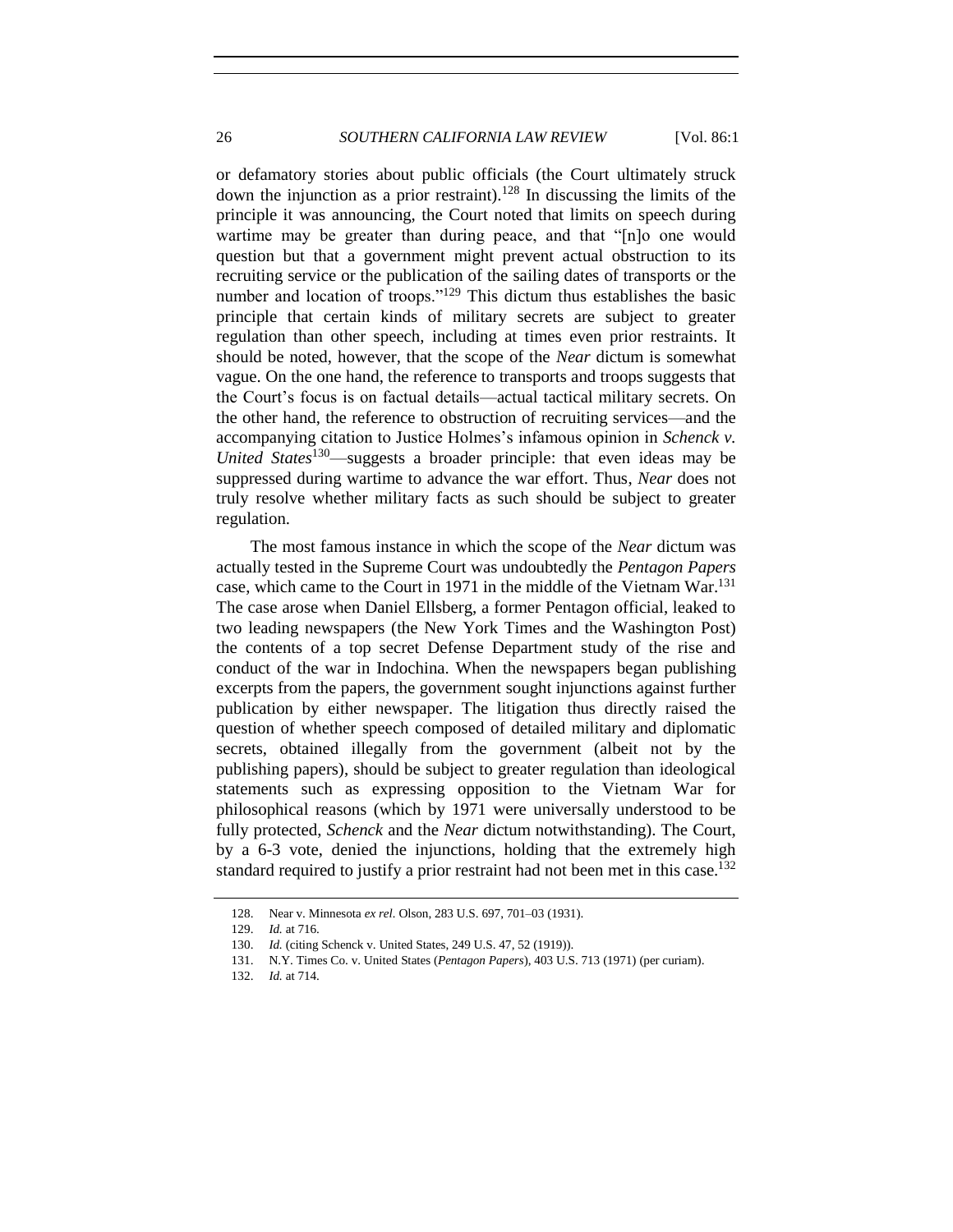or defamatory stories about public officials (the Court ultimately struck down the injunction as a prior restraint).[128] In discussing the limits of the principle it was announcing, the Court noted that limits on speech during wartime may be greater than during peace, and that "[n]o one would question but that a government might prevent actual obstruction to its recruiting service or the publication of the sailing dates of transports or the number and location of troops."[129] This dictum thus establishes the basic principle that certain kinds of military secrets are subject to greater regulation than other speech, including at times even prior restraints. It should be noted, however, that the scope of the *Near* dictum is somewhat vague. On the one hand, the reference to transports and troops suggests that the Court's focus is on factual details—actual tactical military secrets. On the other hand, the reference to obstruction of recruiting services—and the accompanying citation to Justice Holmes's infamous opinion in *Schenck v. United States*[130]—suggests a broader principle: that even ideas may be suppressed during wartime to advance the war effort. Thus, *Near* does not truly resolve whether military facts as such should be subject to greater regulation.

The most famous instance in which the scope of the *Near* dictum was actually tested in the Supreme Court was undoubtedly the *Pentagon Papers* case, which came to the Court in 1971 in the middle of the Vietnam War.[131] The case arose when Daniel Ellsberg, a former Pentagon official, leaked to two leading newspapers (the New York Times and the Washington Post) the contents of a top secret Defense Department study of the rise and conduct of the war in Indochina. When the newspapers began publishing excerpts from the papers, the government sought injunctions against further publication by either newspaper. The litigation thus directly raised the question of whether speech composed of detailed military and diplomatic secrets, obtained illegally from the government (albeit not by the publishing papers), should be subject to greater regulation than ideological statements such as expressing opposition to the Vietnam War for philosophical reasons (which by 1971 were universally understood to be fully protected, *Schenck* and the *Near* dictum notwithstanding). The Court, by a 6-3 vote, denied the injunctions, holding that the extremely high standard required to justify a prior restraint had not been met in this case.[132]

---

128. Near v. Minnesota *ex rel.* Olson, 283 U.S. 697, 701–03 (1931).

129. *Id.* at 716.

130. *Id.* (citing Schenck v. United States, 249 U.S. 47, 52 (1919)).

131. N.Y. Times Co. v. United States (*Pentagon Papers*), 403 U.S. 713 (1971) (per curiam).

132. *Id.* at 714.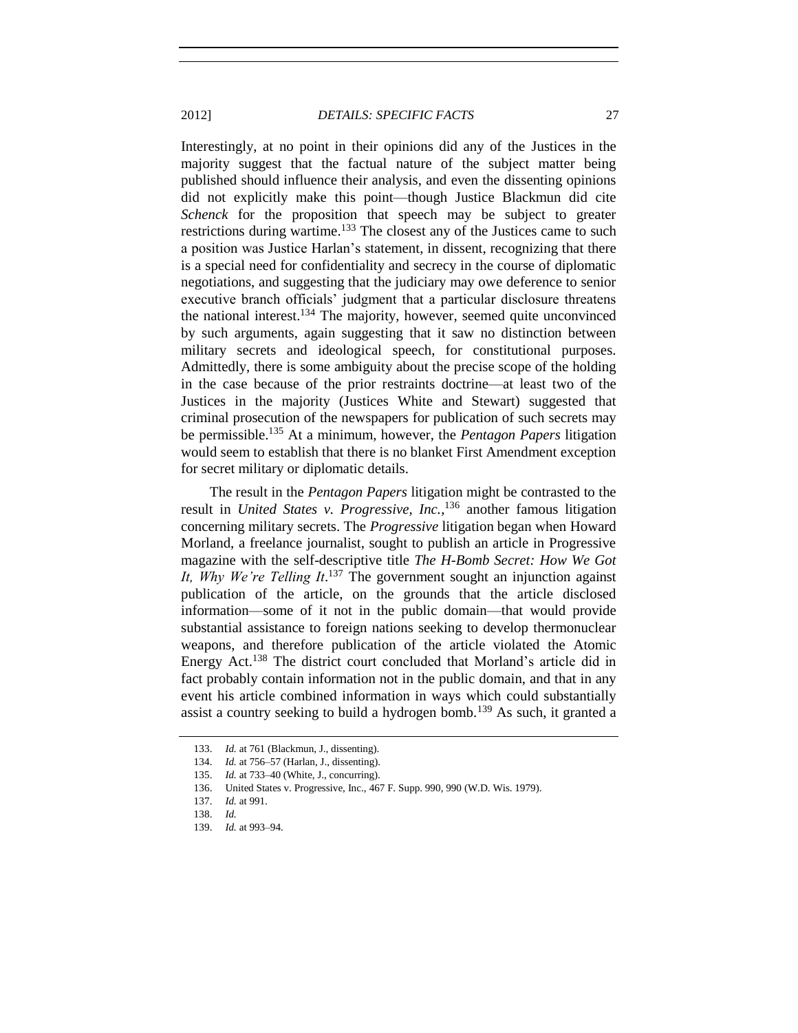Interestingly, at no point in their opinions did any of the Justices in the majority suggest that the factual nature of the subject matter being published should influence their analysis, and even the dissenting opinions did not explicitly make this point—though Justice Blackmun did cite *Schenck* for the proposition that speech may be subject to greater restrictions during wartime.[133] The closest any of the Justices came to such a position was Justice Harlan's statement, in dissent, recognizing that there is a special need for confidentiality and secrecy in the course of diplomatic negotiations, and suggesting that the judiciary may owe deference to senior executive branch officials' judgment that a particular disclosure threatens the national interest.[134] The majority, however, seemed quite unconvinced by such arguments, again suggesting that it saw no distinction between military secrets and ideological speech, for constitutional purposes. Admittedly, there is some ambiguity about the precise scope of the holding in the case because of the prior restraints doctrine—at least two of the Justices in the majority (Justices White and Stewart) suggested that criminal prosecution of the newspapers for publication of such secrets may be permissible.[135] At a minimum, however, the *Pentagon Papers* litigation would seem to establish that there is no blanket First Amendment exception for secret military or diplomatic details.

The result in the *Pentagon Papers* litigation might be contrasted to the result in *United States v. Progressive, Inc.*,[136] another famous litigation concerning military secrets. The *Progressive* litigation began when Howard Morland, a freelance journalist, sought to publish an article in Progressive magazine with the self-descriptive title *The H-Bomb Secret: How We Got It, Why We're Telling It*.[137] The government sought an injunction against publication of the article, on the grounds that the article disclosed information—some of it not in the public domain—that would provide substantial assistance to foreign nations seeking to develop thermonuclear weapons, and therefore publication of the article violated the Atomic Energy Act.[138] The district court concluded that Morland's article did in fact probably contain information not in the public domain, and that in any event his article combined information in ways which could substantially assist a country seeking to build a hydrogen bomb.[139] As such, it granted a

133. *Id.* at 761 (Blackmun, J., dissenting).

134. *Id.* at 756–57 (Harlan, J., dissenting).

135. *Id.* at 733–40 (White, J., concurring).

136. United States v. Progressive, Inc., 467 F. Supp. 990, 990 (W.D. Wis. 1979).

137. *Id.* at 991.

138. *Id.*

139. *Id.* at 993–94.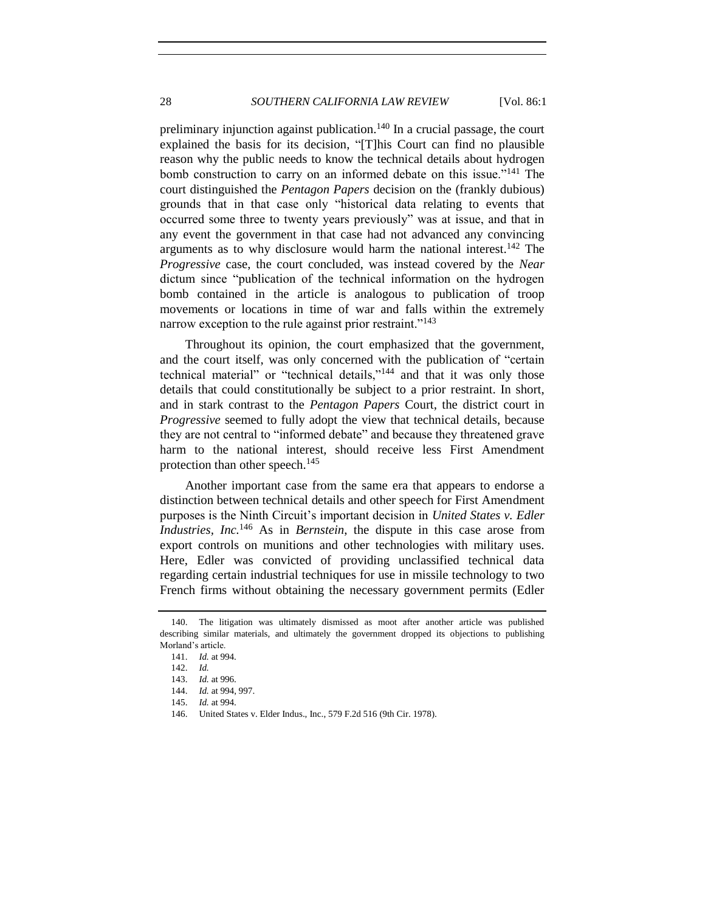preliminary injunction against publication.[140] In a crucial passage, the court explained the basis for its decision, "[T]his Court can find no plausible reason why the public needs to know the technical details about hydrogen bomb construction to carry on an informed debate on this issue."[141] The court distinguished the *Pentagon Papers* decision on the (frankly dubious) grounds that in that case only "historical data relating to events that occurred some three to twenty years previously" was at issue, and that in any event the government in that case had not advanced any convincing arguments as to why disclosure would harm the national interest.[142] The *Progressive* case, the court concluded, was instead covered by the *Near* dictum since "publication of the technical information on the hydrogen bomb contained in the article is analogous to publication of troop movements or locations in time of war and falls within the extremely narrow exception to the rule against prior restraint."[143]

Throughout its opinion, the court emphasized that the government, and the court itself, was only concerned with the publication of "certain technical material" or "technical details,"[144] and that it was only those details that could constitutionally be subject to a prior restraint. In short, and in stark contrast to the *Pentagon Papers* Court, the district court in *Progressive* seemed to fully adopt the view that technical details, because they are not central to "informed debate" and because they threatened grave harm to the national interest, should receive less First Amendment protection than other speech.[145]

Another important case from the same era that appears to endorse a distinction between technical details and other speech for First Amendment purposes is the Ninth Circuit's important decision in *United States v. Edler Industries, Inc.*[146] As in *Bernstein*, the dispute in this case arose from export controls on munitions and other technologies with military uses. Here, Edler was convicted of providing unclassified technical data regarding certain industrial techniques for use in missile technology to two French firms without obtaining the necessary government permits (Edler

---

140. The litigation was ultimately dismissed as moot after another article was published describing similar materials, and ultimately the government dropped its objections to publishing Morland's article.

141. *Id.* at 994.

142. *Id.*

143. *Id.* at 996.

144. *Id.* at 994, 997.

145. *Id.* at 994.

146. United States v. Elder Indus., Inc., 579 F.2d 516 (9th Cir. 1978).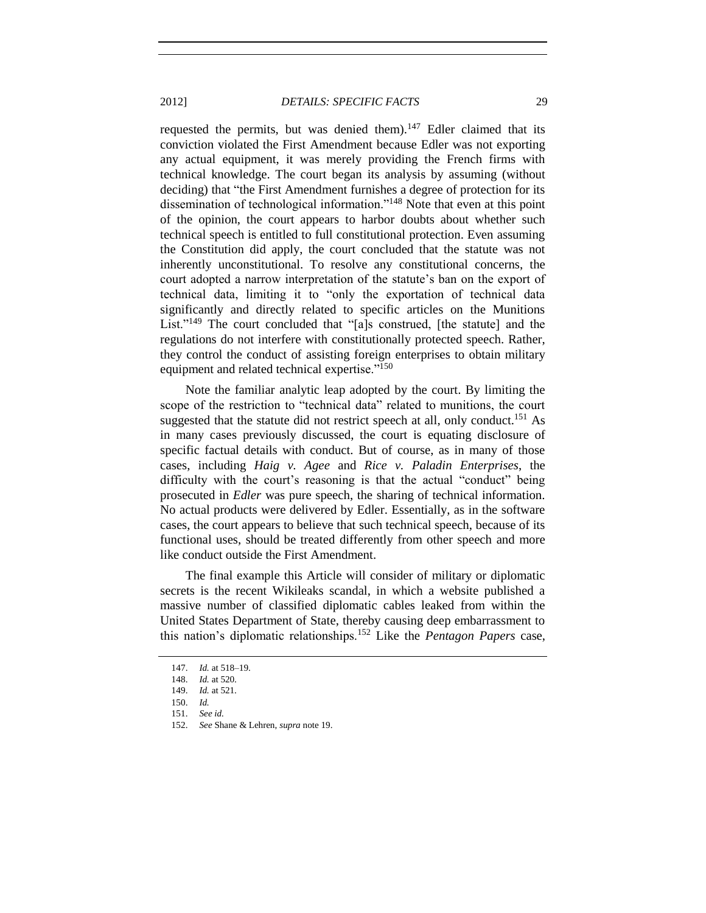requested the permits, but was denied them).[147] Edler claimed that its conviction violated the First Amendment because Edler was not exporting any actual equipment, it was merely providing the French firms with technical knowledge. The court began its analysis by assuming (without deciding) that "the First Amendment furnishes a degree of protection for its dissemination of technological information."[148] Note that even at this point of the opinion, the court appears to harbor doubts about whether such technical speech is entitled to full constitutional protection. Even assuming the Constitution did apply, the court concluded that the statute was not inherently unconstitutional. To resolve any constitutional concerns, the court adopted a narrow interpretation of the statute's ban on the export of technical data, limiting it to "only the exportation of technical data significantly and directly related to specific articles on the Munitions List."[149] The court concluded that "[a]s construed, [the statute] and the regulations do not interfere with constitutionally protected speech. Rather, they control the conduct of assisting foreign enterprises to obtain military equipment and related technical expertise."[150]

Note the familiar analytic leap adopted by the court. By limiting the scope of the restriction to "technical data" related to munitions, the court suggested that the statute did not restrict speech at all, only conduct.[151] As in many cases previously discussed, the court is equating disclosure of specific factual details with conduct. But of course, as in many of those cases, including *Haig v. Agee* and *Rice v. Paladin Enterprises*, the difficulty with the court's reasoning is that the actual "conduct" being prosecuted in *Edler* was pure speech, the sharing of technical information. No actual products were delivered by Edler. Essentially, as in the software cases, the court appears to believe that such technical speech, because of its functional uses, should be treated differently from other speech and more like conduct outside the First Amendment.

The final example this Article will consider of military or diplomatic secrets is the recent Wikileaks scandal, in which a website published a massive number of classified diplomatic cables leaked from within the United States Department of State, thereby causing deep embarrassment to this nation's diplomatic relationships.[152] Like the *Pentagon Papers* case,

---

147. *Id.* at 518–19.

148. *Id.* at 520.

149. *Id.* at 521.

150. *Id.*

151. *See id.*

152. *See* Shane & Lehren, *supra* note 19.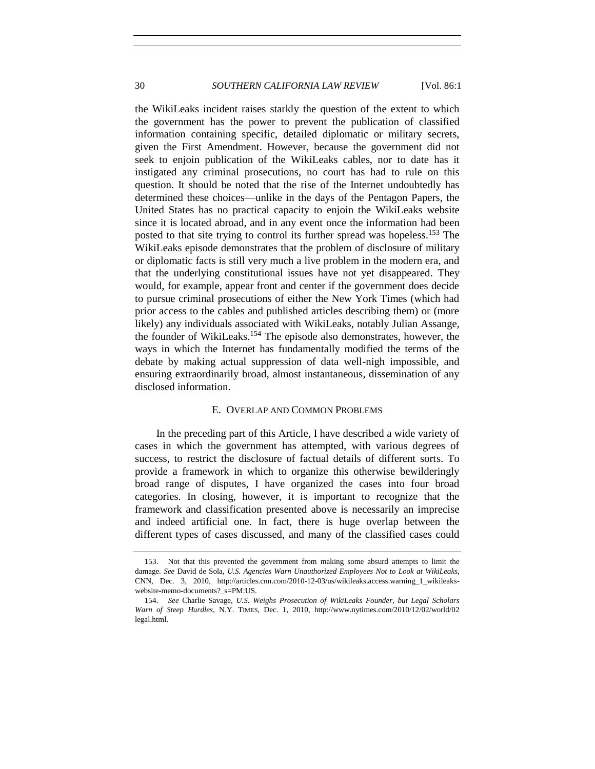the WikiLeaks incident raises starkly the question of the extent to which the government has the power to prevent the publication of classified information containing specific, detailed diplomatic or military secrets, given the First Amendment. However, because the government did not seek to enjoin publication of the WikiLeaks cables, nor to date has it instigated any criminal prosecutions, no court has had to rule on this question. It should be noted that the rise of the Internet undoubtedly has determined these choices—unlike in the days of the Pentagon Papers, the United States has no practical capacity to enjoin the WikiLeaks website since it is located abroad, and in any event once the information had been posted to that site trying to control its further spread was hopeless.[153] The WikiLeaks episode demonstrates that the problem of disclosure of military or diplomatic facts is still very much a live problem in the modern era, and that the underlying constitutional issues have not yet disappeared. They would, for example, appear front and center if the government does decide to pursue criminal prosecutions of either the New York Times (which had prior access to the cables and published articles describing them) or (more likely) any individuals associated with WikiLeaks, notably Julian Assange, the founder of WikiLeaks.[154] The episode also demonstrates, however, the ways in which the Internet has fundamentally modified the terms of the debate by making actual suppression of data well-nigh impossible, and ensuring extraordinarily broad, almost instantaneous, dissemination of any disclosed information.

### E. Overlap and Common Problems

In the preceding part of this Article, I have described a wide variety of cases in which the government has attempted, with various degrees of success, to restrict the disclosure of factual details of different sorts. To provide a framework in which to organize this otherwise bewilderingly broad range of disputes, I have organized the cases into four broad categories. In closing, however, it is important to recognize that the framework and classification presented above is necessarily an imprecise and indeed artificial one. In fact, there is huge overlap between the different types of cases discussed, and many of the classified cases could

---

153. Not that this prevented the government from making some absurd attempts to limit the damage. *See* David de Sola, *U.S. Agencies Warn Unauthorized Employees Not to Look at WikiLeaks*, CNN, Dec. 3, 2010, http://articles.cnn.com/2010-12-03/us/wikileaks.access.warning_1_wikileaks-website-memo-documents?_s=PM:US.

154. *See* Charlie Savage, *U.S. Weighs Prosecution of WikiLeaks Founder, but Legal Scholars Warn of Steep Hurdles*, N.Y. TIMES, Dec. 1, 2010, http://www.nytimes.com/2010/12/02/world/02legal.html.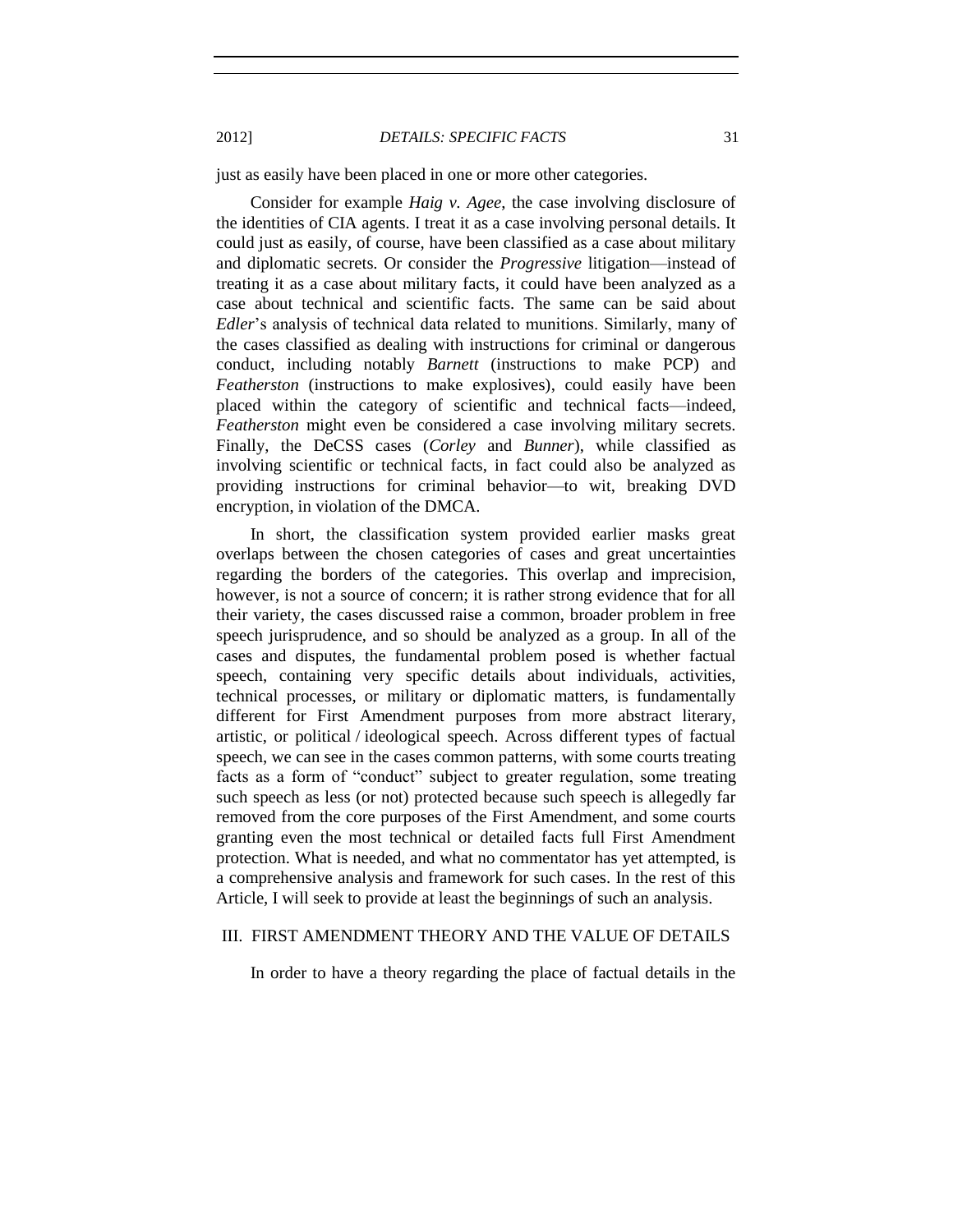just as easily have been placed in one or more other categories.

Consider for example *Haig v. Agee*, the case involving disclosure of the identities of CIA agents. I treat it as a case involving personal details. It could just as easily, of course, have been classified as a case about military and diplomatic secrets. Or consider the *Progressive* litigation—instead of treating it as a case about military facts, it could have been analyzed as a case about technical and scientific facts. The same can be said about *Edler*'s analysis of technical data related to munitions. Similarly, many of the cases classified as dealing with instructions for criminal or dangerous conduct, including notably *Barnett* (instructions to make PCP) and *Featherston* (instructions to make explosives), could easily have been placed within the category of scientific and technical facts—indeed, *Featherston* might even be considered a case involving military secrets. Finally, the DeCSS cases (*Corley* and *Bunner*), while classified as involving scientific or technical facts, in fact could also be analyzed as providing instructions for criminal behavior—to wit, breaking DVD encryption, in violation of the DMCA.

In short, the classification system provided earlier masks great overlaps between the chosen categories of cases and great uncertainties regarding the borders of the categories. This overlap and imprecision, however, is not a source of concern; it is rather strong evidence that for all their variety, the cases discussed raise a common, broader problem in free speech jurisprudence, and so should be analyzed as a group. In all of the cases and disputes, the fundamental problem posed is whether factual speech, containing very specific details about individuals, activities, technical processes, or military or diplomatic matters, is fundamentally different for First Amendment purposes from more abstract literary, artistic, or political / ideological speech. Across different types of factual speech, we can see in the cases common patterns, with some courts treating facts as a form of "conduct" subject to greater regulation, some treating such speech as less (or not) protected because such speech is allegedly far removed from the core purposes of the First Amendment, and some courts granting even the most technical or detailed facts full First Amendment protection. What is needed, and what no commentator has yet attempted, is a comprehensive analysis and framework for such cases. In the rest of this Article, I will seek to provide at least the beginnings of such an analysis.

## III. FIRST AMENDMENT THEORY AND THE VALUE OF DETAILS

In order to have a theory regarding the place of factual details in the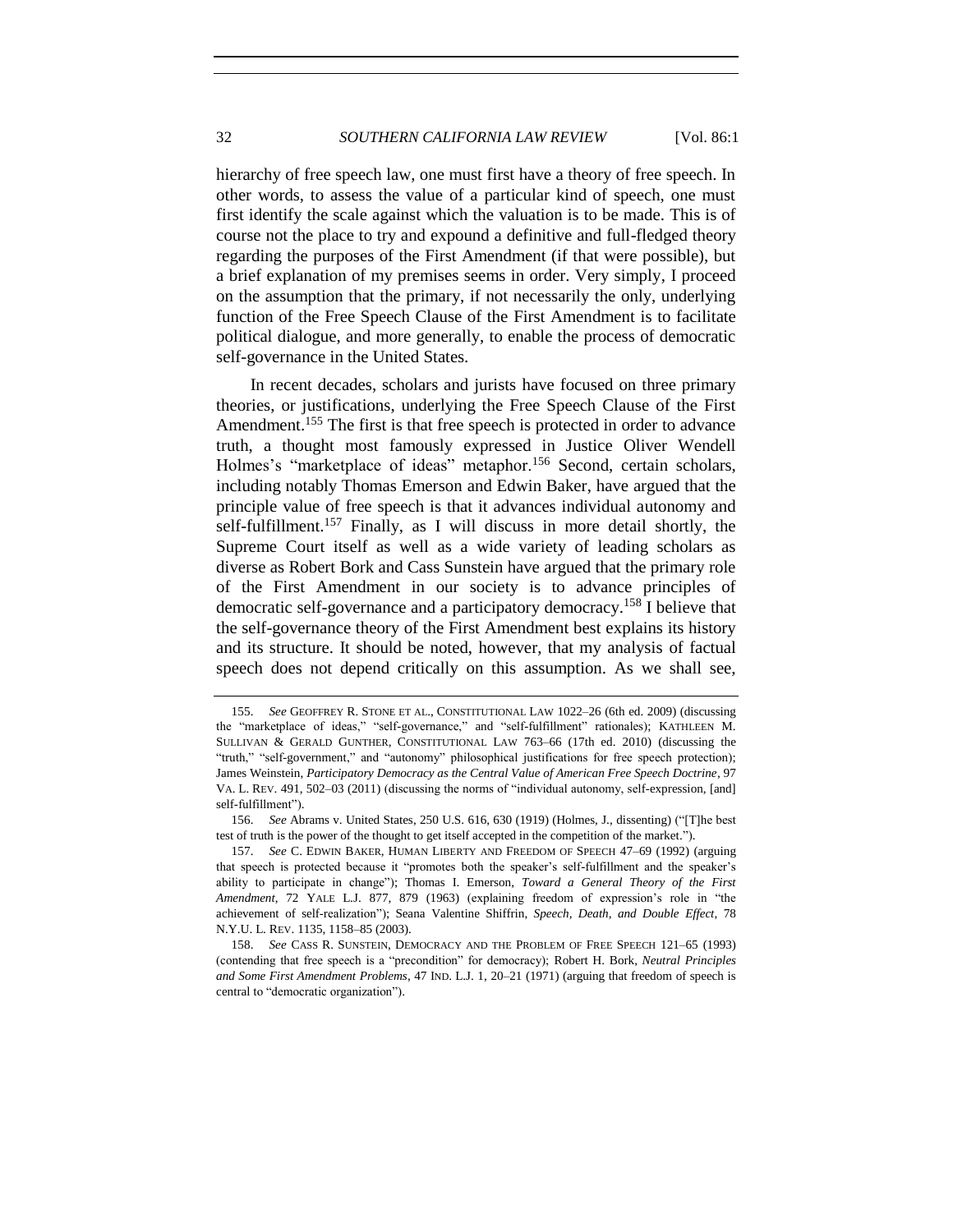hierarchy of free speech law, one must first have a theory of free speech. In other words, to assess the value of a particular kind of speech, one must first identify the scale against which the valuation is to be made. This is of course not the place to try and expound a definitive and full-fledged theory regarding the purposes of the First Amendment (if that were possible), but a brief explanation of my premises seems in order. Very simply, I proceed on the assumption that the primary, if not necessarily the only, underlying function of the Free Speech Clause of the First Amendment is to facilitate political dialogue, and more generally, to enable the process of democratic self-governance in the United States.

In recent decades, scholars and jurists have focused on three primary theories, or justifications, underlying the Free Speech Clause of the First Amendment.[155] The first is that free speech is protected in order to advance truth, a thought most famously expressed in Justice Oliver Wendell Holmes's "marketplace of ideas" metaphor.[156] Second, certain scholars, including notably Thomas Emerson and Edwin Baker, have argued that the principle value of free speech is that it advances individual autonomy and self-fulfillment.[157] Finally, as I will discuss in more detail shortly, the Supreme Court itself as well as a wide variety of leading scholars as diverse as Robert Bork and Cass Sunstein have argued that the primary role of the First Amendment in our society is to advance principles of democratic self-governance and a participatory democracy.[158] I believe that the self-governance theory of the First Amendment best explains its history and its structure. It should be noted, however, that my analysis of factual speech does not depend critically on this assumption. As we shall see,

---

155. *See* GEOFFREY R. STONE ET AL., CONSTITUTIONAL LAW 1022–26 (6th ed. 2009) (discussing the "marketplace of ideas," "self-governance," and "self-fulfillment" rationales); KATHLEEN M. SULLIVAN & GERALD GUNTHER, CONSTITUTIONAL LAW 763–66 (17th ed. 2010) (discussing the "truth," "self-government," and "autonomy" philosophical justifications for free speech protection); James Weinstein, *Participatory Democracy as the Central Value of American Free Speech Doctrine*, 97 VA. L. REV. 491, 502–03 (2011) (discussing the norms of "individual autonomy, self-expression, [and] self-fulfillment").

156. *See* Abrams v. United States, 250 U.S. 616, 630 (1919) (Holmes, J., dissenting) ("[T]he best test of truth is the power of the thought to get itself accepted in the competition of the market.").

157. *See* C. EDWIN BAKER, HUMAN LIBERTY AND FREEDOM OF SPEECH 47–69 (1992) (arguing that speech is protected because it "promotes both the speaker's self-fulfillment and the speaker's ability to participate in change"); Thomas I. Emerson, *Toward a General Theory of the First Amendment*, 72 YALE L.J. 877, 879 (1963) (explaining freedom of expression's role in "the achievement of self-realization"); Seana Valentine Shiffrin, *Speech, Death, and Double Effect*, 78 N.Y.U. L. REV. 1135, 1158–85 (2003).

158. *See* CASS R. SUNSTEIN, DEMOCRACY AND THE PROBLEM OF FREE SPEECH 121–65 (1993) (contending that free speech is a "precondition" for democracy); Robert H. Bork, *Neutral Principles and Some First Amendment Problems*, 47 IND. L.J. 1, 20–21 (1971) (arguing that freedom of speech is central to "democratic organization").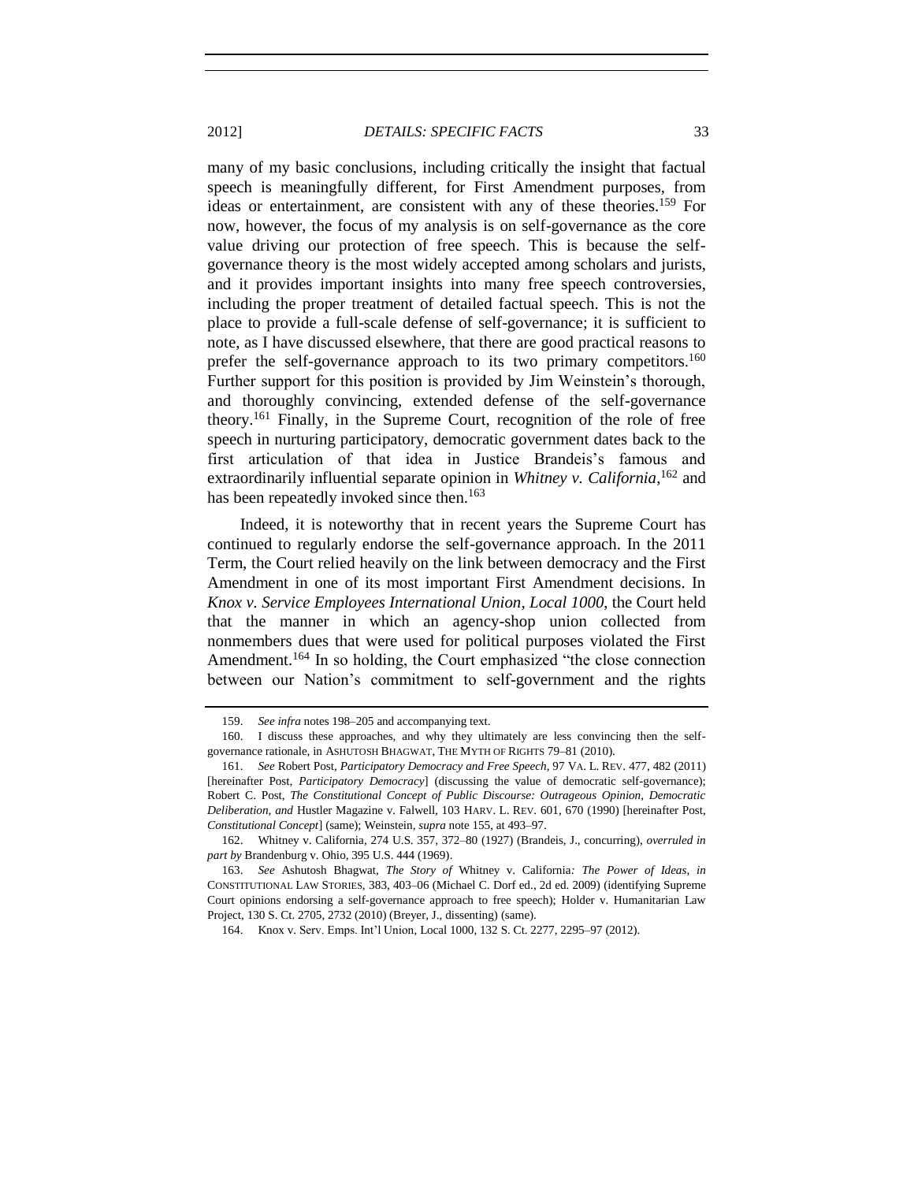many of my basic conclusions, including critically the insight that factual speech is meaningfully different, for First Amendment purposes, from ideas or entertainment, are consistent with any of these theories.[159] For now, however, the focus of my analysis is on self-governance as the core value driving our protection of free speech. This is because the self-governance theory is the most widely accepted among scholars and jurists, and it provides important insights into many free speech controversies, including the proper treatment of detailed factual speech. This is not the place to provide a full-scale defense of self-governance; it is sufficient to note, as I have discussed elsewhere, that there are good practical reasons to prefer the self-governance approach to its two primary competitors.[160] Further support for this position is provided by Jim Weinstein's thorough, and thoroughly convincing, extended defense of the self-governance theory.[161] Finally, in the Supreme Court, recognition of the role of free speech in nurturing participatory, democratic government dates back to the first articulation of that idea in Justice Brandeis's famous and extraordinarily influential separate opinion in *Whitney v. California*,[162] and has been repeatedly invoked since then.[163]

Indeed, it is noteworthy that in recent years the Supreme Court has continued to regularly endorse the self-governance approach. In the 2011 Term, the Court relied heavily on the link between democracy and the First Amendment in one of its most important First Amendment decisions. In *Knox v. Service Employees International Union, Local 1000*, the Court held that the manner in which an agency-shop union collected from nonmembers dues that were used for political purposes violated the First Amendment.[164] In so holding, the Court emphasized "the close connection between our Nation's commitment to self-government and the rights

---

159. *See infra* notes 198–205 and accompanying text.

160. I discuss these approaches, and why they ultimately are less convincing then the self-governance rationale, in ASHUTOSH BHAGWAT, THE MYTH OF RIGHTS 79–81 (2010).

161. *See* Robert Post, *Participatory Democracy and Free Speech*, 97 VA. L. REV. 477, 482 (2011) [hereinafter Post, *Participatory Democracy*] (discussing the value of democratic self-governance); Robert C. Post, *The Constitutional Concept of Public Discourse: Outrageous Opinion, Democratic Deliberation, and* Hustler Magazine v. Falwell, 103 HARV. L. REV. 601, 670 (1990) [hereinafter Post, *Constitutional Concept*] (same); Weinstein, *supra* note 155, at 493–97.

162. Whitney v. California, 274 U.S. 357, 372–80 (1927) (Brandeis, J., concurring), *overruled in part by* Brandenburg v. Ohio, 395 U.S. 444 (1969).

163. *See* Ashutosh Bhagwat, *The Story of* Whitney v. California*: The Power of Ideas*, *in* CONSTITUTIONAL LAW STORIES, 383, 403–06 (Michael C. Dorf ed., 2d ed. 2009) (identifying Supreme Court opinions endorsing a self-governance approach to free speech); Holder v. Humanitarian Law Project, 130 S. Ct. 2705, 2732 (2010) (Breyer, J., dissenting) (same).

164. Knox v. Serv. Emps. Int'l Union, Local 1000, 132 S. Ct. 2277, 2295–97 (2012).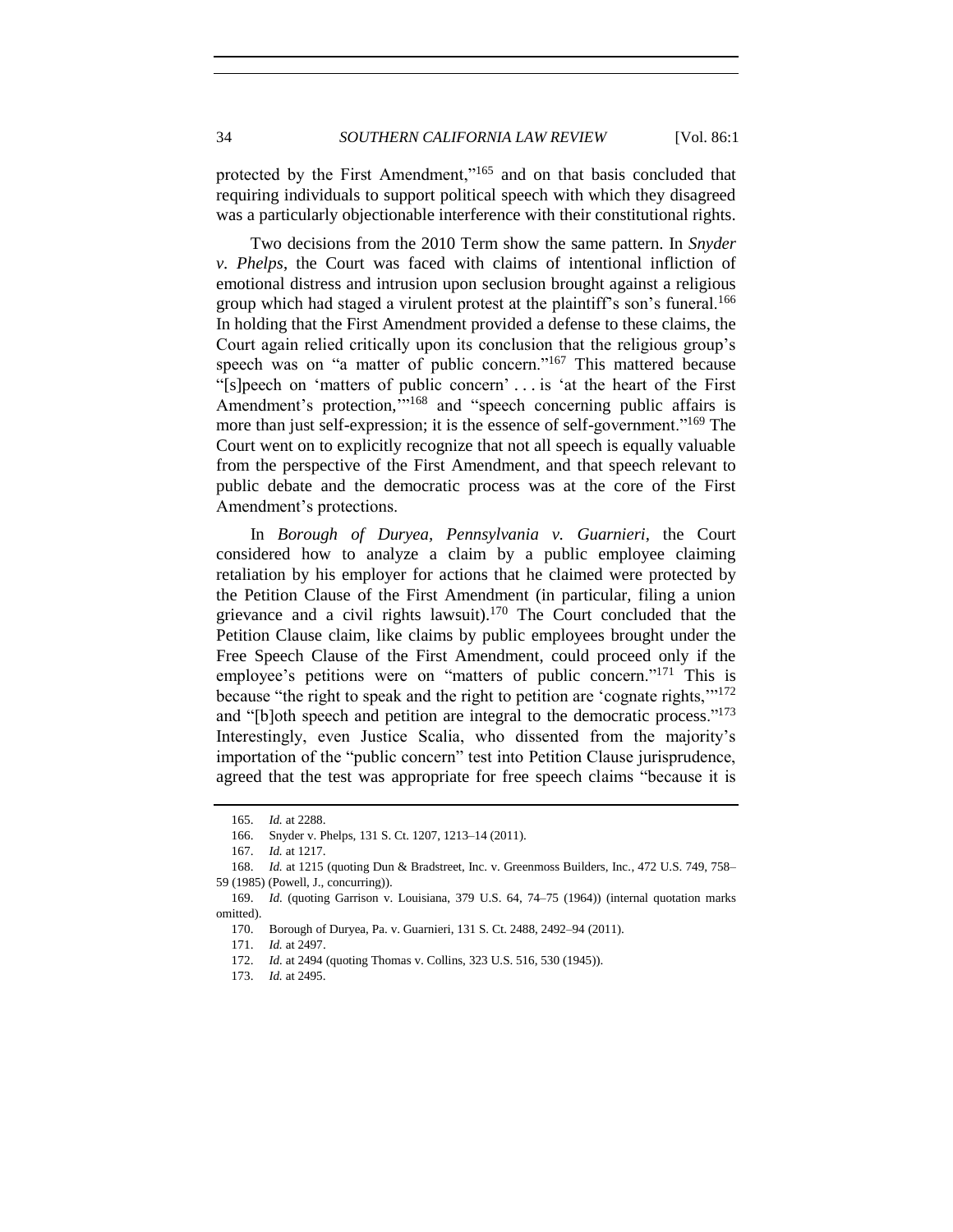protected by the First Amendment,"[165] and on that basis concluded that requiring individuals to support political speech with which they disagreed was a particularly objectionable interference with their constitutional rights.

Two decisions from the 2010 Term show the same pattern. In *Snyder v. Phelps*, the Court was faced with claims of intentional infliction of emotional distress and intrusion upon seclusion brought against a religious group which had staged a virulent protest at the plaintiff's son's funeral.[166] In holding that the First Amendment provided a defense to these claims, the Court again relied critically upon its conclusion that the religious group's speech was on "a matter of public concern."[167] This mattered because "[s]peech on 'matters of public concern' . . . is 'at the heart of the First Amendment's protection,'"[168] and "speech concerning public affairs is more than just self-expression; it is the essence of self-government."[169] The Court went on to explicitly recognize that not all speech is equally valuable from the perspective of the First Amendment, and that speech relevant to public debate and the democratic process was at the core of the First Amendment's protections.

In *Borough of Duryea, Pennsylvania v. Guarnieri*, the Court considered how to analyze a claim by a public employee claiming retaliation by his employer for actions that he claimed were protected by the Petition Clause of the First Amendment (in particular, filing a union grievance and a civil rights lawsuit).[170] The Court concluded that the Petition Clause claim, like claims by public employees brought under the Free Speech Clause of the First Amendment, could proceed only if the employee's petitions were on "matters of public concern."[171] This is because "the right to speak and the right to petition are 'cognate rights,'"[172] and "[b]oth speech and petition are integral to the democratic process."[173] Interestingly, even Justice Scalia, who dissented from the majority's importation of the "public concern" test into Petition Clause jurisprudence, agreed that the test was appropriate for free speech claims "because it is

---

165. *Id.* at 2288.

166. Snyder v. Phelps, 131 S. Ct. 1207, 1213–14 (2011).

167. *Id.* at 1217.

168. *Id.* at 1215 (quoting Dun & Bradstreet, Inc. v. Greenmoss Builders, Inc., 472 U.S. 749, 758–59 (1985) (Powell, J., concurring)).

169. *Id.* (quoting Garrison v. Louisiana, 379 U.S. 64, 74–75 (1964)) (internal quotation marks omitted).

170. Borough of Duryea, Pa. v. Guarnieri, 131 S. Ct. 2488, 2492–94 (2011).

171. *Id.* at 2497.

172. *Id.* at 2494 (quoting Thomas v. Collins, 323 U.S. 516, 530 (1945)).

173. *Id.* at 2495.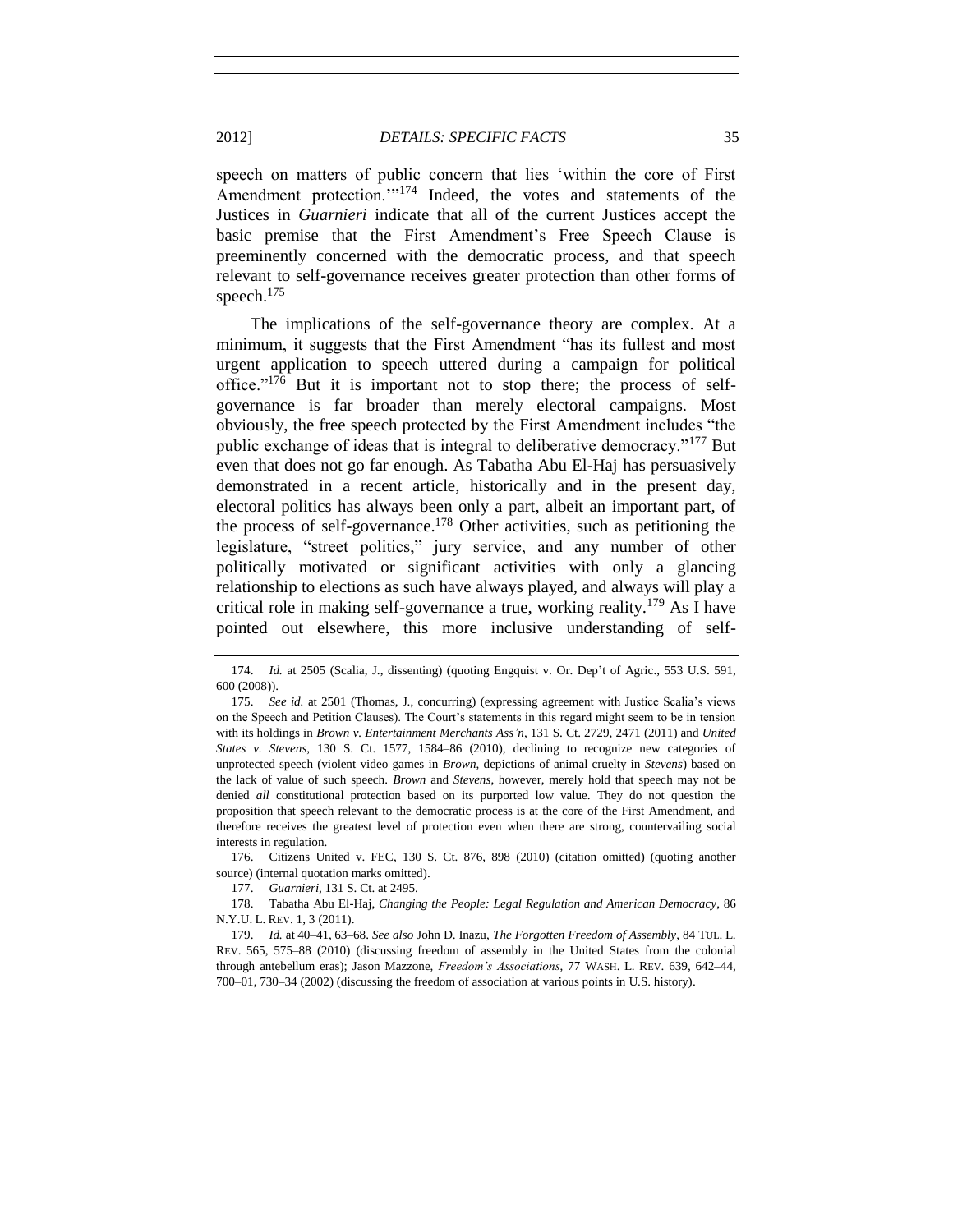speech on matters of public concern that lies 'within the core of First Amendment protection.'"[174] Indeed, the votes and statements of the Justices in *Guarnieri* indicate that all of the current Justices accept the basic premise that the First Amendment's Free Speech Clause is preeminently concerned with the democratic process, and that speech relevant to self-governance receives greater protection than other forms of speech.[175]

The implications of the self-governance theory are complex. At a minimum, it suggests that the First Amendment "has its fullest and most urgent application to speech uttered during a campaign for political office."[176] But it is important not to stop there; the process of self-governance is far broader than merely electoral campaigns. Most obviously, the free speech protected by the First Amendment includes "the public exchange of ideas that is integral to deliberative democracy."[177] But even that does not go far enough. As Tabatha Abu El-Haj has persuasively demonstrated in a recent article, historically and in the present day, electoral politics has always been only a part, albeit an important part, of the process of self-governance.[178] Other activities, such as petitioning the legislature, "street politics," jury service, and any number of other politically motivated or significant activities with only a glancing relationship to elections as such have always played, and always will play a critical role in making self-governance a true, working reality.[179] As I have pointed out elsewhere, this more inclusive understanding of self-

---

174. *Id.* at 2505 (Scalia, J., dissenting) (quoting Engquist v. Or. Dep't of Agric., 553 U.S. 591, 600 (2008)).

175. *See id.* at 2501 (Thomas, J., concurring) (expressing agreement with Justice Scalia's views on the Speech and Petition Clauses). The Court's statements in this regard might seem to be in tension with its holdings in *Brown v. Entertainment Merchants Ass'n*, 131 S. Ct. 2729, 2471 (2011) and *United States v. Stevens*, 130 S. Ct. 1577, 1584–86 (2010), declining to recognize new categories of unprotected speech (violent video games in *Brown*, depictions of animal cruelty in *Stevens*) based on the lack of value of such speech. *Brown* and *Stevens*, however, merely hold that speech may not be denied *all* constitutional protection based on its purported low value. They do not question the proposition that speech relevant to the democratic process is at the core of the First Amendment, and therefore receives the greatest level of protection even when there are strong, countervailing social interests in regulation.

176. Citizens United v. FEC, 130 S. Ct. 876, 898 (2010) (citation omitted) (quoting another source) (internal quotation marks omitted).

177. *Guarnieri*, 131 S. Ct. at 2495.

178. Tabatha Abu El-Haj, *Changing the People: Legal Regulation and American Democracy*, 86 N.Y.U. L. REV. 1, 3 (2011).

179. *Id.* at 40–41, 63–68. *See also* John D. Inazu, *The Forgotten Freedom of Assembly*, 84 TUL. L. REV. 565, 575–88 (2010) (discussing freedom of assembly in the United States from the colonial through antebellum eras); Jason Mazzone, *Freedom's Associations*, 77 WASH. L. REV. 639, 642–44, 700–01, 730–34 (2002) (discussing the freedom of association at various points in U.S. history).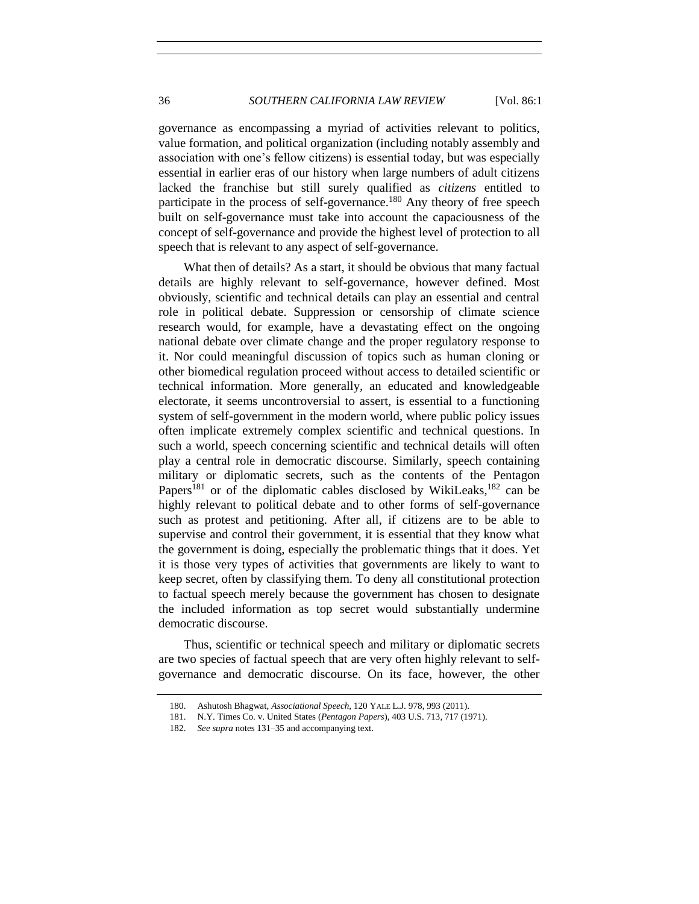governance as encompassing a myriad of activities relevant to politics, value formation, and political organization (including notably assembly and association with one's fellow citizens) is essential today, but was especially essential in earlier eras of our history when large numbers of adult citizens lacked the franchise but still surely qualified as *citizens* entitled to participate in the process of self-governance.[180] Any theory of free speech built on self-governance must take into account the capaciousness of the concept of self-governance and provide the highest level of protection to all speech that is relevant to any aspect of self-governance.

What then of details? As a start, it should be obvious that many factual details are highly relevant to self-governance, however defined. Most obviously, scientific and technical details can play an essential and central role in political debate. Suppression or censorship of climate science research would, for example, have a devastating effect on the ongoing national debate over climate change and the proper regulatory response to it. Nor could meaningful discussion of topics such as human cloning or other biomedical regulation proceed without access to detailed scientific or technical information. More generally, an educated and knowledgeable electorate, it seems uncontroversial to assert, is essential to a functioning system of self-government in the modern world, where public policy issues often implicate extremely complex scientific and technical questions. In such a world, speech concerning scientific and technical details will often play a central role in democratic discourse. Similarly, speech containing military or diplomatic secrets, such as the contents of the Pentagon Papers[181] or of the diplomatic cables disclosed by WikiLeaks,[182] can be highly relevant to political debate and to other forms of self-governance such as protest and petitioning. After all, if citizens are to be able to supervise and control their government, it is essential that they know what the government is doing, especially the problematic things that it does. Yet it is those very types of activities that governments are likely to want to keep secret, often by classifying them. To deny all constitutional protection to factual speech merely because the government has chosen to designate the included information as top secret would substantially undermine democratic discourse.

Thus, scientific or technical speech and military or diplomatic secrets are two species of factual speech that are very often highly relevant to self-governance and democratic discourse. On its face, however, the other

180. Ashutosh Bhagwat, *Associational Speech*, 120 YALE L.J. 978, 993 (2011).

181. N.Y. Times Co. v. United States (*Pentagon Papers*), 403 U.S. 713, 717 (1971).

182. *See supra* notes 131–35 and accompanying text.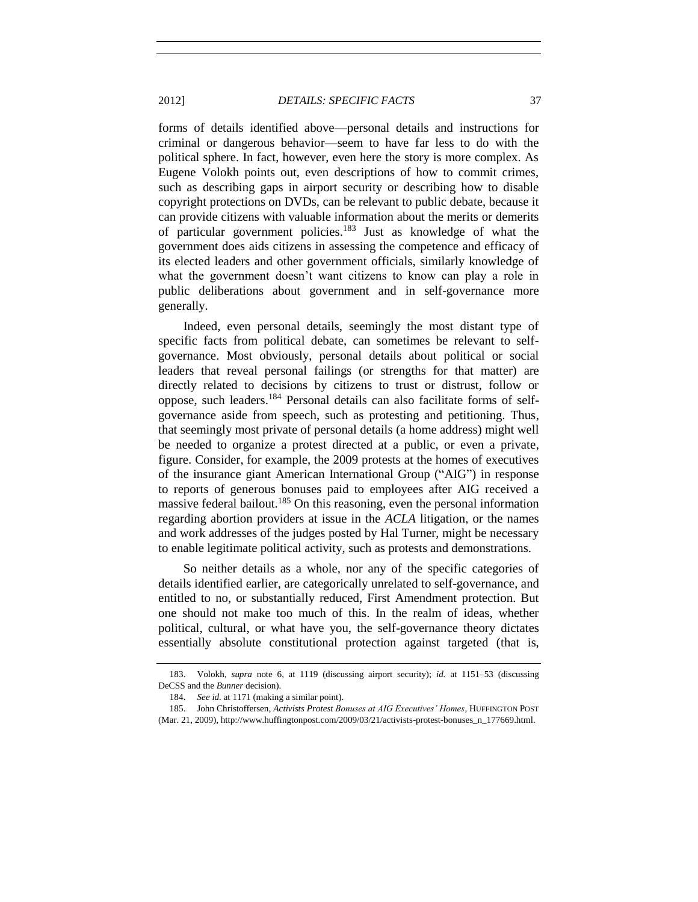forms of details identified above—personal details and instructions for criminal or dangerous behavior—seem to have far less to do with the political sphere. In fact, however, even here the story is more complex. As Eugene Volokh points out, even descriptions of how to commit crimes, such as describing gaps in airport security or describing how to disable copyright protections on DVDs, can be relevant to public debate, because it can provide citizens with valuable information about the merits or demerits of particular government policies.[183] Just as knowledge of what the government does aids citizens in assessing the competence and efficacy of its elected leaders and other government officials, similarly knowledge of what the government doesn't want citizens to know can play a role in public deliberations about government and in self-governance more generally.

Indeed, even personal details, seemingly the most distant type of specific facts from political debate, can sometimes be relevant to self-governance. Most obviously, personal details about political or social leaders that reveal personal failings (or strengths for that matter) are directly related to decisions by citizens to trust or distrust, follow or oppose, such leaders.[184] Personal details can also facilitate forms of self-governance aside from speech, such as protesting and petitioning. Thus, that seemingly most private of personal details (a home address) might well be needed to organize a protest directed at a public, or even a private, figure. Consider, for example, the 2009 protests at the homes of executives of the insurance giant American International Group ("AIG") in response to reports of generous bonuses paid to employees after AIG received a massive federal bailout.[185] On this reasoning, even the personal information regarding abortion providers at issue in the *ACLA* litigation, or the names and work addresses of the judges posted by Hal Turner, might be necessary to enable legitimate political activity, such as protests and demonstrations.

So neither details as a whole, nor any of the specific categories of details identified earlier, are categorically unrelated to self-governance, and entitled to no, or substantially reduced, First Amendment protection. But one should not make too much of this. In the realm of ideas, whether political, cultural, or what have you, the self-governance theory dictates essentially absolute constitutional protection against targeted (that is,

---

183. Volokh, *supra* note 6, at 1119 (discussing airport security); *id.* at 1151–53 (discussing DeCSS and the *Bunner* decision).

184. *See id.* at 1171 (making a similar point).

185. John Christoffersen, *Activists Protest Bonuses at AIG Executives' Homes*, HUFFINGTON POST (Mar. 21, 2009), http://www.huffingtonpost.com/2009/03/21/activists-protest-bonuses_n_177669.html.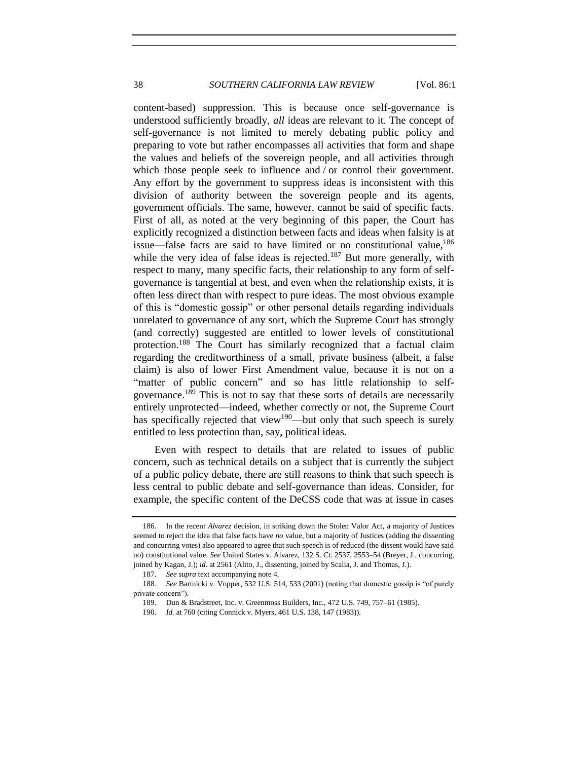content-based) suppression. This is because once self-governance is understood sufficiently broadly, *all* ideas are relevant to it. The concept of self-governance is not limited to merely debating public policy and preparing to vote but rather encompasses all activities that form and shape the values and beliefs of the sovereign people, and all activities through which those people seek to influence and / or control their government. Any effort by the government to suppress ideas is inconsistent with this division of authority between the sovereign people and its agents, government officials. The same, however, cannot be said of specific facts. First of all, as noted at the very beginning of this paper, the Court has explicitly recognized a distinction between facts and ideas when falsity is at issue—false facts are said to have limited or no constitutional value,[186] while the very idea of false ideas is rejected.[187] But more generally, with respect to many, many specific facts, their relationship to any form of self-governance is tangential at best, and even when the relationship exists, it is often less direct than with respect to pure ideas. The most obvious example of this is "domestic gossip" or other personal details regarding individuals unrelated to governance of any sort, which the Supreme Court has strongly (and correctly) suggested are entitled to lower levels of constitutional protection.[188] The Court has similarly recognized that a factual claim regarding the creditworthiness of a small, private business (albeit, a false claim) is also of lower First Amendment value, because it is not on a "matter of public concern" and so has little relationship to self-governance.[189] This is not to say that these sorts of details are necessarily entirely unprotected—indeed, whether correctly or not, the Supreme Court has specifically rejected that view[190]—but only that such speech is surely entitled to less protection than, say, political ideas.

Even with respect to details that are related to issues of public concern, such as technical details on a subject that is currently the subject of a public policy debate, there are still reasons to think that such speech is less central to public debate and self-governance than ideas. Consider, for example, the specific content of the DeCSS code that was at issue in cases

---

186. In the recent *Alvarez* decision, in striking down the Stolen Valor Act, a majority of Justices seemed to reject the idea that false facts have *no* value, but a majority of Justices (adding the dissenting and concurring votes) also appeared to agree that such speech is of reduced (the dissent would have said no) constitutional value. *See* United States v. Alvarez, 132 S. Ct. 2537, 2553–54 (Breyer, J., concurring, joined by Kagan, J.); *id.* at 2561 (Alito, J., dissenting, joined by Scalia, J. and Thomas, J.).

187. *See supra* text accompanying note 4.

188. *See* Bartnicki v. Vopper, 532 U.S. 514, 533 (2001) (noting that domestic gossip is "of purely private concern").

189. Dun & Bradstreet, Inc. v. Greenmoss Builders, Inc., 472 U.S. 749, 757–61 (1985).

190. *Id.* at 760 (citing Connick v. Myers, 461 U.S. 138, 147 (1983)).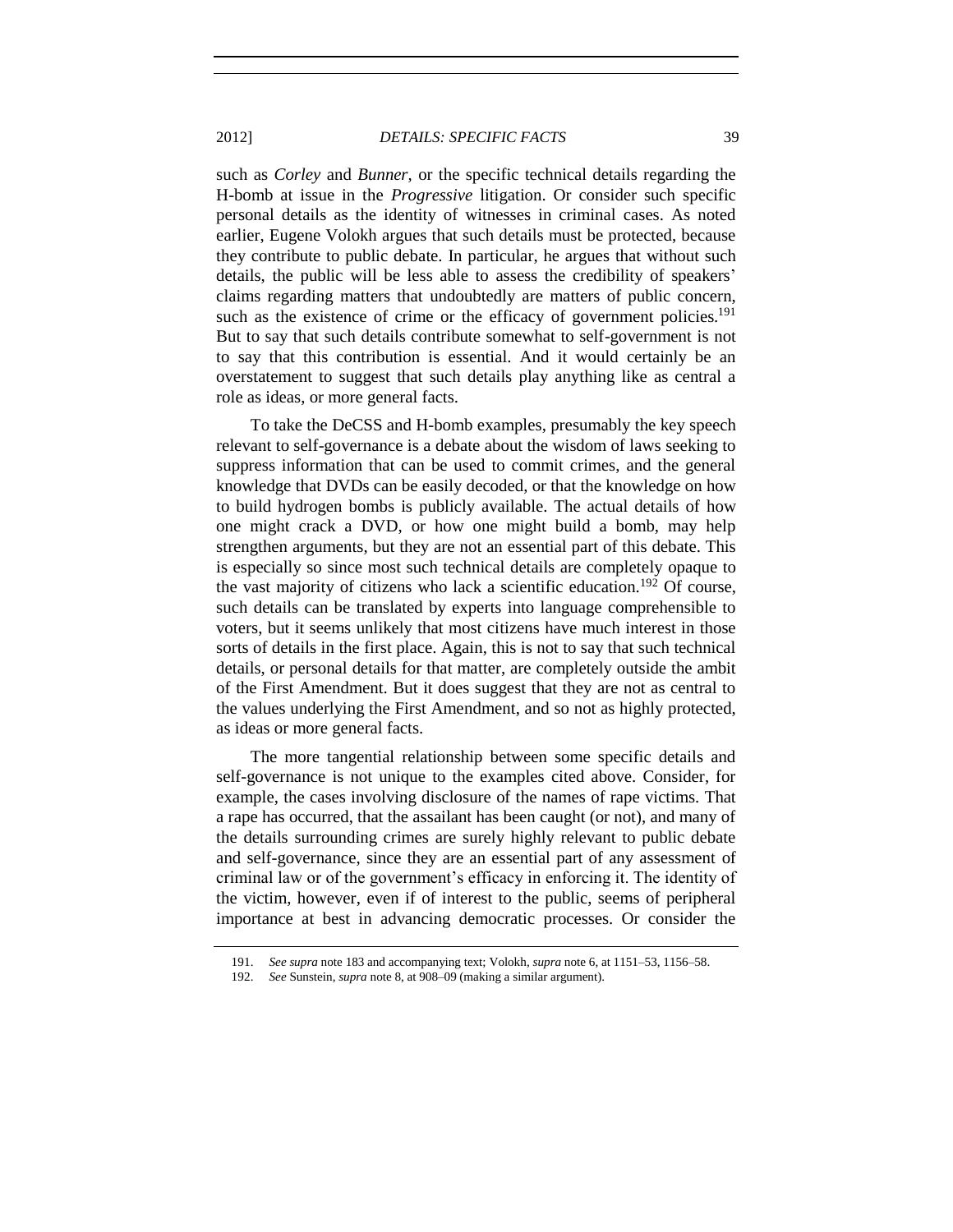such as *Corley* and *Bunner*, or the specific technical details regarding the H-bomb at issue in the *Progressive* litigation. Or consider such specific personal details as the identity of witnesses in criminal cases. As noted earlier, Eugene Volokh argues that such details must be protected, because they contribute to public debate. In particular, he argues that without such details, the public will be less able to assess the credibility of speakers' claims regarding matters that undoubtedly are matters of public concern, such as the existence of crime or the efficacy of government policies.[191] But to say that such details contribute somewhat to self-government is not to say that this contribution is essential. And it would certainly be an overstatement to suggest that such details play anything like as central a role as ideas, or more general facts.

To take the DeCSS and H-bomb examples, presumably the key speech relevant to self-governance is a debate about the wisdom of laws seeking to suppress information that can be used to commit crimes, and the general knowledge that DVDs can be easily decoded, or that the knowledge on how to build hydrogen bombs is publicly available. The actual details of how one might crack a DVD, or how one might build a bomb, may help strengthen arguments, but they are not an essential part of this debate. This is especially so since most such technical details are completely opaque to the vast majority of citizens who lack a scientific education.[192] Of course, such details can be translated by experts into language comprehensible to voters, but it seems unlikely that most citizens have much interest in those sorts of details in the first place. Again, this is not to say that such technical details, or personal details for that matter, are completely outside the ambit of the First Amendment. But it does suggest that they are not as central to the values underlying the First Amendment, and so not as highly protected, as ideas or more general facts.

The more tangential relationship between some specific details and self-governance is not unique to the examples cited above. Consider, for example, the cases involving disclosure of the names of rape victims. That a rape has occurred, that the assailant has been caught (or not), and many of the details surrounding crimes are surely highly relevant to public debate and self-governance, since they are an essential part of any assessment of criminal law or of the government's efficacy in enforcing it. The identity of the victim, however, even if of interest to the public, seems of peripheral importance at best in advancing democratic processes. Or consider the

---

191. *See supra* note 183 and accompanying text; Volokh, *supra* note 6, at 1151–53, 1156–58.

192. *See* Sunstein, *supra* note 8, at 908–09 (making a similar argument).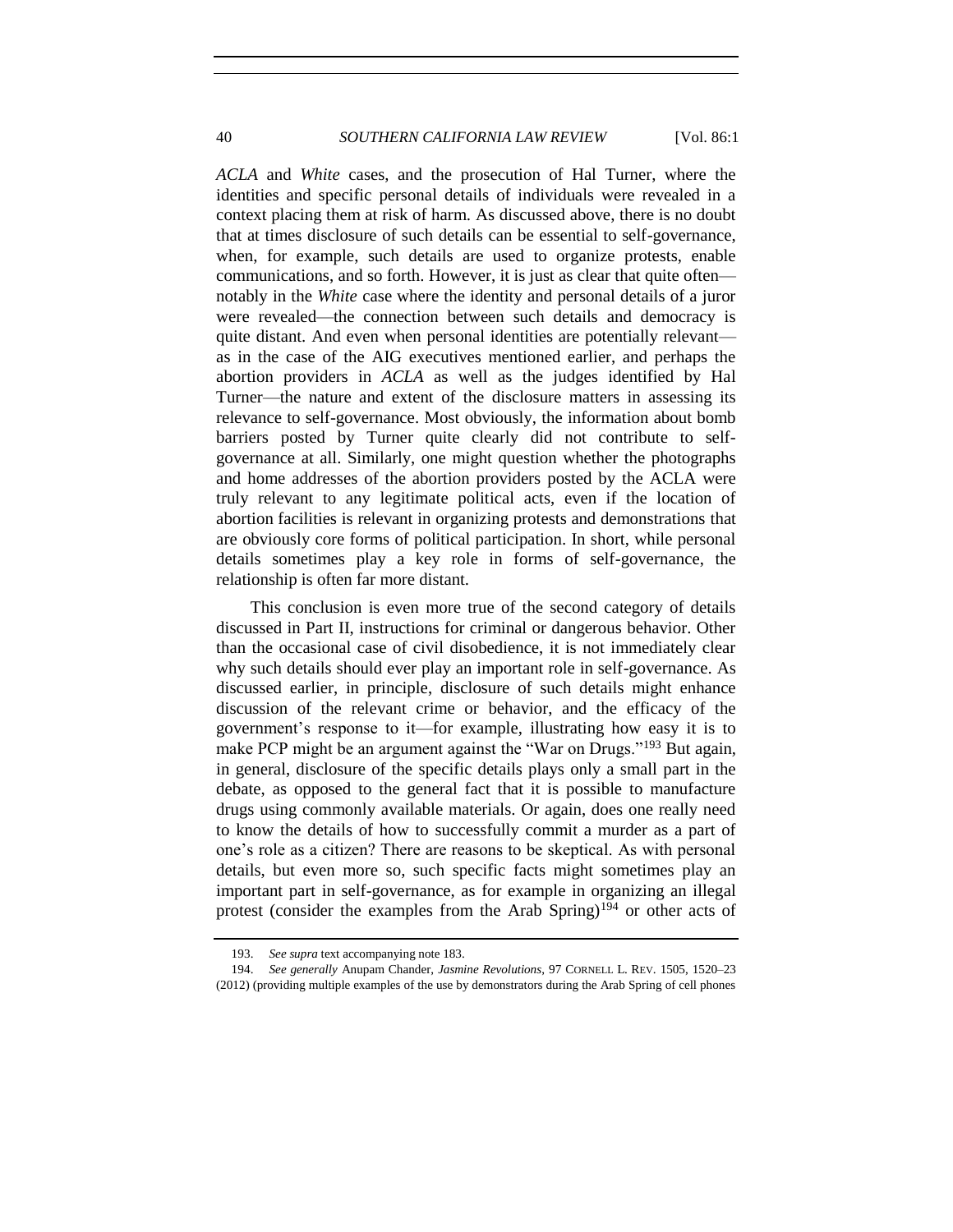*ACLA* and *White* cases, and the prosecution of Hal Turner, where the identities and specific personal details of individuals were revealed in a context placing them at risk of harm. As discussed above, there is no doubt that at times disclosure of such details can be essential to self-governance, when, for example, such details are used to organize protests, enable communications, and so forth. However, it is just as clear that quite often—notably in the *White* case where the identity and personal details of a juror were revealed—the connection between such details and democracy is quite distant. And even when personal identities are potentially relevant—as in the case of the AIG executives mentioned earlier, and perhaps the abortion providers in *ACLA* as well as the judges identified by Hal Turner—the nature and extent of the disclosure matters in assessing its relevance to self-governance. Most obviously, the information about bomb barriers posted by Turner quite clearly did not contribute to self-governance at all. Similarly, one might question whether the photographs and home addresses of the abortion providers posted by the ACLA were truly relevant to any legitimate political acts, even if the location of abortion facilities is relevant in organizing protests and demonstrations that are obviously core forms of political participation. In short, while personal details sometimes play a key role in forms of self-governance, the relationship is often far more distant.

This conclusion is even more true of the second category of details discussed in Part II, instructions for criminal or dangerous behavior. Other than the occasional case of civil disobedience, it is not immediately clear why such details should ever play an important role in self-governance. As discussed earlier, in principle, disclosure of such details might enhance discussion of the relevant crime or behavior, and the efficacy of the government's response to it—for example, illustrating how easy it is to make PCP might be an argument against the "War on Drugs."[193] But again, in general, disclosure of the specific details plays only a small part in the debate, as opposed to the general fact that it is possible to manufacture drugs using commonly available materials. Or again, does one really need to know the details of how to successfully commit a murder as a part of one's role as a citizen? There are reasons to be skeptical. As with personal details, but even more so, such specific facts might sometimes play an important part in self-governance, as for example in organizing an illegal protest (consider the examples from the Arab Spring)[194] or other acts of

193. *See supra* text accompanying note 183.

194. *See generally* Anupam Chander, *Jasmine Revolutions*, 97 CORNELL L. REV. 1505, 1520–23 (2012) (providing multiple examples of the use by demonstrators during the Arab Spring of cell phones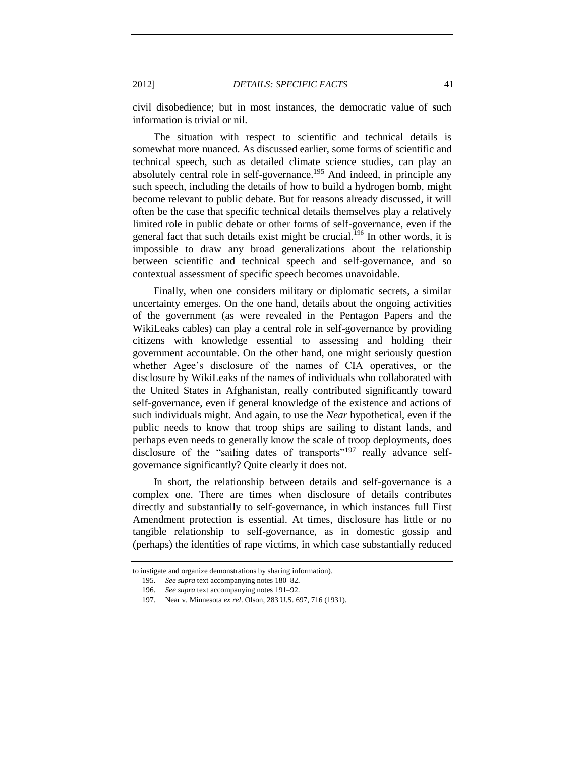civil disobedience; but in most instances, the democratic value of such information is trivial or nil.

The situation with respect to scientific and technical details is somewhat more nuanced. As discussed earlier, some forms of scientific and technical speech, such as detailed climate science studies, can play an absolutely central role in self-governance.[195] And indeed, in principle any such speech, including the details of how to build a hydrogen bomb, might become relevant to public debate. But for reasons already discussed, it will often be the case that specific technical details themselves play a relatively limited role in public debate or other forms of self-governance, even if the general fact that such details exist might be crucial.[196] In other words, it is impossible to draw any broad generalizations about the relationship between scientific and technical speech and self-governance, and so contextual assessment of specific speech becomes unavoidable.

Finally, when one considers military or diplomatic secrets, a similar uncertainty emerges. On the one hand, details about the ongoing activities of the government (as were revealed in the Pentagon Papers and the WikiLeaks cables) can play a central role in self-governance by providing citizens with knowledge essential to assessing and holding their government accountable. On the other hand, one might seriously question whether Agee's disclosure of the names of CIA operatives, or the disclosure by WikiLeaks of the names of individuals who collaborated with the United States in Afghanistan, really contributed significantly toward self-governance, even if general knowledge of the existence and actions of such individuals might. And again, to use the *Near* hypothetical, even if the public needs to know that troop ships are sailing to distant lands, and perhaps even needs to generally know the scale of troop deployments, does disclosure of the "sailing dates of transports"[197] really advance self-governance significantly? Quite clearly it does not.

In short, the relationship between details and self-governance is a complex one. There are times when disclosure of details contributes directly and substantially to self-governance, in which instances full First Amendment protection is essential. At times, disclosure has little or no tangible relationship to self-governance, as in domestic gossip and (perhaps) the identities of rape victims, in which case substantially reduced

---

to instigate and organize demonstrations by sharing information).

195. *See supra* text accompanying notes 180–82.

196. *See supra* text accompanying notes 191–92.

197. Near v. Minnesota *ex rel*. Olson, 283 U.S. 697, 716 (1931).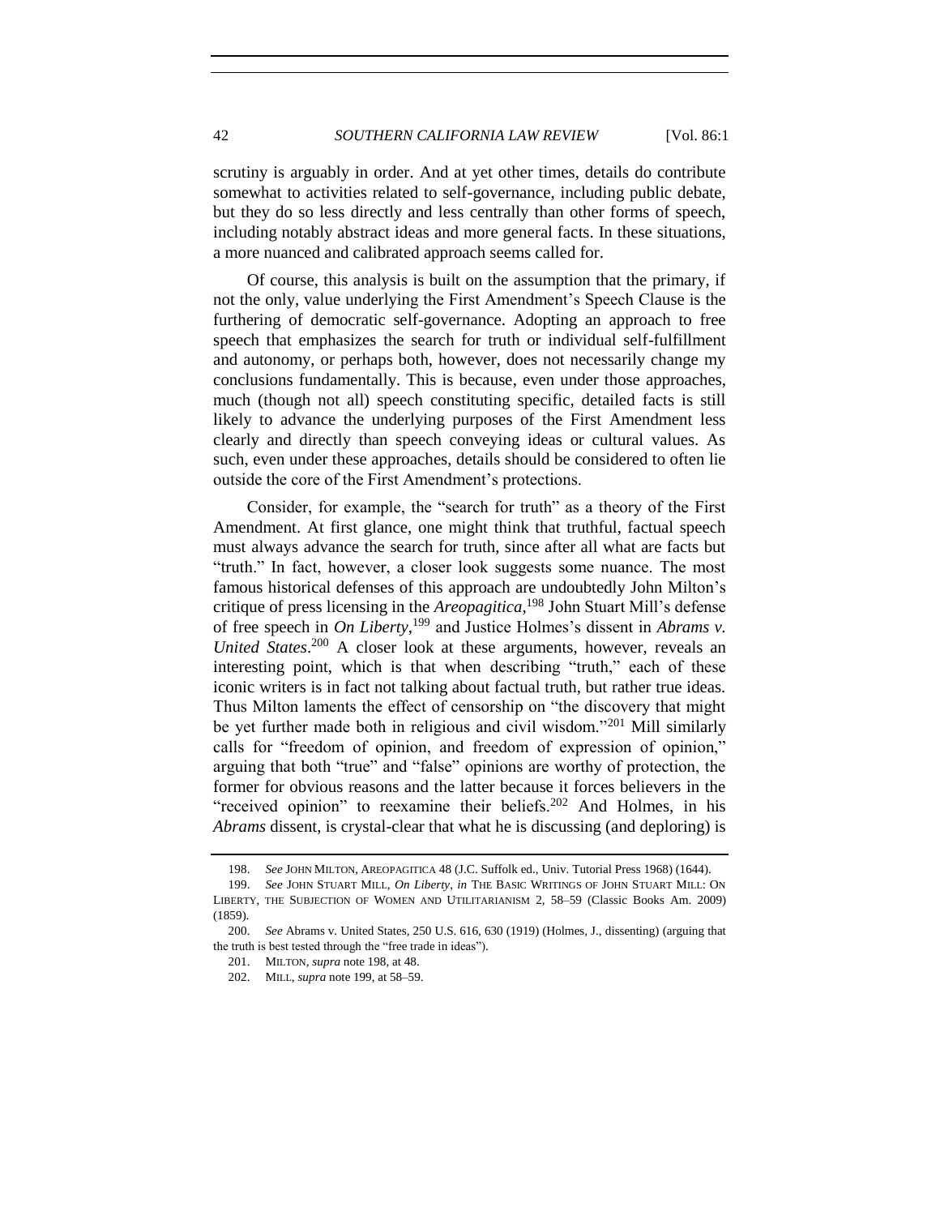scrutiny is arguably in order. And at yet other times, details do contribute somewhat to activities related to self-governance, including public debate, but they do so less directly and less centrally than other forms of speech, including notably abstract ideas and more general facts. In these situations, a more nuanced and calibrated approach seems called for.

Of course, this analysis is built on the assumption that the primary, if not the only, value underlying the First Amendment's Speech Clause is the furthering of democratic self-governance. Adopting an approach to free speech that emphasizes the search for truth or individual self-fulfillment and autonomy, or perhaps both, however, does not necessarily change my conclusions fundamentally. This is because, even under those approaches, much (though not all) speech constituting specific, detailed facts is still likely to advance the underlying purposes of the First Amendment less clearly and directly than speech conveying ideas or cultural values. As such, even under these approaches, details should be considered to often lie outside the core of the First Amendment's protections.

Consider, for example, the "search for truth" as a theory of the First Amendment. At first glance, one might think that truthful, factual speech must always advance the search for truth, since after all what are facts but "truth." In fact, however, a closer look suggests some nuance. The most famous historical defenses of this approach are undoubtedly John Milton's critique of press licensing in the *Areopagitica*,[198] John Stuart Mill's defense of free speech in *On Liberty*,[199] and Justice Holmes's dissent in *Abrams v. United States*.[200] A closer look at these arguments, however, reveals an interesting point, which is that when describing "truth," each of these iconic writers is in fact not talking about factual truth, but rather true ideas. Thus Milton laments the effect of censorship on "the discovery that might be yet further made both in religious and civil wisdom."[201] Mill similarly calls for "freedom of opinion, and freedom of expression of opinion," arguing that both "true" and "false" opinions are worthy of protection, the former for obvious reasons and the latter because it forces believers in the "received opinion" to reexamine their beliefs.[202] And Holmes, in his *Abrams* dissent, is crystal-clear that what he is discussing (and deploring) is

---

198. *See* JOHN MILTON, AREOPAGITICA 48 (J.C. Suffolk ed., Univ. Tutorial Press 1968) (1644).

199. *See* JOHN STUART MILL, *On Liberty*, *in* THE BASIC WRITINGS OF JOHN STUART MILL: ON LIBERTY, THE SUBJECTION OF WOMEN AND UTILITARIANISM 2, 58–59 (Classic Books Am. 2009) (1859).

200. *See* Abrams v. United States, 250 U.S. 616, 630 (1919) (Holmes, J., dissenting) (arguing that the truth is best tested through the "free trade in ideas").

201. MILTON, *supra* note 198, at 48.

202. MILL, *supra* note 199, at 58–59.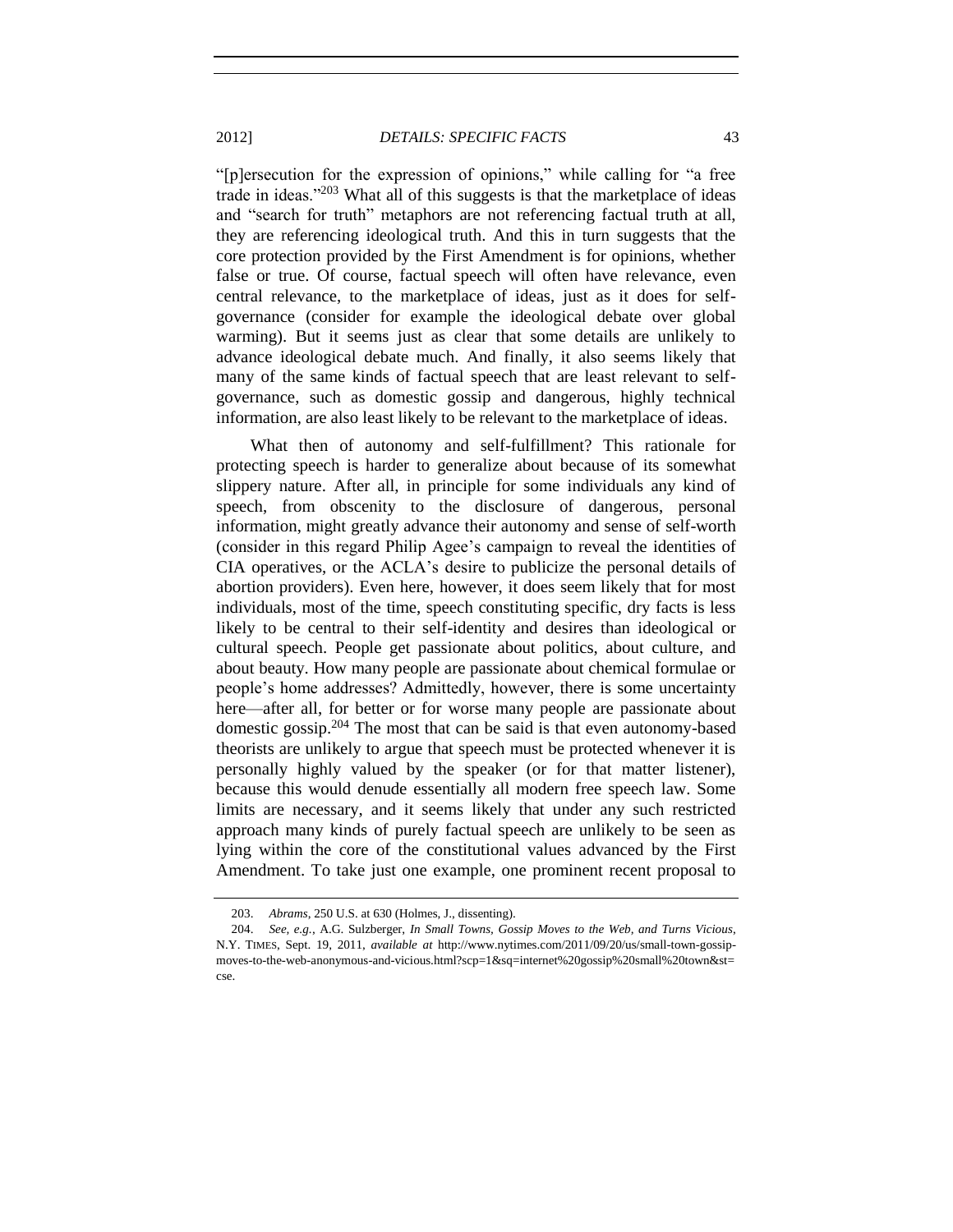"[p]ersecution for the expression of opinions," while calling for "a free trade in ideas."[203] What all of this suggests is that the marketplace of ideas and "search for truth" metaphors are not referencing factual truth at all, they are referencing ideological truth. And this in turn suggests that the core protection provided by the First Amendment is for opinions, whether false or true. Of course, factual speech will often have relevance, even central relevance, to the marketplace of ideas, just as it does for self-governance (consider for example the ideological debate over global warming). But it seems just as clear that some details are unlikely to advance ideological debate much. And finally, it also seems likely that many of the same kinds of factual speech that are least relevant to self-governance, such as domestic gossip and dangerous, highly technical information, are also least likely to be relevant to the marketplace of ideas.

What then of autonomy and self-fulfillment? This rationale for protecting speech is harder to generalize about because of its somewhat slippery nature. After all, in principle for some individuals any kind of speech, from obscenity to the disclosure of dangerous, personal information, might greatly advance their autonomy and sense of self-worth (consider in this regard Philip Agee's campaign to reveal the identities of CIA operatives, or the ACLA's desire to publicize the personal details of abortion providers). Even here, however, it does seem likely that for most individuals, most of the time, speech constituting specific, dry facts is less likely to be central to their self-identity and desires than ideological or cultural speech. People get passionate about politics, about culture, and about beauty. How many people are passionate about chemical formulae or people's home addresses? Admittedly, however, there is some uncertainty here—after all, for better or for worse many people are passionate about domestic gossip.[204] The most that can be said is that even autonomy-based theorists are unlikely to argue that speech must be protected whenever it is personally highly valued by the speaker (or for that matter listener), because this would denude essentially all modern free speech law. Some limits are necessary, and it seems likely that under any such restricted approach many kinds of purely factual speech are unlikely to be seen as lying within the core of the constitutional values advanced by the First Amendment. To take just one example, one prominent recent proposal to

---

203. *Abrams*, 250 U.S. at 630 (Holmes, J., dissenting).

204. *See, e.g.*, A.G. Sulzberger, *In Small Towns, Gossip Moves to the Web, and Turns Vicious*, N.Y. TIMES, Sept. 19, 2011, *available at* http://www.nytimes.com/2011/09/20/us/small-town-gossip-moves-to-the-web-anonymous-and-vicious.html?scp=1&sq=internet%20gossip%20small%20town&st=cse.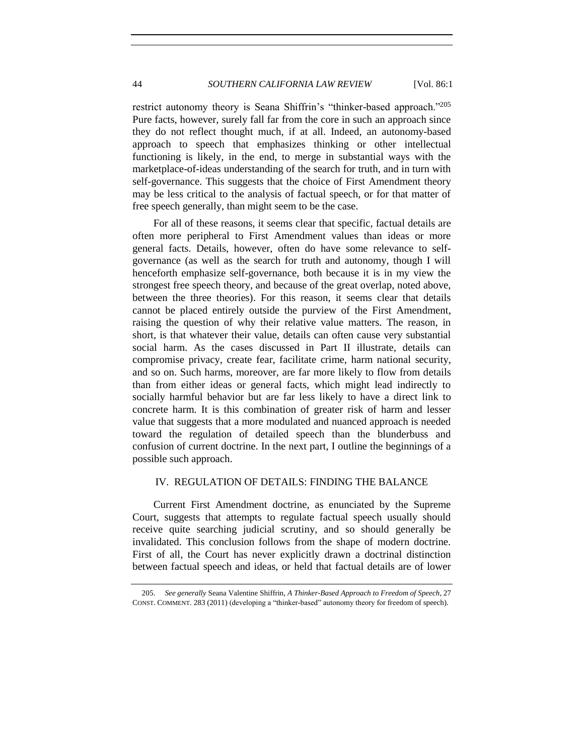restrict autonomy theory is Seana Shiffrin's "thinker-based approach."[205] Pure facts, however, surely fall far from the core in such an approach since they do not reflect thought much, if at all. Indeed, an autonomy-based approach to speech that emphasizes thinking or other intellectual functioning is likely, in the end, to merge in substantial ways with the marketplace-of-ideas understanding of the search for truth, and in turn with self-governance. This suggests that the choice of First Amendment theory may be less critical to the analysis of factual speech, or for that matter of free speech generally, than might seem to be the case.

For all of these reasons, it seems clear that specific, factual details are often more peripheral to First Amendment values than ideas or more general facts. Details, however, often do have some relevance to self-governance (as well as the search for truth and autonomy, though I will henceforth emphasize self-governance, both because it is in my view the strongest free speech theory, and because of the great overlap, noted above, between the three theories). For this reason, it seems clear that details cannot be placed entirely outside the purview of the First Amendment, raising the question of why their relative value matters. The reason, in short, is that whatever their value, details can often cause very substantial social harm. As the cases discussed in Part II illustrate, details can compromise privacy, create fear, facilitate crime, harm national security, and so on. Such harms, moreover, are far more likely to flow from details than from either ideas or general facts, which might lead indirectly to socially harmful behavior but are far less likely to have a direct link to concrete harm. It is this combination of greater risk of harm and lesser value that suggests that a more modulated and nuanced approach is needed toward the regulation of detailed speech than the blunderbuss and confusion of current doctrine. In the next part, I outline the beginnings of a possible such approach.

## IV. REGULATION OF DETAILS: FINDING THE BALANCE

Current First Amendment doctrine, as enunciated by the Supreme Court, suggests that attempts to regulate factual speech usually should receive quite searching judicial scrutiny, and so should generally be invalidated. This conclusion follows from the shape of modern doctrine. First of all, the Court has never explicitly drawn a doctrinal distinction between factual speech and ideas, or held that factual details are of lower

---

205. *See generally* Seana Valentine Shiffrin, *A Thinker-Based Approach to Freedom of Speech*, 27 CONST. COMMENT. 283 (2011) (developing a "thinker-based" autonomy theory for freedom of speech).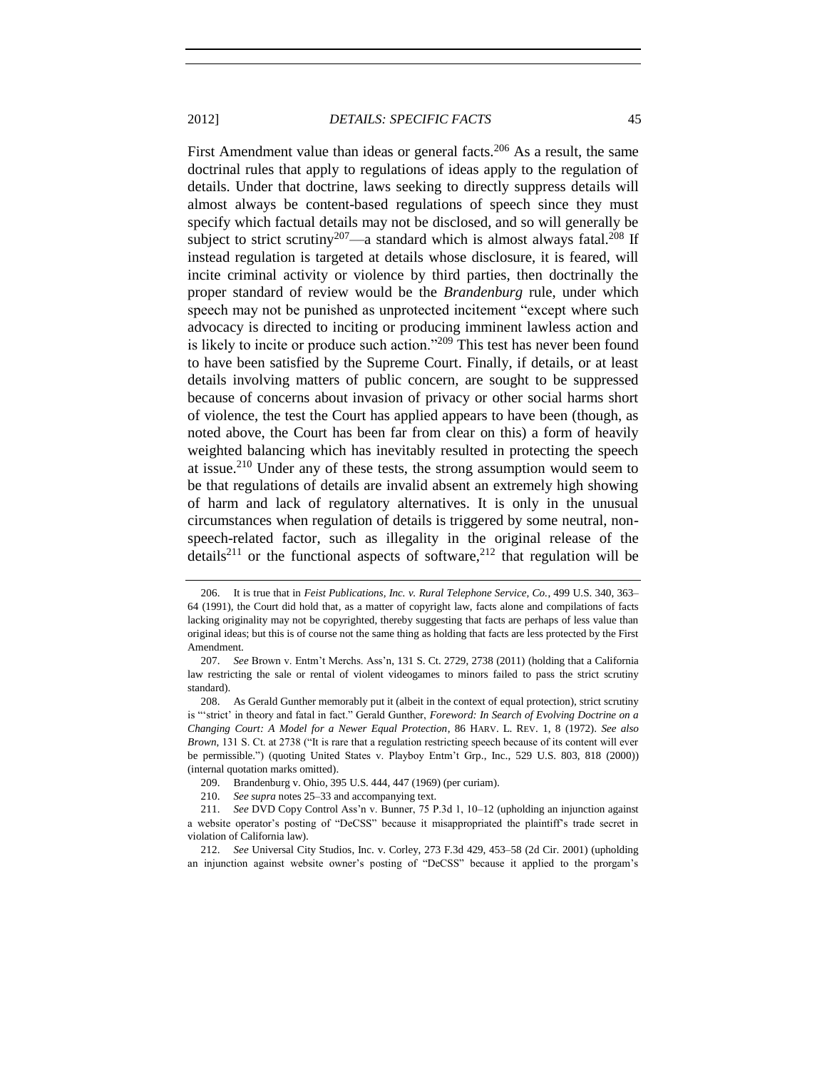First Amendment value than ideas or general facts.[206] As a result, the same doctrinal rules that apply to regulations of ideas apply to the regulation of details. Under that doctrine, laws seeking to directly suppress details will almost always be content-based regulations of speech since they must specify which factual details may not be disclosed, and so will generally be subject to strict scrutiny[207]—a standard which is almost always fatal.[208] If instead regulation is targeted at details whose disclosure, it is feared, will incite criminal activity or violence by third parties, then doctrinally the proper standard of review would be the *Brandenburg* rule, under which speech may not be punished as unprotected incitement "except where such advocacy is directed to inciting or producing imminent lawless action and is likely to incite or produce such action."[209] This test has never been found to have been satisfied by the Supreme Court. Finally, if details, or at least details involving matters of public concern, are sought to be suppressed because of concerns about invasion of privacy or other social harms short of violence, the test the Court has applied appears to have been (though, as noted above, the Court has been far from clear on this) a form of heavily weighted balancing which has inevitably resulted in protecting the speech at issue.[210] Under any of these tests, the strong assumption would seem to be that regulations of details are invalid absent an extremely high showing of harm and lack of regulatory alternatives. It is only in the unusual circumstances when regulation of details is triggered by some neutral, non-speech-related factor, such as illegality in the original release of the details[211] or the functional aspects of software,[212] that regulation will be

---

206. It is true that in *Feist Publications, Inc. v. Rural Telephone Service, Co.*, 499 U.S. 340, 363–64 (1991), the Court did hold that, as a matter of copyright law, facts alone and compilations of facts lacking originality may not be copyrighted, thereby suggesting that facts are perhaps of less value than original ideas; but this is of course not the same thing as holding that facts are less protected by the First Amendment.

207. *See* Brown v. Entm't Merchs. Ass'n, 131 S. Ct. 2729, 2738 (2011) (holding that a California law restricting the sale or rental of violent videogames to minors failed to pass the strict scrutiny standard).

208. As Gerald Gunther memorably put it (albeit in the context of equal protection), strict scrutiny is "'strict' in theory and fatal in fact." Gerald Gunther, *Foreword: In Search of Evolving Doctrine on a Changing Court: A Model for a Newer Equal Protection*, 86 HARV. L. REV. 1, 8 (1972). *See also Brown*, 131 S. Ct. at 2738 ("It is rare that a regulation restricting speech because of its content will ever be permissible.") (quoting United States v. Playboy Entm't Grp., Inc., 529 U.S. 803, 818 (2000)) (internal quotation marks omitted).

209. Brandenburg v. Ohio, 395 U.S. 444, 447 (1969) (per curiam).

210. *See supra* notes 25–33 and accompanying text.

211. *See* DVD Copy Control Ass'n v. Bunner, 75 P.3d 1, 10–12 (upholding an injunction against a website operator's posting of "DeCSS" because it misappropriated the plaintiff's trade secret in violation of California law).

212. *See* Universal City Studios, Inc. v. Corley, 273 F.3d 429, 453–58 (2d Cir. 2001) (upholding an injunction against website owner's posting of "DeCSS" because it applied to the prorgam's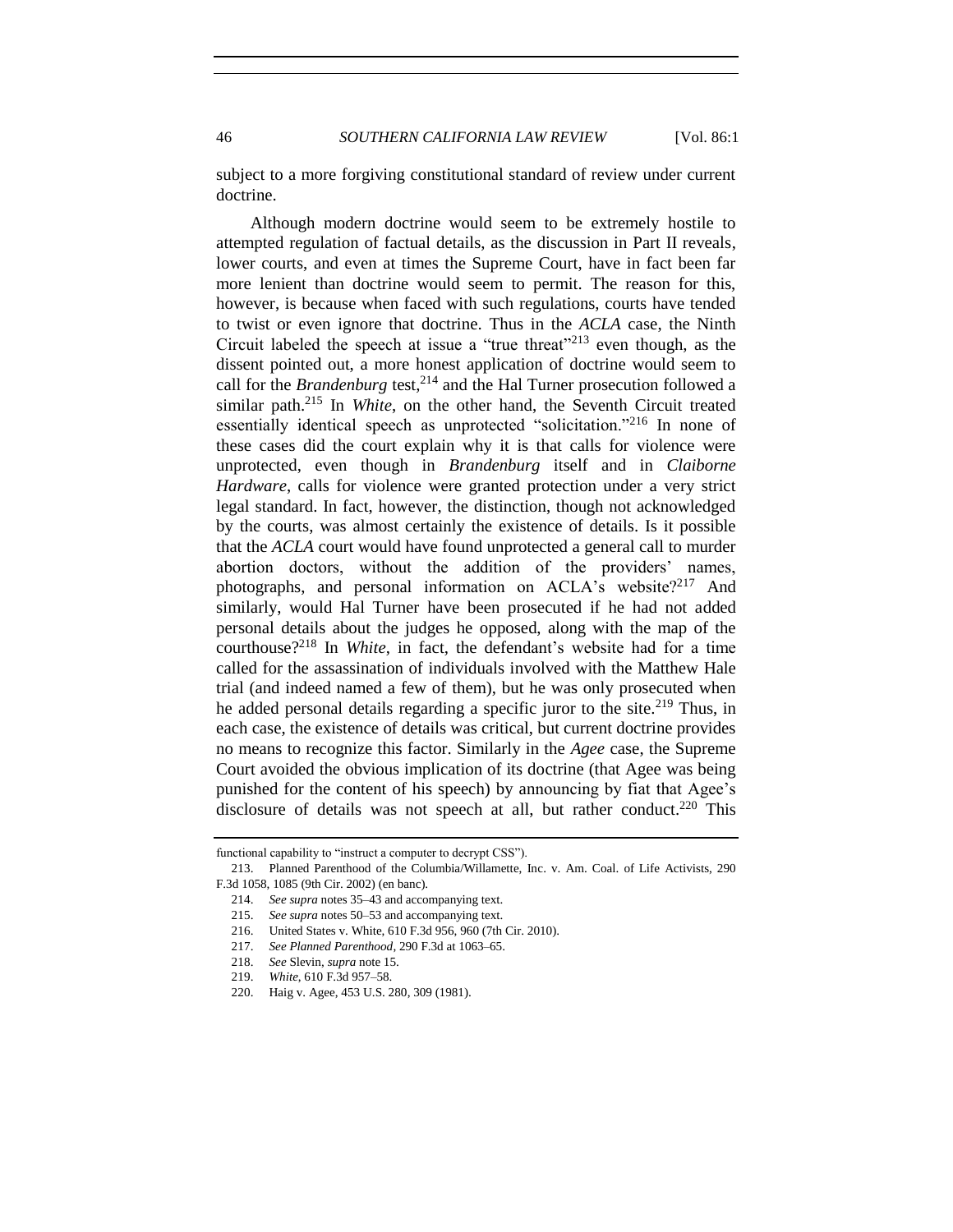subject to a more forgiving constitutional standard of review under current doctrine.

Although modern doctrine would seem to be extremely hostile to attempted regulation of factual details, as the discussion in Part II reveals, lower courts, and even at times the Supreme Court, have in fact been far more lenient than doctrine would seem to permit. The reason for this, however, is because when faced with such regulations, courts have tended to twist or even ignore that doctrine. Thus in the *ACLA* case, the Ninth Circuit labeled the speech at issue a "true threat"[213] even though, as the dissent pointed out, a more honest application of doctrine would seem to call for the *Brandenburg* test,[214] and the Hal Turner prosecution followed a similar path.[215] In *White*, on the other hand, the Seventh Circuit treated essentially identical speech as unprotected "solicitation."[216] In none of these cases did the court explain why it is that calls for violence were unprotected, even though in *Brandenburg* itself and in *Claiborne Hardware*, calls for violence were granted protection under a very strict legal standard. In fact, however, the distinction, though not acknowledged by the courts, was almost certainly the existence of details. Is it possible that the *ACLA* court would have found unprotected a general call to murder abortion doctors, without the addition of the providers' names, photographs, and personal information on ACLA's website?[217] And similarly, would Hal Turner have been prosecuted if he had not added personal details about the judges he opposed, along with the map of the courthouse?[218] In *White*, in fact, the defendant's website had for a time called for the assassination of individuals involved with the Matthew Hale trial (and indeed named a few of them), but he was only prosecuted when he added personal details regarding a specific juror to the site.[219] Thus, in each case, the existence of details was critical, but current doctrine provides no means to recognize this factor. Similarly in the *Agee* case, the Supreme Court avoided the obvious implication of its doctrine (that Agee was being punished for the content of his speech) by announcing by fiat that Agee's disclosure of details was not speech at all, but rather conduct.[220] This

---

functional capability to "instruct a computer to decrypt CSS").

213. Planned Parenthood of the Columbia/Willamette, Inc. v. Am. Coal. of Life Activists, 290 F.3d 1058, 1085 (9th Cir. 2002) (en banc).

214. *See supra* notes 35–43 and accompanying text.

215. *See supra* notes 50–53 and accompanying text.

216. United States v. White, 610 F.3d 956, 960 (7th Cir. 2010).

217. *See Planned Parenthood*, 290 F.3d at 1063–65.

218. *See* Slevin, *supra* note 15.

219. *White*, 610 F.3d 957–58.

220. Haig v. Agee, 453 U.S. 280, 309 (1981).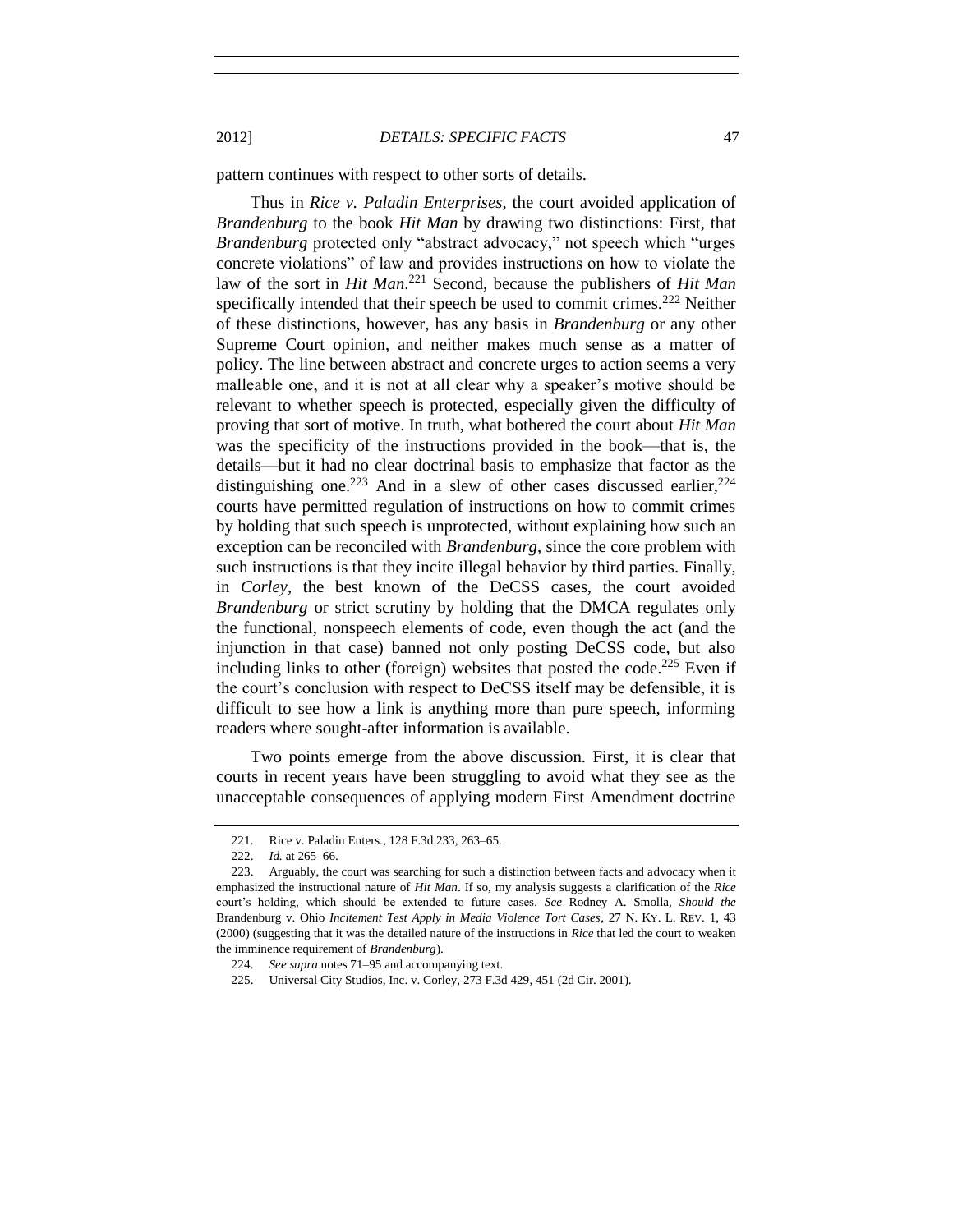pattern continues with respect to other sorts of details.

Thus in *Rice v. Paladin Enterprises*, the court avoided application of *Brandenburg* to the book *Hit Man* by drawing two distinctions: First, that *Brandenburg* protected only "abstract advocacy," not speech which "urges concrete violations" of law and provides instructions on how to violate the law of the sort in *Hit Man*.[221] Second, because the publishers of *Hit Man* specifically intended that their speech be used to commit crimes.[222] Neither of these distinctions, however, has any basis in *Brandenburg* or any other Supreme Court opinion, and neither makes much sense as a matter of policy. The line between abstract and concrete urges to action seems a very malleable one, and it is not at all clear why a speaker's motive should be relevant to whether speech is protected, especially given the difficulty of proving that sort of motive. In truth, what bothered the court about *Hit Man* was the specificity of the instructions provided in the book—that is, the details—but it had no clear doctrinal basis to emphasize that factor as the distinguishing one.[223] And in a slew of other cases discussed earlier,[224] courts have permitted regulation of instructions on how to commit crimes by holding that such speech is unprotected, without explaining how such an exception can be reconciled with *Brandenburg*, since the core problem with such instructions is that they incite illegal behavior by third parties. Finally, in *Corley*, the best known of the DeCSS cases, the court avoided *Brandenburg* or strict scrutiny by holding that the DMCA regulates only the functional, nonspeech elements of code, even though the act (and the injunction in that case) banned not only posting DeCSS code, but also including links to other (foreign) websites that posted the code.[225] Even if the court's conclusion with respect to DeCSS itself may be defensible, it is difficult to see how a link is anything more than pure speech, informing readers where sought-after information is available.

Two points emerge from the above discussion. First, it is clear that courts in recent years have been struggling to avoid what they see as the unacceptable consequences of applying modern First Amendment doctrine

---

221. Rice v. Paladin Enters., 128 F.3d 233, 263–65.

222. *Id.* at 265–66.

223. Arguably, the court was searching for such a distinction between facts and advocacy when it emphasized the instructional nature of *Hit Man*. If so, my analysis suggests a clarification of the *Rice* court's holding, which should be extended to future cases. *See* Rodney A. Smolla, *Should the* Brandenburg v. Ohio *Incitement Test Apply in Media Violence Tort Cases*, 27 N. KY. L. REV. 1, 43 (2000) (suggesting that it was the detailed nature of the instructions in *Rice* that led the court to weaken the imminence requirement of *Brandenburg*).

224. *See supra* notes 71–95 and accompanying text.

225. Universal City Studios, Inc. v. Corley, 273 F.3d 429, 451 (2d Cir. 2001).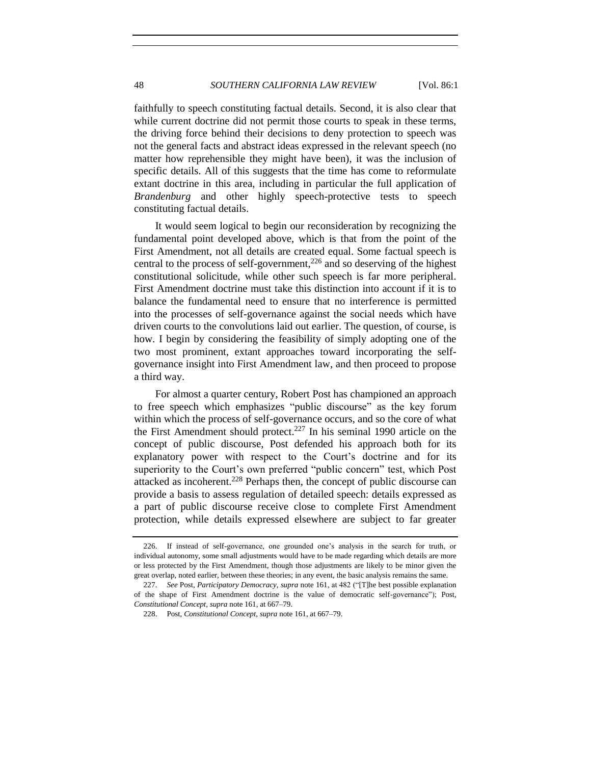faithfully to speech constituting factual details. Second, it is also clear that while current doctrine did not permit those courts to speak in these terms, the driving force behind their decisions to deny protection to speech was not the general facts and abstract ideas expressed in the relevant speech (no matter how reprehensible they might have been), it was the inclusion of specific details. All of this suggests that the time has come to reformulate extant doctrine in this area, including in particular the full application of *Brandenburg* and other highly speech-protective tests to speech constituting factual details.

It would seem logical to begin our reconsideration by recognizing the fundamental point developed above, which is that from the point of the First Amendment, not all details are created equal. Some factual speech is central to the process of self-government,[226] and so deserving of the highest constitutional solicitude, while other such speech is far more peripheral. First Amendment doctrine must take this distinction into account if it is to balance the fundamental need to ensure that no interference is permitted into the processes of self-governance against the social needs which have driven courts to the convolutions laid out earlier. The question, of course, is how. I begin by considering the feasibility of simply adopting one of the two most prominent, extant approaches toward incorporating the self-governance insight into First Amendment law, and then proceed to propose a third way.

For almost a quarter century, Robert Post has championed an approach to free speech which emphasizes "public discourse" as the key forum within which the process of self-governance occurs, and so the core of what the First Amendment should protect.[227] In his seminal 1990 article on the concept of public discourse, Post defended his approach both for its explanatory power with respect to the Court's doctrine and for its superiority to the Court's own preferred "public concern" test, which Post attacked as incoherent.[228] Perhaps then, the concept of public discourse can provide a basis to assess regulation of detailed speech: details expressed as a part of public discourse receive close to complete First Amendment protection, while details expressed elsewhere are subject to far greater

226. If instead of self-governance, one grounded one's analysis in the search for truth, or individual autonomy, some small adjustments would have to be made regarding which details are more or less protected by the First Amendment, though those adjustments are likely to be minor given the great overlap, noted earlier, between these theories; in any event, the basic analysis remains the same.

227. *See* Post, *Participatory Democracy*, *supra* note 161, at 482 ("[T]he best possible explanation of the shape of First Amendment doctrine is the value of democratic self-governance"); Post, *Constitutional Concept*, *supra* note 161, at 667–79.

228. Post, *Constitutional Concept*, *supra* note 161, at 667–79.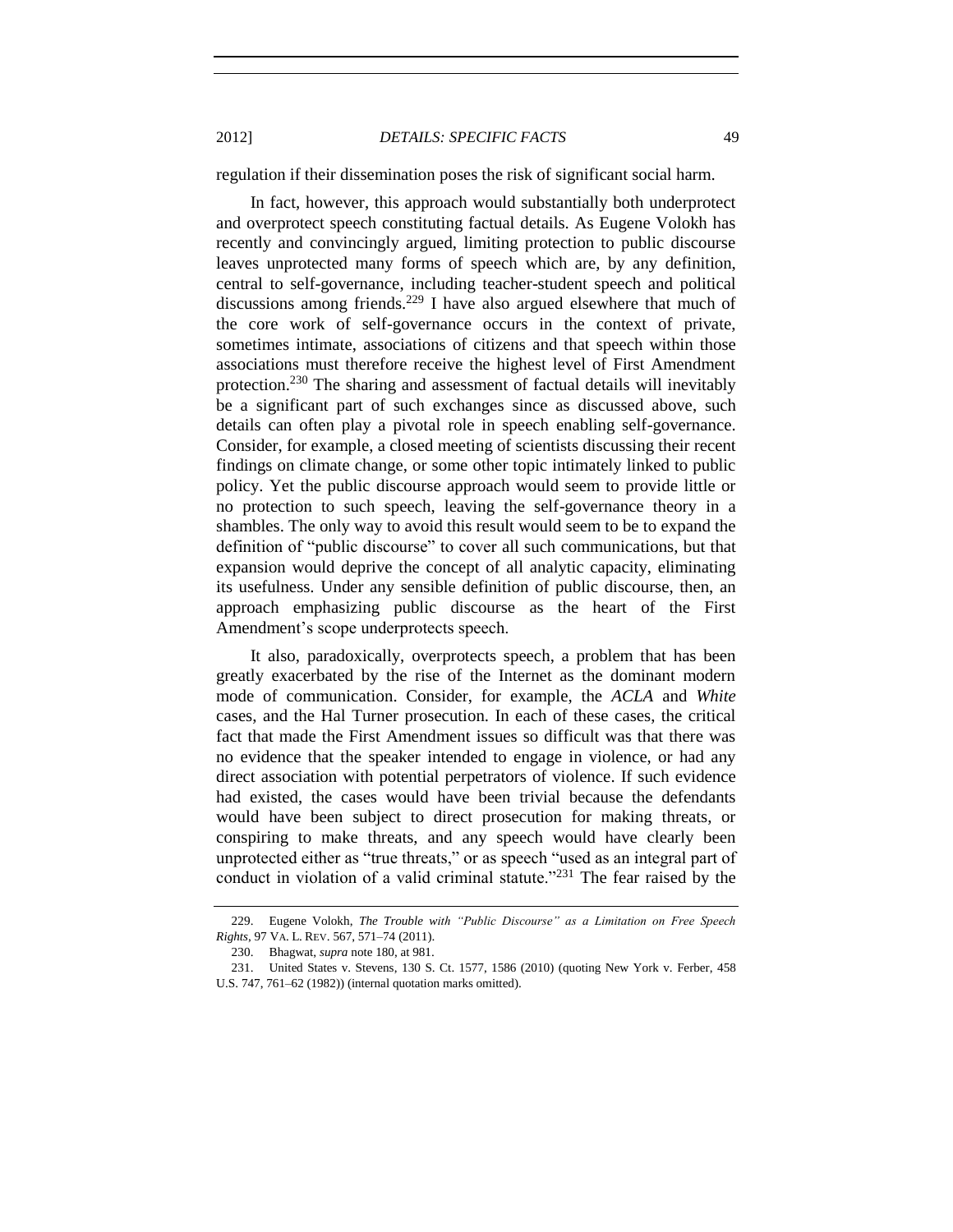regulation if their dissemination poses the risk of significant social harm.

In fact, however, this approach would substantially both underprotect and overprotect speech constituting factual details. As Eugene Volokh has recently and convincingly argued, limiting protection to public discourse leaves unprotected many forms of speech which are, by any definition, central to self-governance, including teacher-student speech and political discussions among friends.[229] I have also argued elsewhere that much of the core work of self-governance occurs in the context of private, sometimes intimate, associations of citizens and that speech within those associations must therefore receive the highest level of First Amendment protection.[230] The sharing and assessment of factual details will inevitably be a significant part of such exchanges since as discussed above, such details can often play a pivotal role in speech enabling self-governance. Consider, for example, a closed meeting of scientists discussing their recent findings on climate change, or some other topic intimately linked to public policy. Yet the public discourse approach would seem to provide little or no protection to such speech, leaving the self-governance theory in a shambles. The only way to avoid this result would seem to be to expand the definition of "public discourse" to cover all such communications, but that expansion would deprive the concept of all analytic capacity, eliminating its usefulness. Under any sensible definition of public discourse, then, an approach emphasizing public discourse as the heart of the First Amendment's scope underprotects speech.

It also, paradoxically, overprotects speech, a problem that has been greatly exacerbated by the rise of the Internet as the dominant modern mode of communication. Consider, for example, the *ACLA* and *White* cases, and the Hal Turner prosecution. In each of these cases, the critical fact that made the First Amendment issues so difficult was that there was no evidence that the speaker intended to engage in violence, or had any direct association with potential perpetrators of violence. If such evidence had existed, the cases would have been trivial because the defendants would have been subject to direct prosecution for making threats, or conspiring to make threats, and any speech would have clearly been unprotected either as "true threats," or as speech "used as an integral part of conduct in violation of a valid criminal statute."[231] The fear raised by the

---

229. Eugene Volokh, *The Trouble with "Public Discourse" as a Limitation on Free Speech Rights*, 97 VA. L. REV. 567, 571–74 (2011).

230. Bhagwat, *supra* note 180, at 981.

231. United States v. Stevens, 130 S. Ct. 1577, 1586 (2010) (quoting New York v. Ferber, 458 U.S. 747, 761–62 (1982)) (internal quotation marks omitted).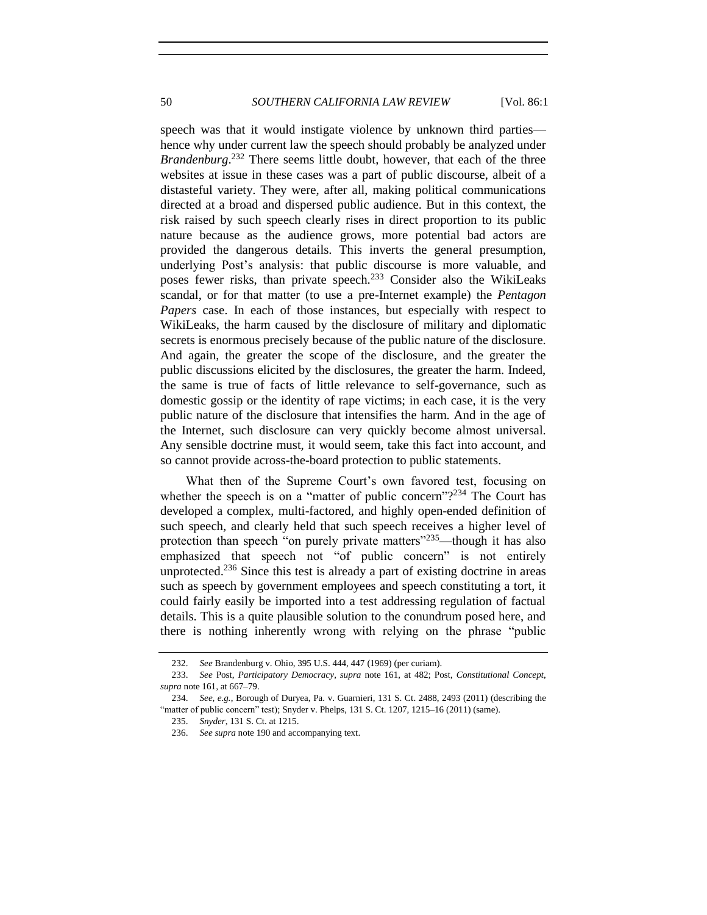speech was that it would instigate violence by unknown third parties—hence why under current law the speech should probably be analyzed under *Brandenburg*.[232] There seems little doubt, however, that each of the three websites at issue in these cases was a part of public discourse, albeit of a distasteful variety. They were, after all, making political communications directed at a broad and dispersed public audience. But in this context, the risk raised by such speech clearly rises in direct proportion to its public nature because as the audience grows, more potential bad actors are provided the dangerous details. This inverts the general presumption, underlying Post's analysis: that public discourse is more valuable, and poses fewer risks, than private speech.[233] Consider also the WikiLeaks scandal, or for that matter (to use a pre-Internet example) the *Pentagon Papers* case. In each of those instances, but especially with respect to WikiLeaks, the harm caused by the disclosure of military and diplomatic secrets is enormous precisely because of the public nature of the disclosure. And again, the greater the scope of the disclosure, and the greater the public discussions elicited by the disclosures, the greater the harm. Indeed, the same is true of facts of little relevance to self-governance, such as domestic gossip or the identity of rape victims; in each case, it is the very public nature of the disclosure that intensifies the harm. And in the age of the Internet, such disclosure can very quickly become almost universal. Any sensible doctrine must, it would seem, take this fact into account, and so cannot provide across-the-board protection to public statements.

What then of the Supreme Court's own favored test, focusing on whether the speech is on a "matter of public concern"?[234] The Court has developed a complex, multi-factored, and highly open-ended definition of such speech, and clearly held that such speech receives a higher level of protection than speech "on purely private matters"[235]—though it has also emphasized that speech not "of public concern" is not entirely unprotected.[236] Since this test is already a part of existing doctrine in areas such as speech by government employees and speech constituting a tort, it could fairly easily be imported into a test addressing regulation of factual details. This is a quite plausible solution to the conundrum posed here, and there is nothing inherently wrong with relying on the phrase "public

---

232. *See* Brandenburg v. Ohio, 395 U.S. 444, 447 (1969) (per curiam).

233. *See* Post, *Participatory Democracy*, *supra* note 161, at 482; Post, *Constitutional Concept*, *supra* note 161, at 667–79.

234. *See, e.g.*, Borough of Duryea, Pa. v. Guarnieri, 131 S. Ct. 2488, 2493 (2011) (describing the "matter of public concern" test); Snyder v. Phelps, 131 S. Ct. 1207, 1215–16 (2011) (same).

235. *Snyder*, 131 S. Ct. at 1215.

236. *See supra* note 190 and accompanying text.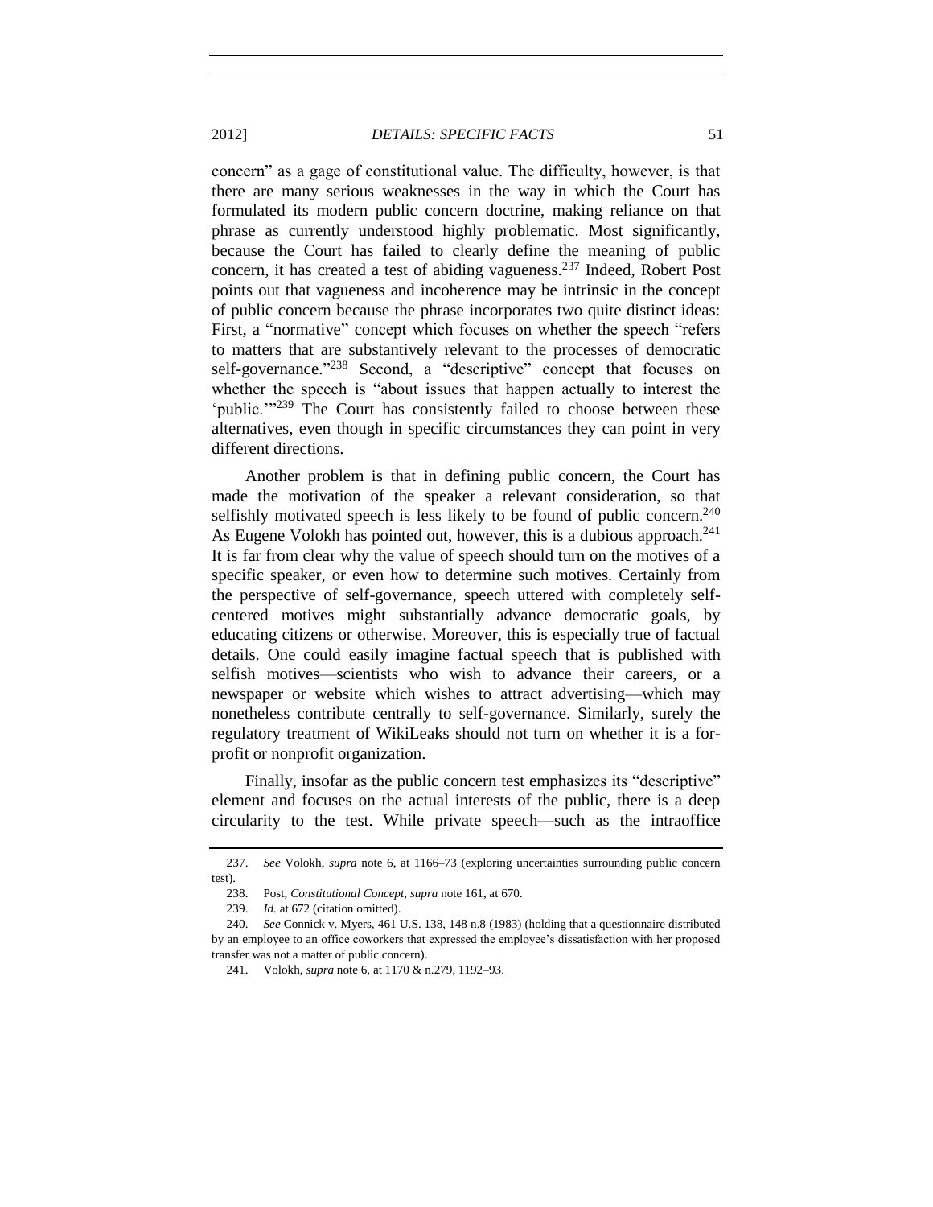concern" as a gage of constitutional value. The difficulty, however, is that there are many serious weaknesses in the way in which the Court has formulated its modern public concern doctrine, making reliance on that phrase as currently understood highly problematic. Most significantly, because the Court has failed to clearly define the meaning of public concern, it has created a test of abiding vagueness.[237] Indeed, Robert Post points out that vagueness and incoherence may be intrinsic in the concept of public concern because the phrase incorporates two quite distinct ideas: First, a "normative" concept which focuses on whether the speech "refers to matters that are substantively relevant to the processes of democratic self-governance."[238] Second, a "descriptive" concept that focuses on whether the speech is "about issues that happen actually to interest the 'public.'"[239] The Court has consistently failed to choose between these alternatives, even though in specific circumstances they can point in very different directions.

Another problem is that in defining public concern, the Court has made the motivation of the speaker a relevant consideration, so that selfishly motivated speech is less likely to be found of public concern.[240] As Eugene Volokh has pointed out, however, this is a dubious approach.[241] It is far from clear why the value of speech should turn on the motives of a specific speaker, or even how to determine such motives. Certainly from the perspective of self-governance, speech uttered with completely self-centered motives might substantially advance democratic goals, by educating citizens or otherwise. Moreover, this is especially true of factual details. One could easily imagine factual speech that is published with selfish motives—scientists who wish to advance their careers, or a newspaper or website which wishes to attract advertising—which may nonetheless contribute centrally to self-governance. Similarly, surely the regulatory treatment of WikiLeaks should not turn on whether it is a for-profit or nonprofit organization.

Finally, insofar as the public concern test emphasizes its "descriptive" element and focuses on the actual interests of the public, there is a deep circularity to the test. While private speech—such as the intraoffice

---

237. *See* Volokh, *supra* note 6, at 1166–73 (exploring uncertainties surrounding public concern test).

238. Post, *Constitutional Concept*, *supra* note 161, at 670.

239. *Id.* at 672 (citation omitted).

240. *See* Connick v. Myers, 461 U.S. 138, 148 n.8 (1983) (holding that a questionnaire distributed by an employee to an office coworkers that expressed the employee's dissatisfaction with her proposed transfer was not a matter of public concern).

241. Volokh, *supra* note 6, at 1170 & n.279, 1192–93.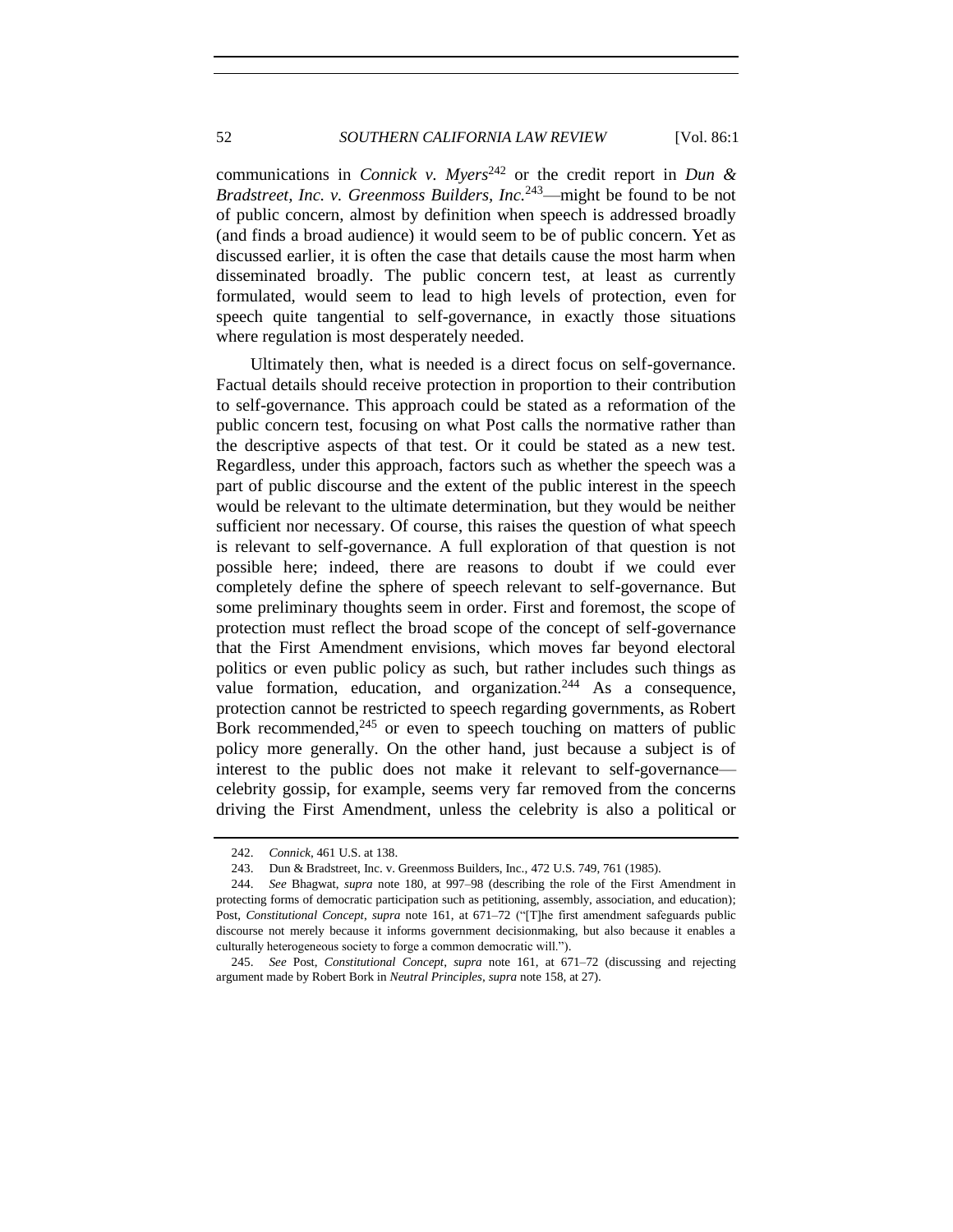communications in *Connick v. Myers*[242] or the credit report in *Dun & Bradstreet, Inc. v. Greenmoss Builders, Inc.*[243]—might be found to be not of public concern, almost by definition when speech is addressed broadly (and finds a broad audience) it would seem to be of public concern. Yet as discussed earlier, it is often the case that details cause the most harm when disseminated broadly. The public concern test, at least as currently formulated, would seem to lead to high levels of protection, even for speech quite tangential to self-governance, in exactly those situations where regulation is most desperately needed.

Ultimately then, what is needed is a direct focus on self-governance. Factual details should receive protection in proportion to their contribution to self-governance. This approach could be stated as a reformation of the public concern test, focusing on what Post calls the normative rather than the descriptive aspects of that test. Or it could be stated as a new test. Regardless, under this approach, factors such as whether the speech was a part of public discourse and the extent of the public interest in the speech would be relevant to the ultimate determination, but they would be neither sufficient nor necessary. Of course, this raises the question of what speech is relevant to self-governance. A full exploration of that question is not possible here; indeed, there are reasons to doubt if we could ever completely define the sphere of speech relevant to self-governance. But some preliminary thoughts seem in order. First and foremost, the scope of protection must reflect the broad scope of the concept of self-governance that the First Amendment envisions, which moves far beyond electoral politics or even public policy as such, but rather includes such things as value formation, education, and organization.[244] As a consequence, protection cannot be restricted to speech regarding governments, as Robert Bork recommended,[245] or even to speech touching on matters of public policy more generally. On the other hand, just because a subject is of interest to the public does not make it relevant to self-governance—celebrity gossip, for example, seems very far removed from the concerns driving the First Amendment, unless the celebrity is also a political or

---

242. *Connick*, 461 U.S. at 138.

243. Dun & Bradstreet, Inc. v. Greenmoss Builders, Inc., 472 U.S. 749, 761 (1985).

244. *See* Bhagwat, *supra* note 180, at 997–98 (describing the role of the First Amendment in protecting forms of democratic participation such as petitioning, assembly, association, and education); Post, *Constitutional Concept*, *supra* note 161, at 671–72 ("[T]he first amendment safeguards public discourse not merely because it informs government decisionmaking, but also because it enables a culturally heterogeneous society to forge a common democratic will.").

245. *See* Post, *Constitutional Concept*, *supra* note 161, at 671–72 (discussing and rejecting argument made by Robert Bork in *Neutral Principles*, *supra* note 158, at 27).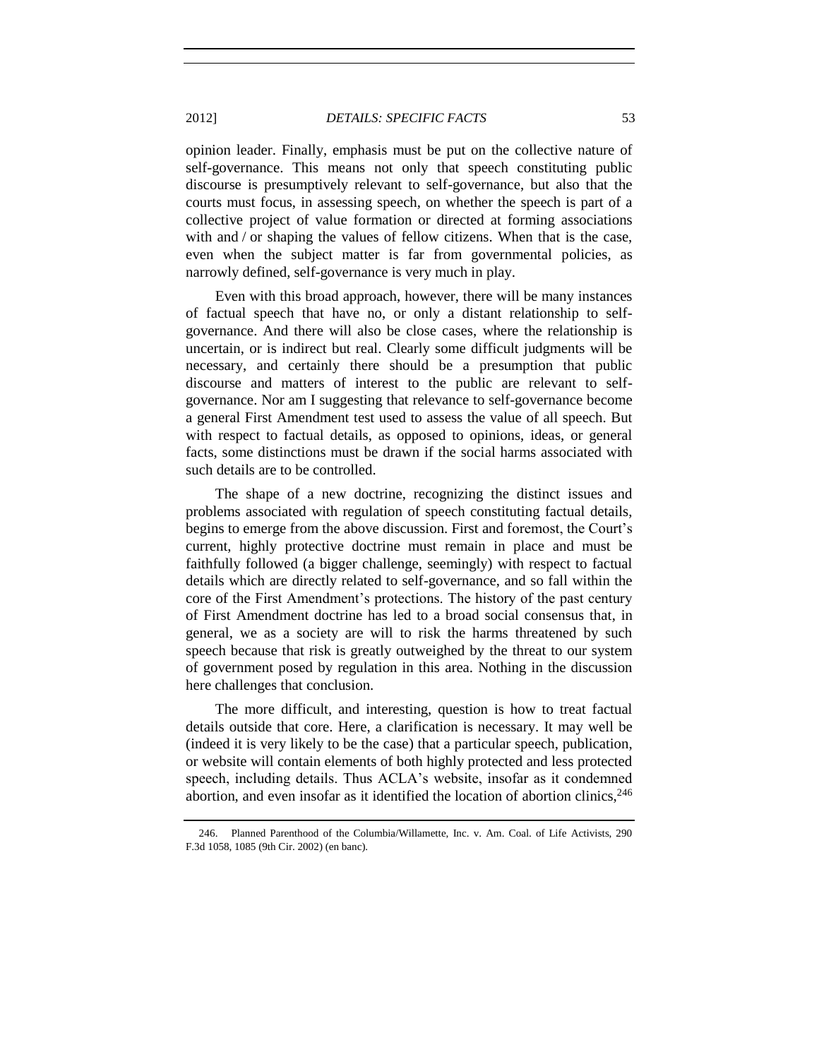opinion leader. Finally, emphasis must be put on the collective nature of self-governance. This means not only that speech constituting public discourse is presumptively relevant to self-governance, but also that the courts must focus, in assessing speech, on whether the speech is part of a collective project of value formation or directed at forming associations with and / or shaping the values of fellow citizens. When that is the case, even when the subject matter is far from governmental policies, as narrowly defined, self-governance is very much in play.

Even with this broad approach, however, there will be many instances of factual speech that have no, or only a distant relationship to self-governance. And there will also be close cases, where the relationship is uncertain, or is indirect but real. Clearly some difficult judgments will be necessary, and certainly there should be a presumption that public discourse and matters of interest to the public are relevant to self-governance. Nor am I suggesting that relevance to self-governance become a general First Amendment test used to assess the value of all speech. But with respect to factual details, as opposed to opinions, ideas, or general facts, some distinctions must be drawn if the social harms associated with such details are to be controlled.

The shape of a new doctrine, recognizing the distinct issues and problems associated with regulation of speech constituting factual details, begins to emerge from the above discussion. First and foremost, the Court's current, highly protective doctrine must remain in place and must be faithfully followed (a bigger challenge, seemingly) with respect to factual details which are directly related to self-governance, and so fall within the core of the First Amendment's protections. The history of the past century of First Amendment doctrine has led to a broad social consensus that, in general, we as a society are will to risk the harms threatened by such speech because that risk is greatly outweighed by the threat to our system of government posed by regulation in this area. Nothing in the discussion here challenges that conclusion.

The more difficult, and interesting, question is how to treat factual details outside that core. Here, a clarification is necessary. It may well be (indeed it is very likely to be the case) that a particular speech, publication, or website will contain elements of both highly protected and less protected speech, including details. Thus ACLA's website, insofar as it condemned abortion, and even insofar as it identified the location of abortion clinics,[246]

246. Planned Parenthood of the Columbia/Willamette, Inc. v. Am. Coal. of Life Activists, 290 F.3d 1058, 1085 (9th Cir. 2002) (en banc).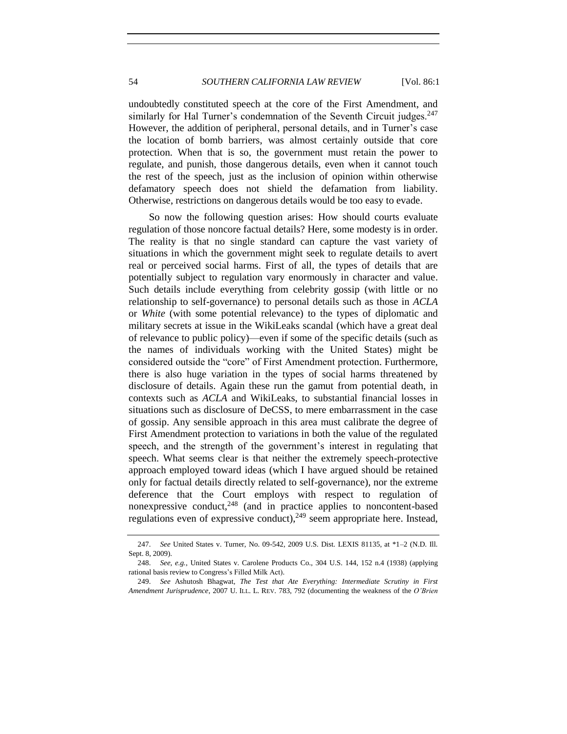undoubtedly constituted speech at the core of the First Amendment, and similarly for Hal Turner's condemnation of the Seventh Circuit judges.[247] However, the addition of peripheral, personal details, and in Turner's case the location of bomb barriers, was almost certainly outside that core protection. When that is so, the government must retain the power to regulate, and punish, those dangerous details, even when it cannot touch the rest of the speech, just as the inclusion of opinion within otherwise defamatory speech does not shield the defamation from liability. Otherwise, restrictions on dangerous details would be too easy to evade.

So now the following question arises: How should courts evaluate regulation of those noncore factual details? Here, some modesty is in order. The reality is that no single standard can capture the vast variety of situations in which the government might seek to regulate details to avert real or perceived social harms. First of all, the types of details that are potentially subject to regulation vary enormously in character and value. Such details include everything from celebrity gossip (with little or no relationship to self-governance) to personal details such as those in *ACLA* or *White* (with some potential relevance) to the types of diplomatic and military secrets at issue in the WikiLeaks scandal (which have a great deal of relevance to public policy)—even if some of the specific details (such as the names of individuals working with the United States) might be considered outside the "core" of First Amendment protection. Furthermore, there is also huge variation in the types of social harms threatened by disclosure of details. Again these run the gamut from potential death, in contexts such as *ACLA* and WikiLeaks, to substantial financial losses in situations such as disclosure of DeCSS, to mere embarrassment in the case of gossip. Any sensible approach in this area must calibrate the degree of First Amendment protection to variations in both the value of the regulated speech, and the strength of the government's interest in regulating that speech. What seems clear is that neither the extremely speech-protective approach employed toward ideas (which I have argued should be retained only for factual details directly related to self-governance), nor the extreme deference that the Court employs with respect to regulation of nonexpressive conduct,[248] (and in practice applies to noncontent-based regulations even of expressive conduct),[249] seem appropriate here. Instead,

247. *See* United States v. Turner, No. 09-542, 2009 U.S. Dist. LEXIS 81135, at *1–2 (N.D. Ill. Sept. 8, 2009).

248. *See, e.g.*, United States v. Carolene Products Co., 304 U.S. 144, 152 n.4 (1938) (applying rational basis review to Congress's Filled Milk Act).

249. *See* Ashutosh Bhagwat, *The Test that Ate Everything: Intermediate Scrutiny in First Amendment Jurisprudence*, 2007 U. ILL. L. REV. 783, 792 (documenting the weakness of the *O'Brien*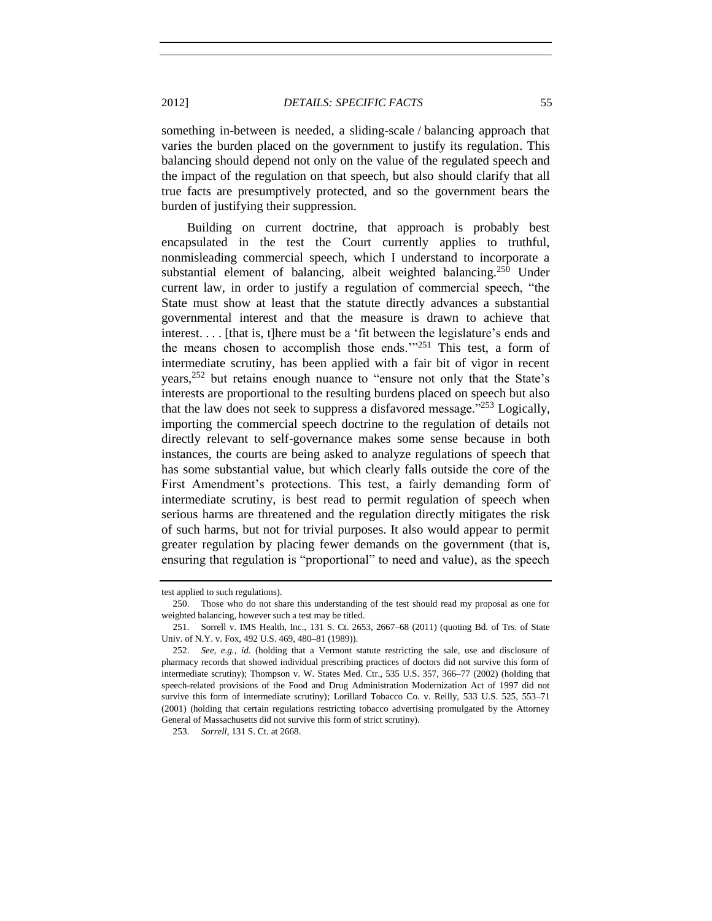something in-between is needed, a sliding-scale / balancing approach that varies the burden placed on the government to justify its regulation. This balancing should depend not only on the value of the regulated speech and the impact of the regulation on that speech, but also should clarify that all true facts are presumptively protected, and so the government bears the burden of justifying their suppression.

Building on current doctrine, that approach is probably best encapsulated in the test the Court currently applies to truthful, nonmisleading commercial speech, which I understand to incorporate a substantial element of balancing, albeit weighted balancing.[250] Under current law, in order to justify a regulation of commercial speech, "the State must show at least that the statute directly advances a substantial governmental interest and that the measure is drawn to achieve that interest. . . . [that is, t]here must be a 'fit between the legislature's ends and the means chosen to accomplish those ends.'"[251] This test, a form of intermediate scrutiny, has been applied with a fair bit of vigor in recent years,[252] but retains enough nuance to "ensure not only that the State's interests are proportional to the resulting burdens placed on speech but also that the law does not seek to suppress a disfavored message."[253] Logically, importing the commercial speech doctrine to the regulation of details not directly relevant to self-governance makes some sense because in both instances, the courts are being asked to analyze regulations of speech that has some substantial value, but which clearly falls outside the core of the First Amendment's protections. This test, a fairly demanding form of intermediate scrutiny, is best read to permit regulation of speech when serious harms are threatened and the regulation directly mitigates the risk of such harms, but not for trivial purposes. It also would appear to permit greater regulation by placing fewer demands on the government (that is, ensuring that regulation is "proportional" to need and value), as the speech

---

test applied to such regulations).

250. Those who do not share this understanding of the test should read my proposal as one for weighted balancing, however such a test may be titled.

251. Sorrell v. IMS Health, Inc., 131 S. Ct. 2653, 2667–68 (2011) (quoting Bd. of Trs. of State Univ. of N.Y. v. Fox, 492 U.S. 469, 480–81 (1989)).

252. *See, e.g.*, *id.* (holding that a Vermont statute restricting the sale, use and disclosure of pharmacy records that showed individual prescribing practices of doctors did not survive this form of intermediate scrutiny); Thompson v. W. States Med. Ctr., 535 U.S. 357, 366–77 (2002) (holding that speech-related provisions of the Food and Drug Administration Modernization Act of 1997 did not survive this form of intermediate scrutiny); Lorillard Tobacco Co. v. Reilly, 533 U.S. 525, 553–71 (2001) (holding that certain regulations restricting tobacco advertising promulgated by the Attorney General of Massachusetts did not survive this form of strict scrutiny).

253. *Sorrell*, 131 S. Ct. at 2668.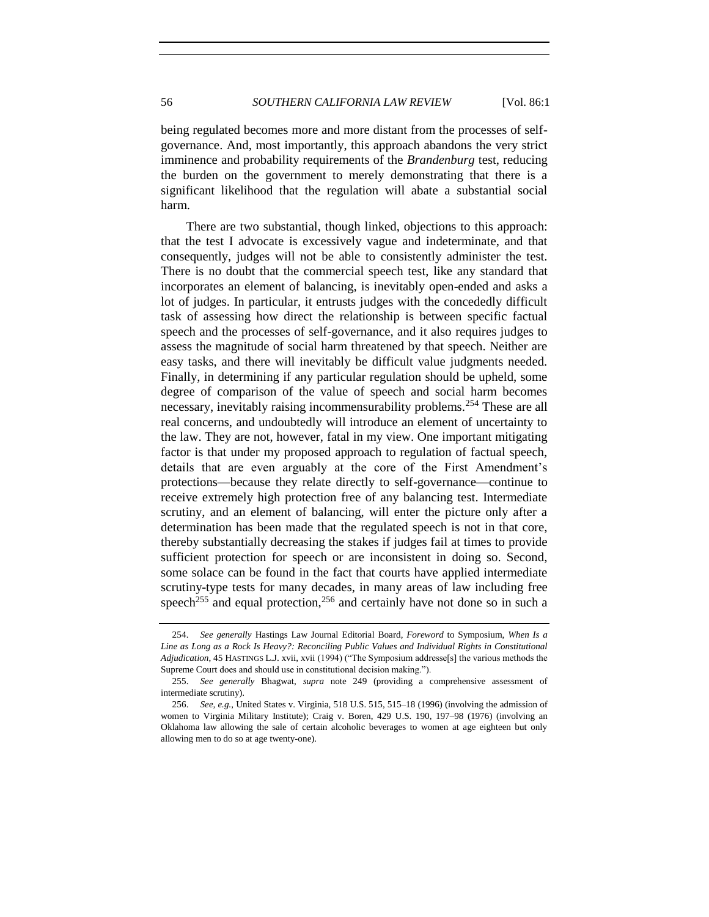being regulated becomes more and more distant from the processes of self-governance. And, most importantly, this approach abandons the very strict imminence and probability requirements of the *Brandenburg* test, reducing the burden on the government to merely demonstrating that there is a significant likelihood that the regulation will abate a substantial social harm.

There are two substantial, though linked, objections to this approach: that the test I advocate is excessively vague and indeterminate, and that consequently, judges will not be able to consistently administer the test. There is no doubt that the commercial speech test, like any standard that incorporates an element of balancing, is inevitably open-ended and asks a lot of judges. In particular, it entrusts judges with the concededly difficult task of assessing how direct the relationship is between specific factual speech and the processes of self-governance, and it also requires judges to assess the magnitude of social harm threatened by that speech. Neither are easy tasks, and there will inevitably be difficult value judgments needed. Finally, in determining if any particular regulation should be upheld, some degree of comparison of the value of speech and social harm becomes necessary, inevitably raising incommensurability problems.[254] These are all real concerns, and undoubtedly will introduce an element of uncertainty to the law. They are not, however, fatal in my view. One important mitigating factor is that under my proposed approach to regulation of factual speech, details that are even arguably at the core of the First Amendment's protections—because they relate directly to self-governance—continue to receive extremely high protection free of any balancing test. Intermediate scrutiny, and an element of balancing, will enter the picture only after a determination has been made that the regulated speech is not in that core, thereby substantially decreasing the stakes if judges fail at times to provide sufficient protection for speech or are inconsistent in doing so. Second, some solace can be found in the fact that courts have applied intermediate scrutiny-type tests for many decades, in many areas of law including free speech[255] and equal protection,[256] and certainly have not done so in such a

---

254. *See generally* Hastings Law Journal Editorial Board, *Foreword* to Symposium, *When Is a Line as Long as a Rock Is Heavy?: Reconciling Public Values and Individual Rights in Constitutional Adjudication*, 45 HASTINGS L.J. xvii, xvii (1994) ("The Symposium addresse[s] the various methods the Supreme Court does and should use in constitutional decision making.").

255. *See generally* Bhagwat, *supra* note 249 (providing a comprehensive assessment of intermediate scrutiny).

256. *See, e.g.*, United States v. Virginia, 518 U.S. 515, 515–18 (1996) (involving the admission of women to Virginia Military Institute); Craig v. Boren, 429 U.S. 190, 197–98 (1976) (involving an Oklahoma law allowing the sale of certain alcoholic beverages to women at age eighteen but only allowing men to do so at age twenty-one).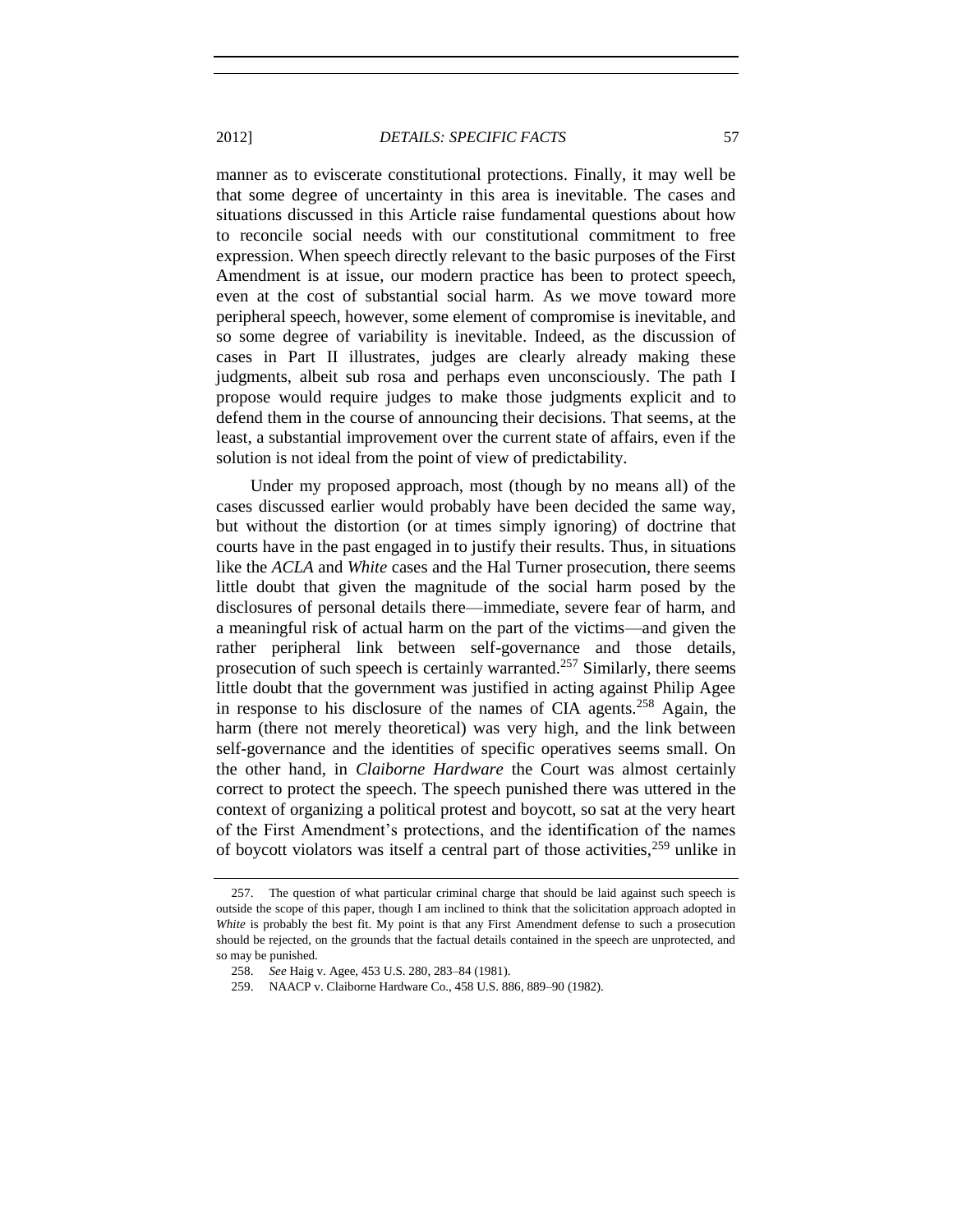manner as to eviscerate constitutional protections. Finally, it may well be that some degree of uncertainty in this area is inevitable. The cases and situations discussed in this Article raise fundamental questions about how to reconcile social needs with our constitutional commitment to free expression. When speech directly relevant to the basic purposes of the First Amendment is at issue, our modern practice has been to protect speech, even at the cost of substantial social harm. As we move toward more peripheral speech, however, some element of compromise is inevitable, and so some degree of variability is inevitable. Indeed, as the discussion of cases in Part II illustrates, judges are clearly already making these judgments, albeit sub rosa and perhaps even unconsciously. The path I propose would require judges to make those judgments explicit and to defend them in the course of announcing their decisions. That seems, at the least, a substantial improvement over the current state of affairs, even if the solution is not ideal from the point of view of predictability.

Under my proposed approach, most (though by no means all) of the cases discussed earlier would probably have been decided the same way, but without the distortion (or at times simply ignoring) of doctrine that courts have in the past engaged in to justify their results. Thus, in situations like the *ACLA* and *White* cases and the Hal Turner prosecution, there seems little doubt that given the magnitude of the social harm posed by the disclosures of personal details there—immediate, severe fear of harm, and a meaningful risk of actual harm on the part of the victims—and given the rather peripheral link between self-governance and those details, prosecution of such speech is certainly warranted.[257] Similarly, there seems little doubt that the government was justified in acting against Philip Agee in response to his disclosure of the names of CIA agents.[258] Again, the harm (there not merely theoretical) was very high, and the link between self-governance and the identities of specific operatives seems small. On the other hand, in *Claiborne Hardware* the Court was almost certainly correct to protect the speech. The speech punished there was uttered in the context of organizing a political protest and boycott, so sat at the very heart of the First Amendment's protections, and the identification of the names of boycott violators was itself a central part of those activities,[259] unlike in

---

257. The question of what particular criminal charge that should be laid against such speech is outside the scope of this paper, though I am inclined to think that the solicitation approach adopted in *White* is probably the best fit. My point is that any First Amendment defense to such a prosecution should be rejected, on the grounds that the factual details contained in the speech are unprotected, and so may be punished.

258. *See* Haig v. Agee, 453 U.S. 280, 283–84 (1981).

259. NAACP v. Claiborne Hardware Co., 458 U.S. 886, 889–90 (1982).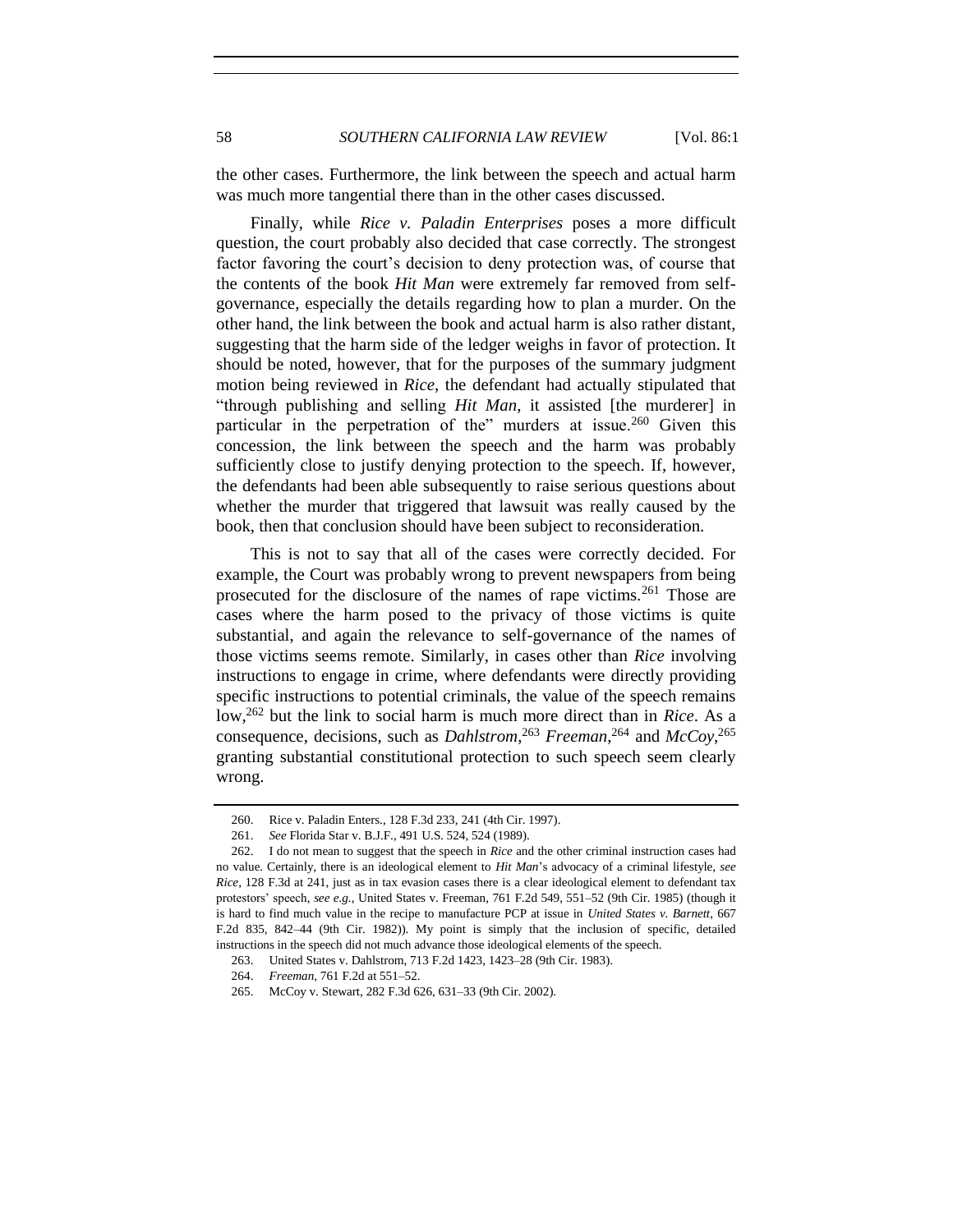the other cases. Furthermore, the link between the speech and actual harm was much more tangential there than in the other cases discussed.

Finally, while *Rice v. Paladin Enterprises* poses a more difficult question, the court probably also decided that case correctly. The strongest factor favoring the court's decision to deny protection was, of course that the contents of the book *Hit Man* were extremely far removed from self-governance, especially the details regarding how to plan a murder. On the other hand, the link between the book and actual harm is also rather distant, suggesting that the harm side of the ledger weighs in favor of protection. It should be noted, however, that for the purposes of the summary judgment motion being reviewed in *Rice*, the defendant had actually stipulated that "through publishing and selling *Hit Man*, it assisted [the murderer] in particular in the perpetration of the" murders at issue.[260] Given this concession, the link between the speech and the harm was probably sufficiently close to justify denying protection to the speech. If, however, the defendants had been able subsequently to raise serious questions about whether the murder that triggered that lawsuit was really caused by the book, then that conclusion should have been subject to reconsideration.

This is not to say that all of the cases were correctly decided. For example, the Court was probably wrong to prevent newspapers from being prosecuted for the disclosure of the names of rape victims.[261] Those are cases where the harm posed to the privacy of those victims is quite substantial, and again the relevance to self-governance of the names of those victims seems remote. Similarly, in cases other than *Rice* involving instructions to engage in crime, where defendants were directly providing specific instructions to potential criminals, the value of the speech remains low,[262] but the link to social harm is much more direct than in *Rice*. As a consequence, decisions, such as *Dahlstrom*,[263] *Freeman*,[264] and *McCoy*,[265] granting substantial constitutional protection to such speech seem clearly wrong.

---

260. Rice v. Paladin Enters., 128 F.3d 233, 241 (4th Cir. 1997).

261. *See* Florida Star v. B.J.F., 491 U.S. 524, 524 (1989).

262. I do not mean to suggest that the speech in *Rice* and the other criminal instruction cases had no value. Certainly, there is an ideological element to *Hit Man*'s advocacy of a criminal lifestyle, *see Rice*, 128 F.3d at 241, just as in tax evasion cases there is a clear ideological element to defendant tax protestors' speech, *see e.g.*, United States v. Freeman, 761 F.2d 549, 551–52 (9th Cir. 1985) (though it is hard to find much value in the recipe to manufacture PCP at issue in *United States v. Barnett*, 667 F.2d 835, 842–44 (9th Cir. 1982)). My point is simply that the inclusion of specific, detailed instructions in the speech did not much advance those ideological elements of the speech.

263. United States v. Dahlstrom, 713 F.2d 1423, 1423–28 (9th Cir. 1983).

264. *Freeman*, 761 F.2d at 551–52.

265. McCoy v. Stewart, 282 F.3d 626, 631–33 (9th Cir. 2002).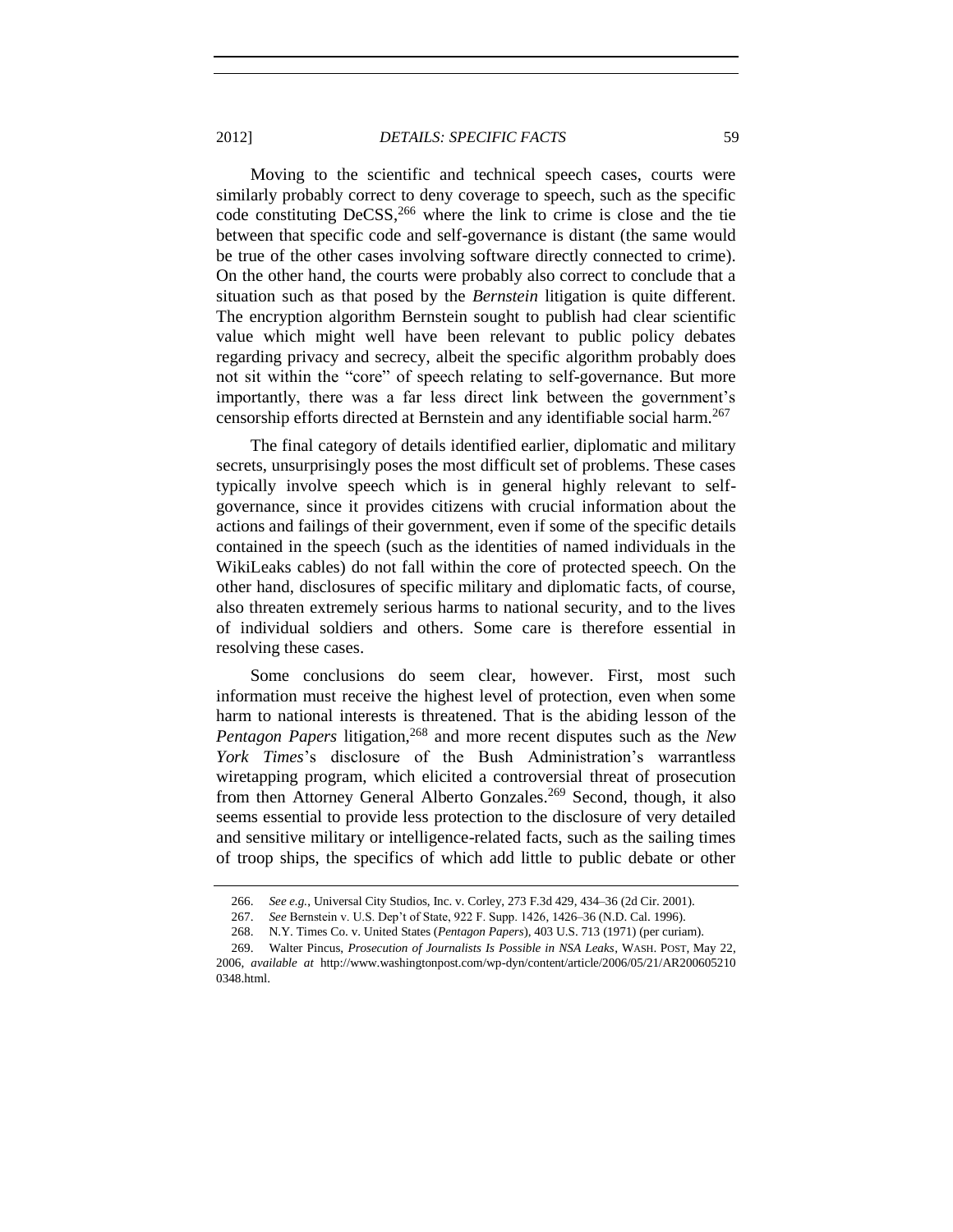Moving to the scientific and technical speech cases, courts were similarly probably correct to deny coverage to speech, such as the specific code constituting DeCSS,[266] where the link to crime is close and the tie between that specific code and self-governance is distant (the same would be true of the other cases involving software directly connected to crime). On the other hand, the courts were probably also correct to conclude that a situation such as that posed by the *Bernstein* litigation is quite different. The encryption algorithm Bernstein sought to publish had clear scientific value which might well have been relevant to public policy debates regarding privacy and secrecy, albeit the specific algorithm probably does not sit within the "core" of speech relating to self-governance. But more importantly, there was a far less direct link between the government's censorship efforts directed at Bernstein and any identifiable social harm.[267]

The final category of details identified earlier, diplomatic and military secrets, unsurprisingly poses the most difficult set of problems. These cases typically involve speech which is in general highly relevant to self-governance, since it provides citizens with crucial information about the actions and failings of their government, even if some of the specific details contained in the speech (such as the identities of named individuals in the WikiLeaks cables) do not fall within the core of protected speech. On the other hand, disclosures of specific military and diplomatic facts, of course, also threaten extremely serious harms to national security, and to the lives of individual soldiers and others. Some care is therefore essential in resolving these cases.

Some conclusions do seem clear, however. First, most such information must receive the highest level of protection, even when some harm to national interests is threatened. That is the abiding lesson of the *Pentagon Papers* litigation,[268] and more recent disputes such as the *New York Times*'s disclosure of the Bush Administration's warrantless wiretapping program, which elicited a controversial threat of prosecution from then Attorney General Alberto Gonzales.[269] Second, though, it also seems essential to provide less protection to the disclosure of very detailed and sensitive military or intelligence-related facts, such as the sailing times of troop ships, the specifics of which add little to public debate or other

266. *See e.g.*, Universal City Studios, Inc. v. Corley, 273 F.3d 429, 434–36 (2d Cir. 2001).

267. *See* Bernstein v. U.S. Dep't of State, 922 F. Supp. 1426, 1426–36 (N.D. Cal. 1996).

268. N.Y. Times Co. v. United States (*Pentagon Papers*), 403 U.S. 713 (1971) (per curiam).

269. Walter Pincus, *Prosecution of Journalists Is Possible in NSA Leaks*, WASH. POST, May 22, 2006, *available at* http://www.washingtonpost.com/wp-dyn/content/article/2006/05/21/AR2006052100348.html.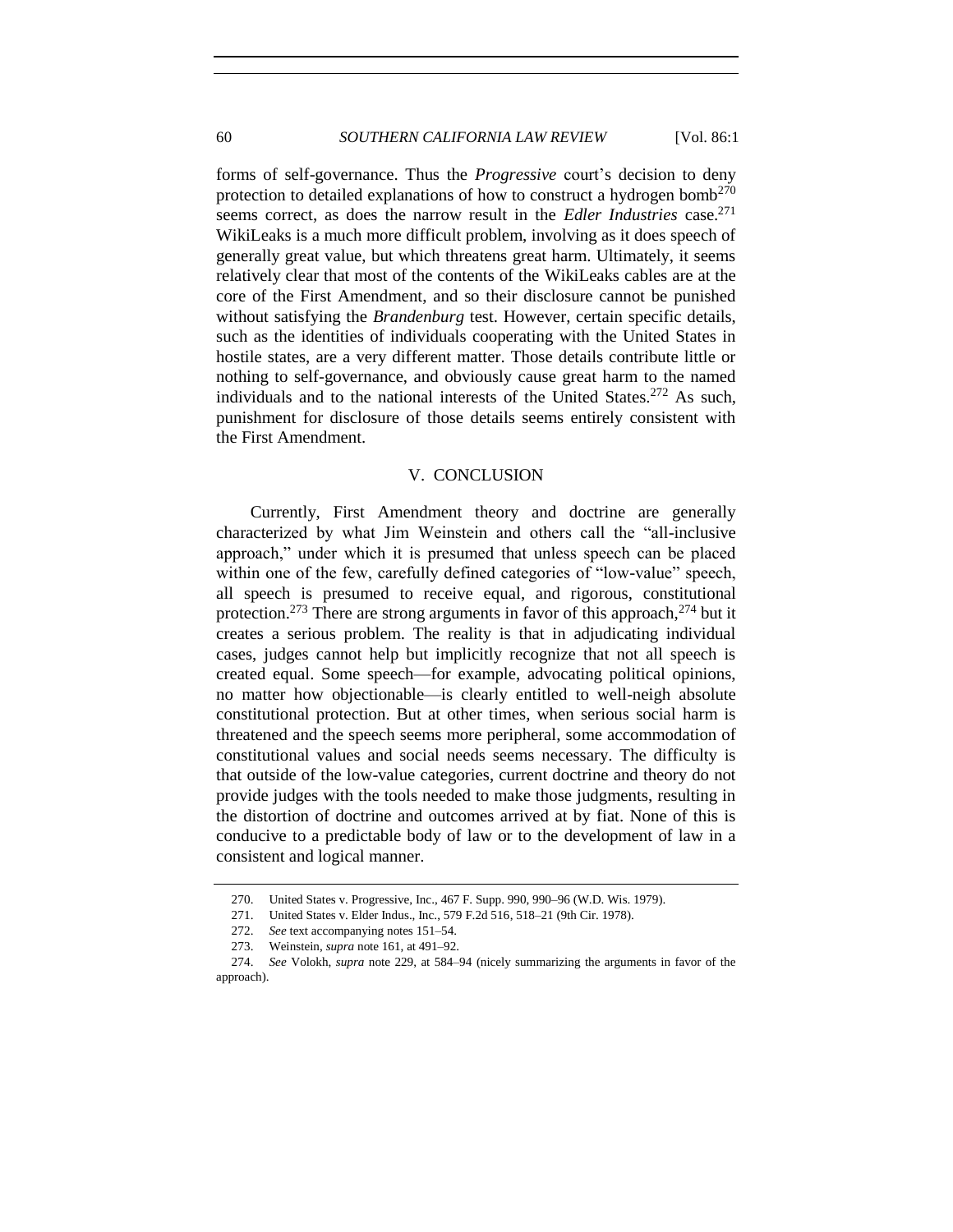forms of self-governance. Thus the *Progressive* court's decision to deny protection to detailed explanations of how to construct a hydrogen bomb[270] seems correct, as does the narrow result in the *Edler Industries* case.[271] WikiLeaks is a much more difficult problem, involving as it does speech of generally great value, but which threatens great harm. Ultimately, it seems relatively clear that most of the contents of the WikiLeaks cables are at the core of the First Amendment, and so their disclosure cannot be punished without satisfying the *Brandenburg* test. However, certain specific details, such as the identities of individuals cooperating with the United States in hostile states, are a very different matter. Those details contribute little or nothing to self-governance, and obviously cause great harm to the named individuals and to the national interests of the United States.[272] As such, punishment for disclosure of those details seems entirely consistent with the First Amendment.

## V. CONCLUSION

Currently, First Amendment theory and doctrine are generally characterized by what Jim Weinstein and others call the "all-inclusive approach," under which it is presumed that unless speech can be placed within one of the few, carefully defined categories of "low-value" speech, all speech is presumed to receive equal, and rigorous, constitutional protection.[273] There are strong arguments in favor of this approach,[274] but it creates a serious problem. The reality is that in adjudicating individual cases, judges cannot help but implicitly recognize that not all speech is created equal. Some speech—for example, advocating political opinions, no matter how objectionable—is clearly entitled to well-neigh absolute constitutional protection. But at other times, when serious social harm is threatened and the speech seems more peripheral, some accommodation of constitutional values and social needs seems necessary. The difficulty is that outside of the low-value categories, current doctrine and theory do not provide judges with the tools needed to make those judgments, resulting in the distortion of doctrine and outcomes arrived at by fiat. None of this is conducive to a predictable body of law or to the development of law in a consistent and logical manner.

---

270. United States v. Progressive, Inc., 467 F. Supp. 990, 990–96 (W.D. Wis. 1979).

271. United States v. Elder Indus., Inc., 579 F.2d 516, 518–21 (9th Cir. 1978).

272. *See* text accompanying notes 151–54.

273. Weinstein, *supra* note 161, at 491–92.

274. *See* Volokh, *supra* note 229, at 584–94 (nicely summarizing the arguments in favor of the approach).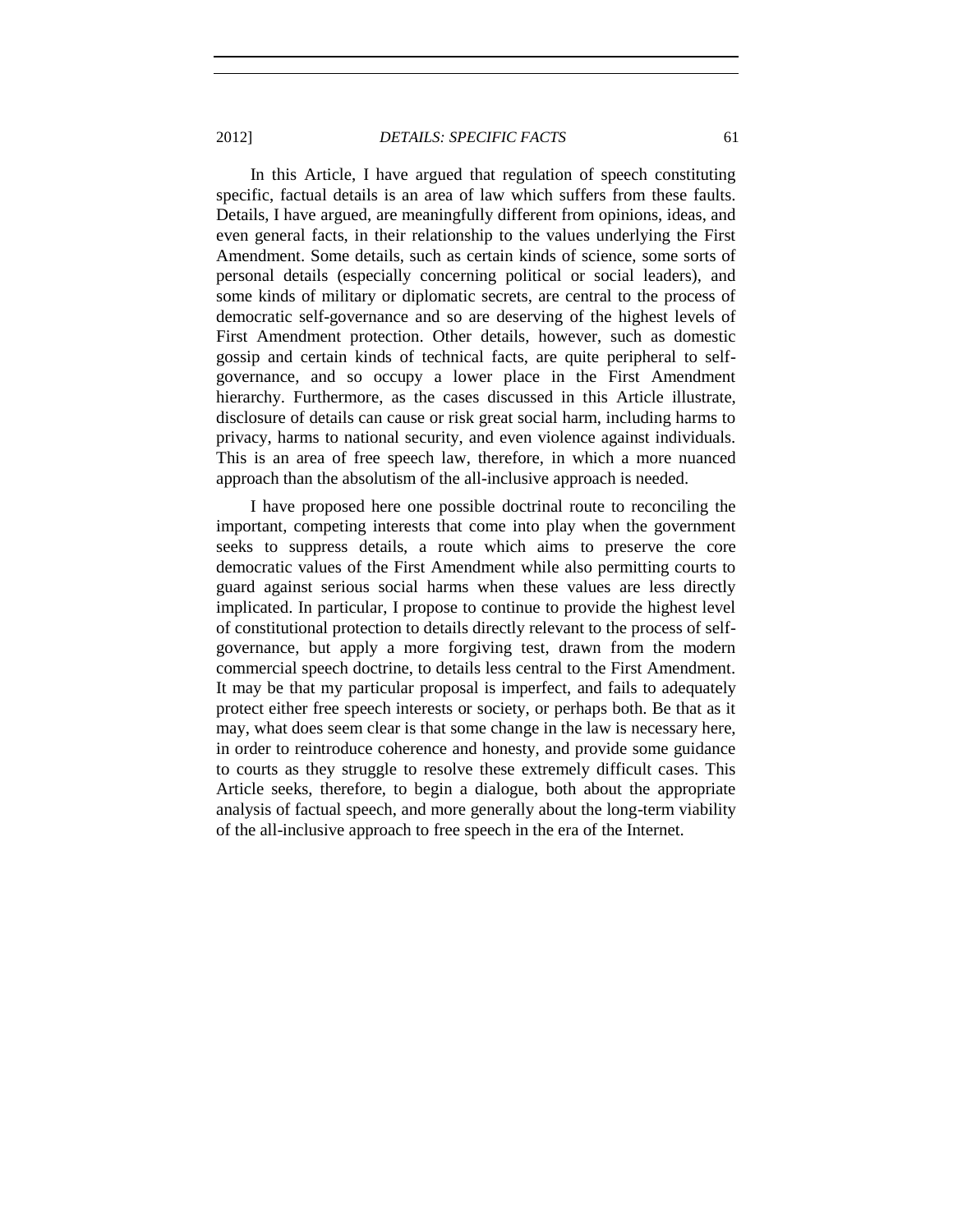In this Article, I have argued that regulation of speech constituting specific, factual details is an area of law which suffers from these faults. Details, I have argued, are meaningfully different from opinions, ideas, and even general facts, in their relationship to the values underlying the First Amendment. Some details, such as certain kinds of science, some sorts of personal details (especially concerning political or social leaders), and some kinds of military or diplomatic secrets, are central to the process of democratic self-governance and so are deserving of the highest levels of First Amendment protection. Other details, however, such as domestic gossip and certain kinds of technical facts, are quite peripheral to self-governance, and so occupy a lower place in the First Amendment hierarchy. Furthermore, as the cases discussed in this Article illustrate, disclosure of details can cause or risk great social harm, including harms to privacy, harms to national security, and even violence against individuals. This is an area of free speech law, therefore, in which a more nuanced approach than the absolutism of the all-inclusive approach is needed.

I have proposed here one possible doctrinal route to reconciling the important, competing interests that come into play when the government seeks to suppress details, a route which aims to preserve the core democratic values of the First Amendment while also permitting courts to guard against serious social harms when these values are less directly implicated. In particular, I propose to continue to provide the highest level of constitutional protection to details directly relevant to the process of self-governance, but apply a more forgiving test, drawn from the modern commercial speech doctrine, to details less central to the First Amendment. It may be that my particular proposal is imperfect, and fails to adequately protect either free speech interests or society, or perhaps both. Be that as it may, what does seem clear is that some change in the law is necessary here, in order to reintroduce coherence and honesty, and provide some guidance to courts as they struggle to resolve these extremely difficult cases. This Article seeks, therefore, to begin a dialogue, both about the appropriate analysis of factual speech, and more generally about the long-term viability of the all-inclusive approach to free speech in the era of the Internet.